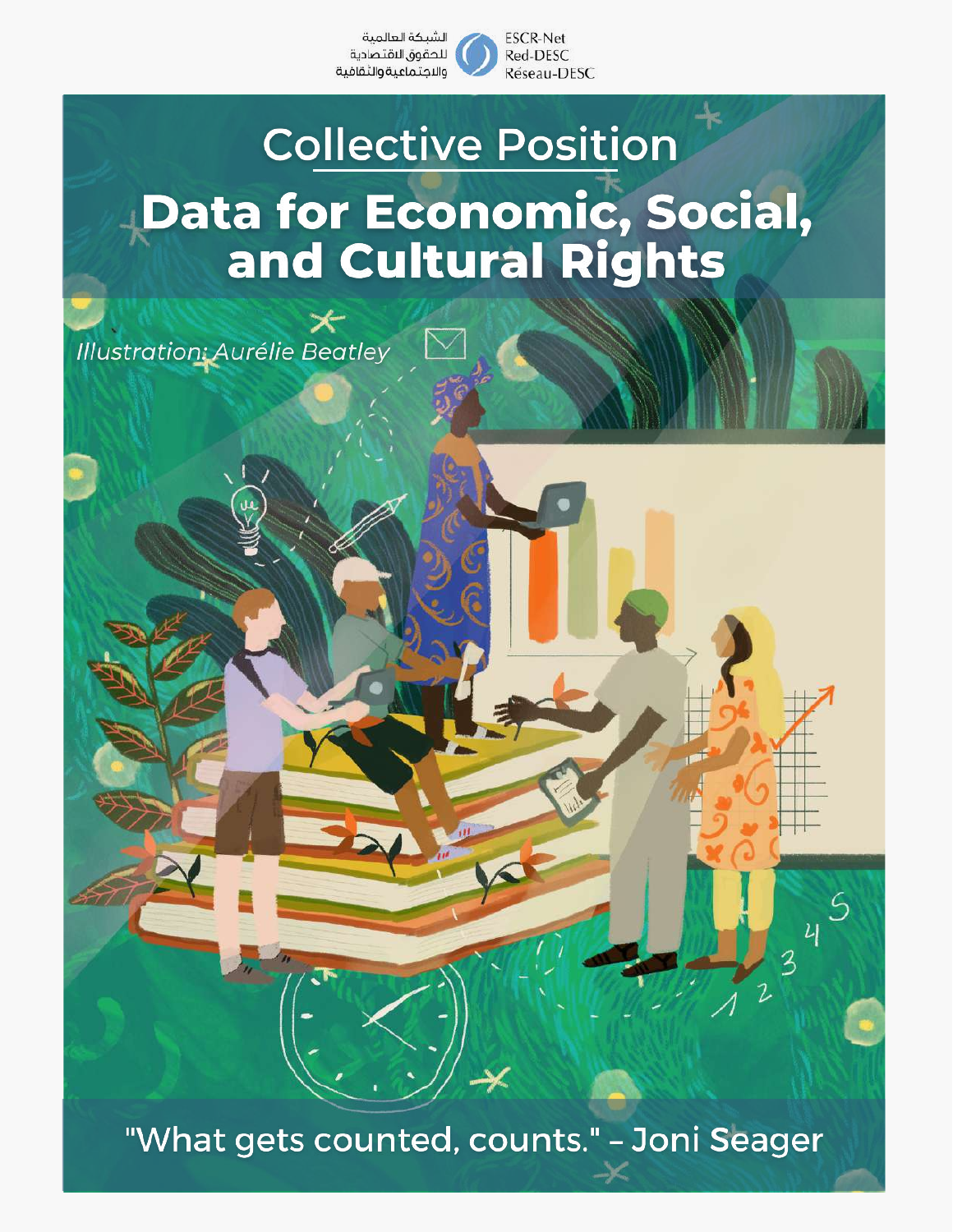الشبكة العالمية للحقوق الاقتصادية والاجتماعية والثقافية

ESCR-Net
Red-DESC
Réseau-DESC

# Collective Position

# Data for Economic, Social, and Cultural Rights

*Illustration: Aurélie Beatley*

"What gets counted, counts." – Joni Seager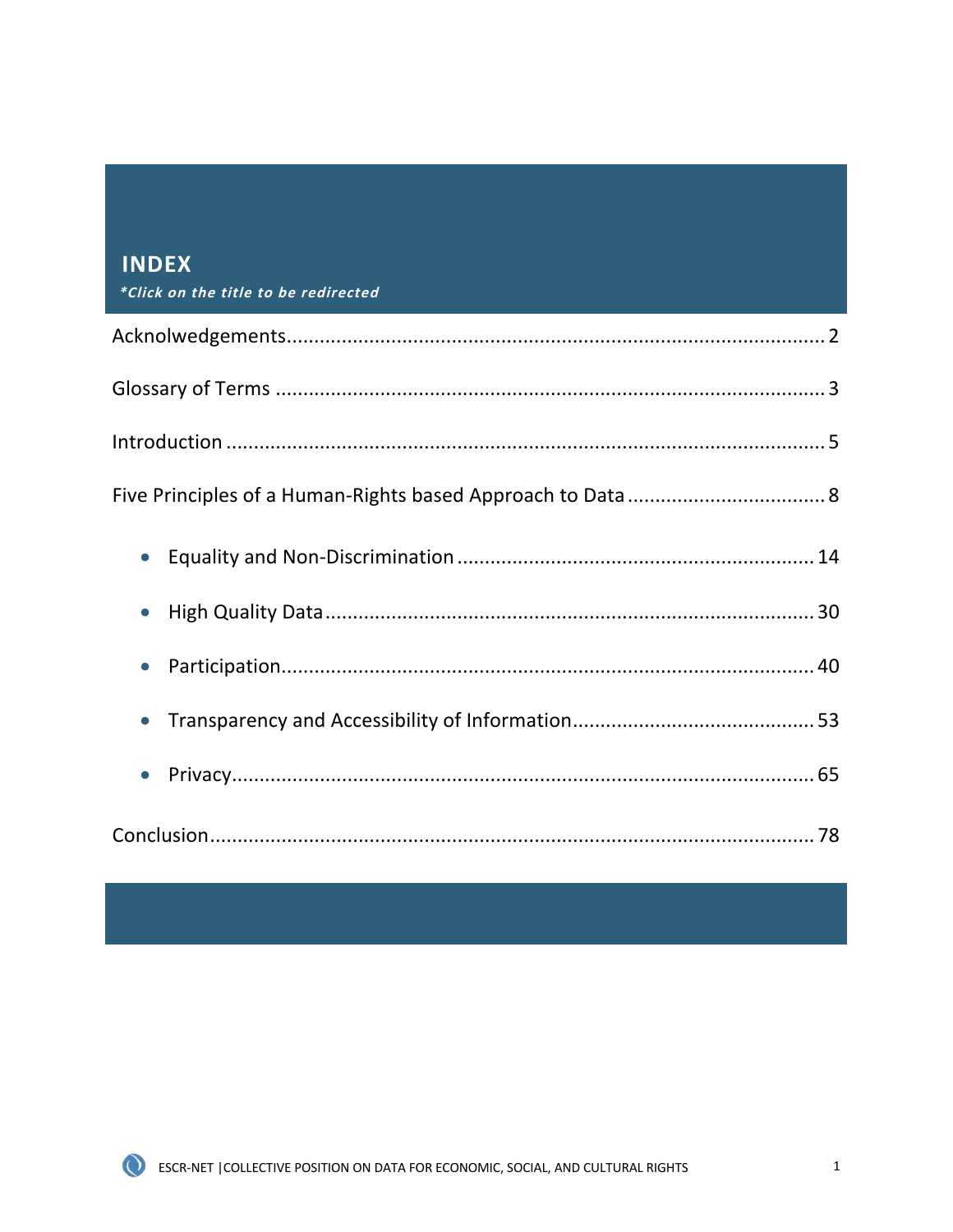# INDEX

***Click on the title to be redirected***

Acknolwedgements................................................................................................ 2

Glossary of Terms ................................................................................................ 3

Introduction ........................................................................................................ 5

Five Principles of a Human-Rights based Approach to Data .................................. 8

- Equality and Non-Discrimination ................................................................ 14
- High Quality Data ........................................................................................ 30
- Participation................................................................................................. 40
- Transparency and Accessibility of Information........................................... 53
- Privacy......................................................................................................... 65

Conclusion.......................................................................................................... 78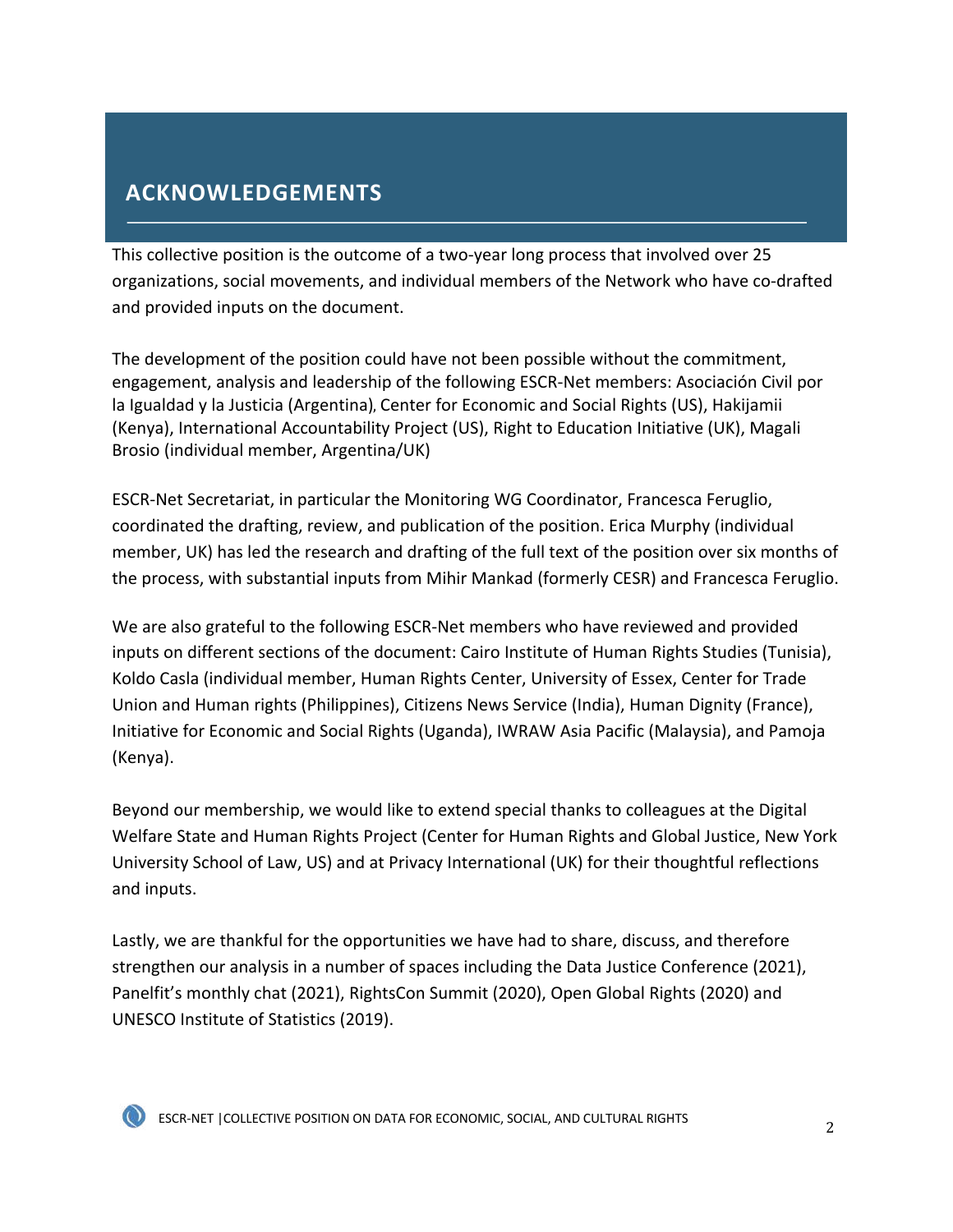## ACKNOWLEDGEMENTS

This collective position is the outcome of a two-year long process that involved over 25 organizations, social movements, and individual members of the Network who have co-drafted and provided inputs on the document.

The development of the position could have not been possible without the commitment, engagement, analysis and leadership of the following ESCR-Net members: Asociación Civil por la Igualdad y la Justicia (Argentina), Center for Economic and Social Rights (US), Hakijamii (Kenya), International Accountability Project (US), Right to Education Initiative (UK), Magali Brosio (individual member, Argentina/UK)

ESCR-Net Secretariat, in particular the Monitoring WG Coordinator, Francesca Feruglio, coordinated the drafting, review, and publication of the position. Erica Murphy (individual member, UK) has led the research and drafting of the full text of the position over six months of the process, with substantial inputs from Mihir Mankad (formerly CESR) and Francesca Feruglio.

We are also grateful to the following ESCR-Net members who have reviewed and provided inputs on different sections of the document: Cairo Institute of Human Rights Studies (Tunisia), Koldo Casla (individual member, Human Rights Center, University of Essex, Center for Trade Union and Human rights (Philippines), Citizens News Service (India), Human Dignity (France), Initiative for Economic and Social Rights (Uganda), IWRAW Asia Pacific (Malaysia), and Pamoja (Kenya).

Beyond our membership, we would like to extend special thanks to colleagues at the Digital Welfare State and Human Rights Project (Center for Human Rights and Global Justice, New York University School of Law, US) and at Privacy International (UK) for their thoughtful reflections and inputs.

Lastly, we are thankful for the opportunities we have had to share, discuss, and therefore strengthen our analysis in a number of spaces including the Data Justice Conference (2021), Panelfit's monthly chat (2021), RightsCon Summit (2020), Open Global Rights (2020) and UNESCO Institute of Statistics (2019).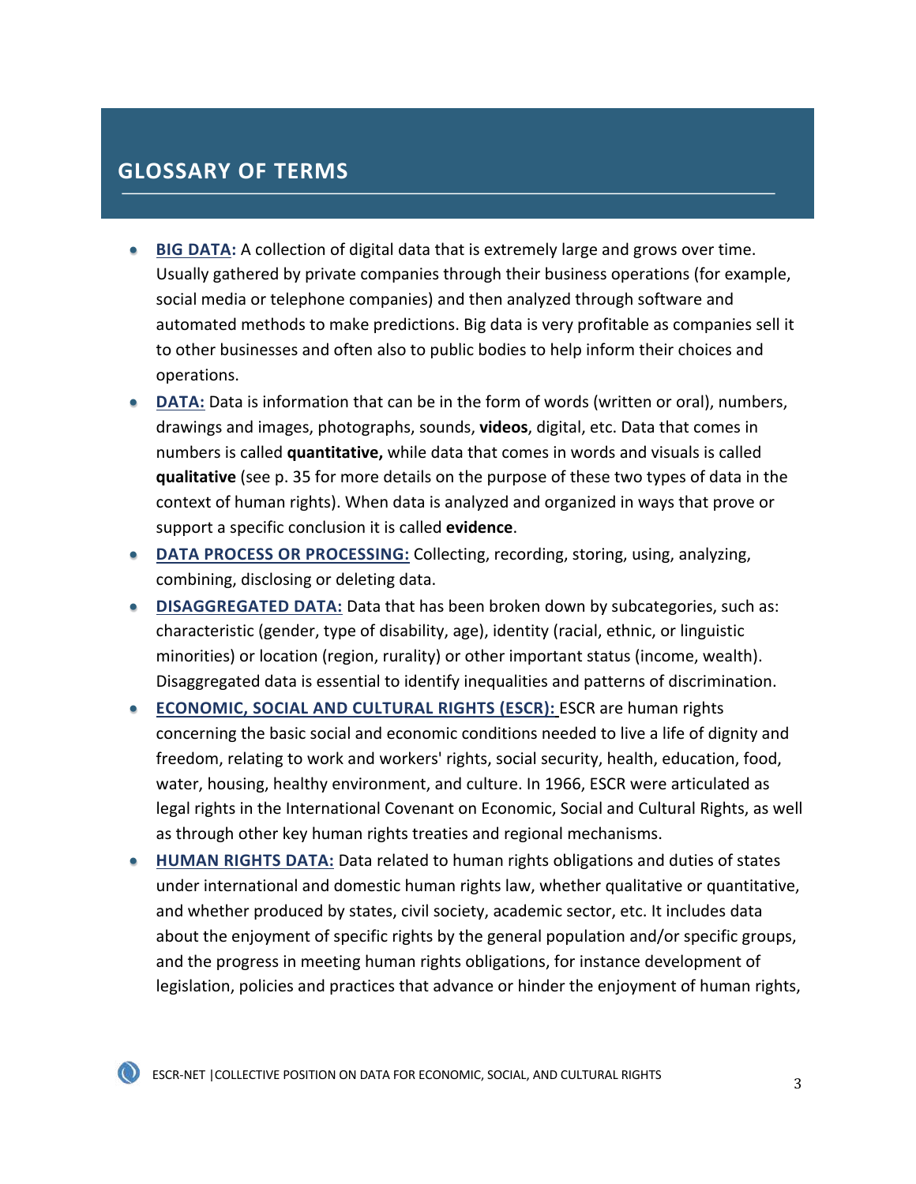## GLOSSARY OF TERMS

- **BIG DATA:** A collection of digital data that is extremely large and grows over time. Usually gathered by private companies through their business operations (for example, social media or telephone companies) and then analyzed through software and automated methods to make predictions. Big data is very profitable as companies sell it to other businesses and often also to public bodies to help inform their choices and operations.
- **DATA:** Data is information that can be in the form of words (written or oral), numbers, drawings and images, photographs, sounds, **videos**, digital, etc. Data that comes in numbers is called **quantitative,** while data that comes in words and visuals is called **qualitative** (see p. 35 for more details on the purpose of these two types of data in the context of human rights). When data is analyzed and organized in ways that prove or support a specific conclusion it is called **evidence**.
- **DATA PROCESS OR PROCESSING:** Collecting, recording, storing, using, analyzing, combining, disclosing or deleting data.
- **DISAGGREGATED DATA:** Data that has been broken down by subcategories, such as: characteristic (gender, type of disability, age), identity (racial, ethnic, or linguistic minorities) or location (region, rurality) or other important status (income, wealth). Disaggregated data is essential to identify inequalities and patterns of discrimination.
- **ECONOMIC, SOCIAL AND CULTURAL RIGHTS (ESCR):** ESCR are human rights concerning the basic social and economic conditions needed to live a life of dignity and freedom, relating to work and workers' rights, social security, health, education, food, water, housing, healthy environment, and culture. In 1966, ESCR were articulated as legal rights in the International Covenant on Economic, Social and Cultural Rights, as well as through other key human rights treaties and regional mechanisms.
- **HUMAN RIGHTS DATA:** Data related to human rights obligations and duties of states under international and domestic human rights law, whether qualitative or quantitative, and whether produced by states, civil society, academic sector, etc. It includes data about the enjoyment of specific rights by the general population and/or specific groups, and the progress in meeting human rights obligations, for instance development of legislation, policies and practices that advance or hinder the enjoyment of human rights,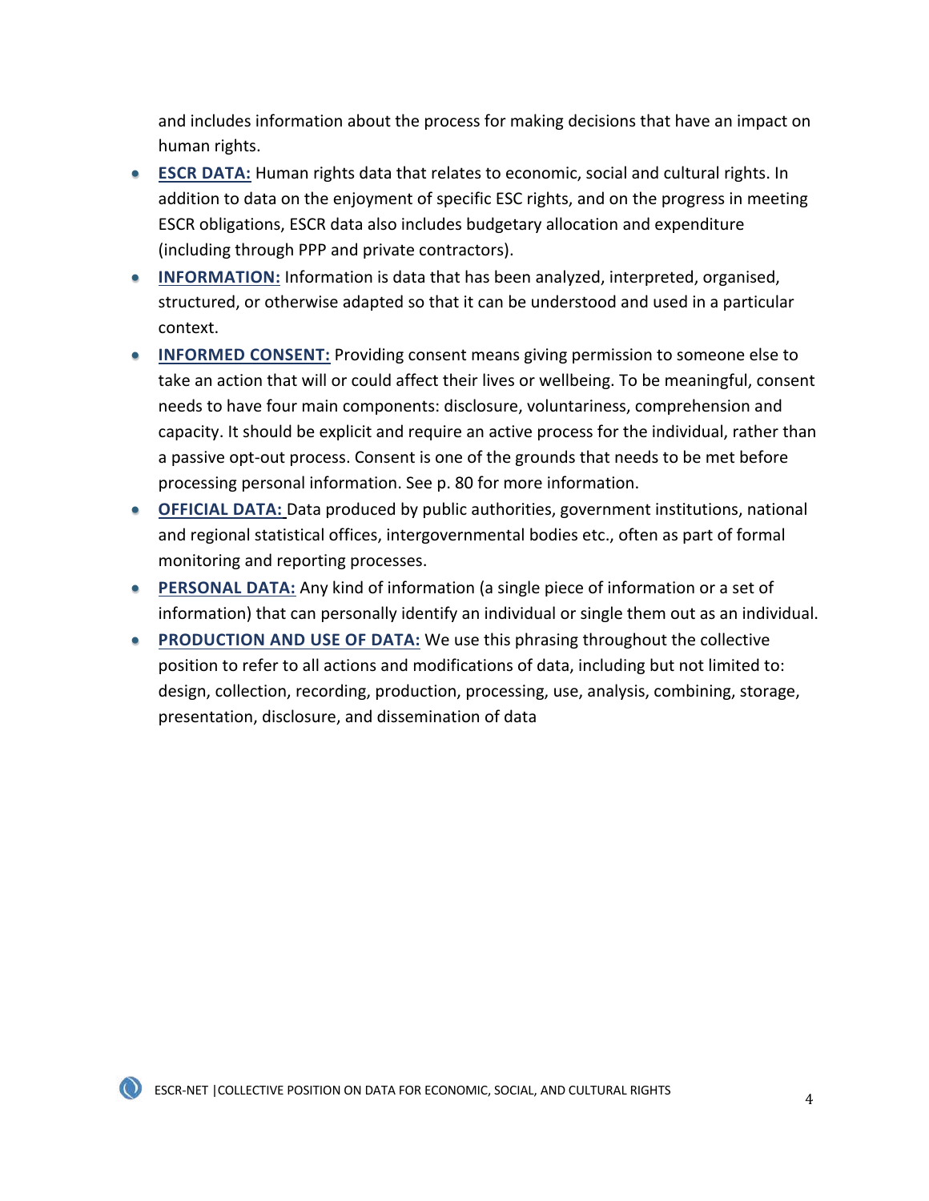and includes information about the process for making decisions that have an impact on human rights.

- **ESCR DATA:** Human rights data that relates to economic, social and cultural rights. In addition to data on the enjoyment of specific ESC rights, and on the progress in meeting ESCR obligations, ESCR data also includes budgetary allocation and expenditure (including through PPP and private contractors).
- **INFORMATION:** Information is data that has been analyzed, interpreted, organised, structured, or otherwise adapted so that it can be understood and used in a particular context.
- **INFORMED CONSENT:** Providing consent means giving permission to someone else to take an action that will or could affect their lives or wellbeing. To be meaningful, consent needs to have four main components: disclosure, voluntariness, comprehension and capacity. It should be explicit and require an active process for the individual, rather than a passive opt-out process. Consent is one of the grounds that needs to be met before processing personal information. See p. 80 for more information.
- **OFFICIAL DATA:** Data produced by public authorities, government institutions, national and regional statistical offices, intergovernmental bodies etc., often as part of formal monitoring and reporting processes.
- **PERSONAL DATA:** Any kind of information (a single piece of information or a set of information) that can personally identify an individual or single them out as an individual.
- **PRODUCTION AND USE OF DATA:** We use this phrasing throughout the collective position to refer to all actions and modifications of data, including but not limited to: design, collection, recording, production, processing, use, analysis, combining, storage, presentation, disclosure, and dissemination of data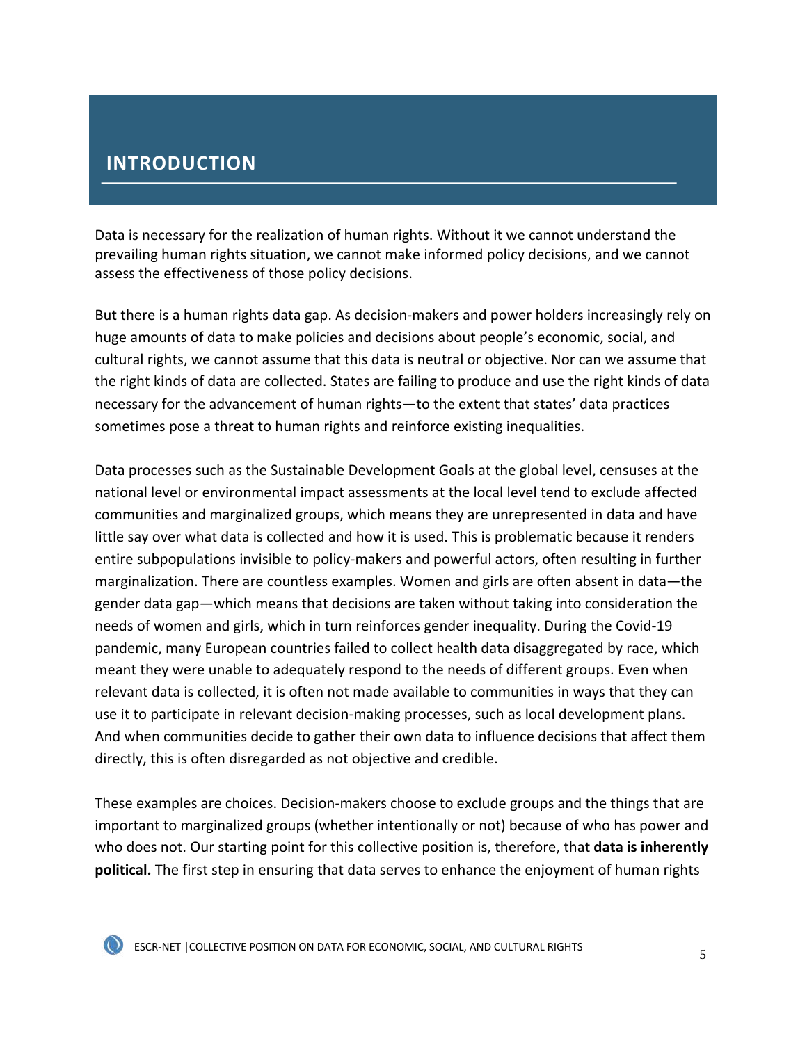# INTRODUCTION

Data is necessary for the realization of human rights. Without it we cannot understand the prevailing human rights situation, we cannot make informed policy decisions, and we cannot assess the effectiveness of those policy decisions.

But there is a human rights data gap. As decision-makers and power holders increasingly rely on huge amounts of data to make policies and decisions about people's economic, social, and cultural rights, we cannot assume that this data is neutral or objective. Nor can we assume that the right kinds of data are collected. States are failing to produce and use the right kinds of data necessary for the advancement of human rights—to the extent that states' data practices sometimes pose a threat to human rights and reinforce existing inequalities.

Data processes such as the Sustainable Development Goals at the global level, censuses at the national level or environmental impact assessments at the local level tend to exclude affected communities and marginalized groups, which means they are unrepresented in data and have little say over what data is collected and how it is used. This is problematic because it renders entire subpopulations invisible to policy-makers and powerful actors, often resulting in further marginalization. There are countless examples. Women and girls are often absent in data—the gender data gap—which means that decisions are taken without taking into consideration the needs of women and girls, which in turn reinforces gender inequality. During the Covid-19 pandemic, many European countries failed to collect health data disaggregated by race, which meant they were unable to adequately respond to the needs of different groups. Even when relevant data is collected, it is often not made available to communities in ways that they can use it to participate in relevant decision-making processes, such as local development plans. And when communities decide to gather their own data to influence decisions that affect them directly, this is often disregarded as not objective and credible.

These examples are choices. Decision-makers choose to exclude groups and the things that are important to marginalized groups (whether intentionally or not) because of who has power and who does not. Our starting point for this collective position is, therefore, that **data is inherently political.** The first step in ensuring that data serves to enhance the enjoyment of human rights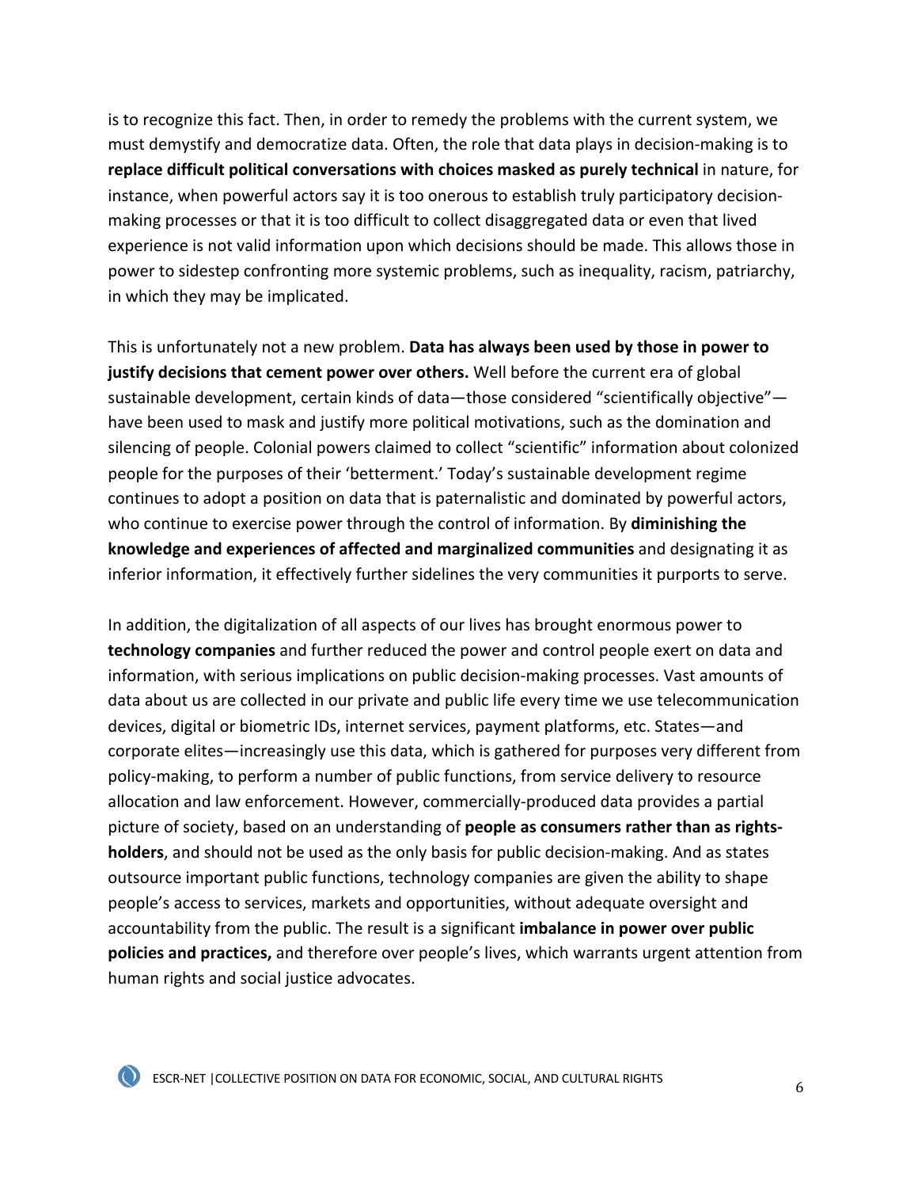is to recognize this fact. Then, in order to remedy the problems with the current system, we must demystify and democratize data. Often, the role that data plays in decision-making is to **replace difficult political conversations with choices masked as purely technical** in nature, for instance, when powerful actors say it is too onerous to establish truly participatory decision-making processes or that it is too difficult to collect disaggregated data or even that lived experience is not valid information upon which decisions should be made. This allows those in power to sidestep confronting more systemic problems, such as inequality, racism, patriarchy, in which they may be implicated.

This is unfortunately not a new problem. **Data has always been used by those in power to justify decisions that cement power over others.** Well before the current era of global sustainable development, certain kinds of data—those considered "scientifically objective"—have been used to mask and justify more political motivations, such as the domination and silencing of people. Colonial powers claimed to collect "scientific" information about colonized people for the purposes of their 'betterment.' Today's sustainable development regime continues to adopt a position on data that is paternalistic and dominated by powerful actors, who continue to exercise power through the control of information. By **diminishing the knowledge and experiences of affected and marginalized communities** and designating it as inferior information, it effectively further sidelines the very communities it purports to serve.

In addition, the digitalization of all aspects of our lives has brought enormous power to **technology companies** and further reduced the power and control people exert on data and information, with serious implications on public decision-making processes. Vast amounts of data about us are collected in our private and public life every time we use telecommunication devices, digital or biometric IDs, internet services, payment platforms, etc. States—and corporate elites—increasingly use this data, which is gathered for purposes very different from policy-making, to perform a number of public functions, from service delivery to resource allocation and law enforcement. However, commercially-produced data provides a partial picture of society, based on an understanding of **people as consumers rather than as rights-holders**, and should not be used as the only basis for public decision-making. And as states outsource important public functions, technology companies are given the ability to shape people's access to services, markets and opportunities, without adequate oversight and accountability from the public. The result is a significant **imbalance in power over public policies and practices,** and therefore over people's lives, which warrants urgent attention from human rights and social justice advocates.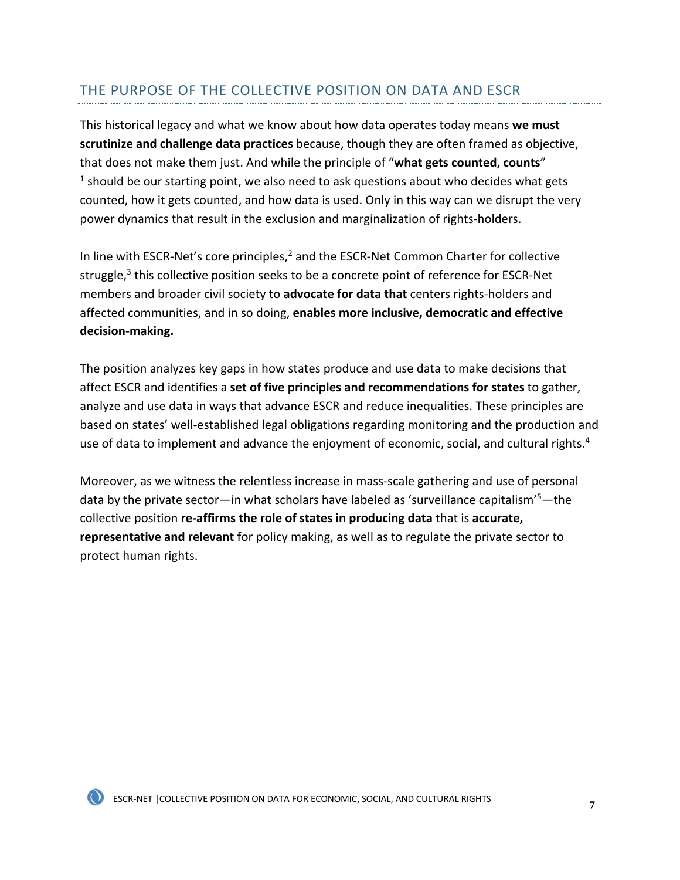## THE PURPOSE OF THE COLLECTIVE POSITION ON DATA AND ESCR

This historical legacy and what we know about how data operates today means **we must scrutinize and challenge data practices** because, though they are often framed as objective, that does not make them just. And while the principle of "**what gets counted, counts**" [1] should be our starting point, we also need to ask questions about who decides what gets counted, how it gets counted, and how data is used. Only in this way can we disrupt the very power dynamics that result in the exclusion and marginalization of rights-holders.

In line with ESCR-Net's core principles,[2] and the ESCR-Net Common Charter for collective struggle,[3] this collective position seeks to be a concrete point of reference for ESCR-Net members and broader civil society to **advocate for data that** centers rights-holders and affected communities, and in so doing, **enables more inclusive, democratic and effective decision-making.**

The position analyzes key gaps in how states produce and use data to make decisions that affect ESCR and identifies a **set of five principles and recommendations for states** to gather, analyze and use data in ways that advance ESCR and reduce inequalities. These principles are based on states' well-established legal obligations regarding monitoring and the production and use of data to implement and advance the enjoyment of economic, social, and cultural rights.[4]

Moreover, as we witness the relentless increase in mass-scale gathering and use of personal data by the private sector—in what scholars have labeled as 'surveillance capitalism'[5]—the collective position **re-affirms the role of states in producing data** that is **accurate, representative and relevant** for policy making, as well as to regulate the private sector to protect human rights.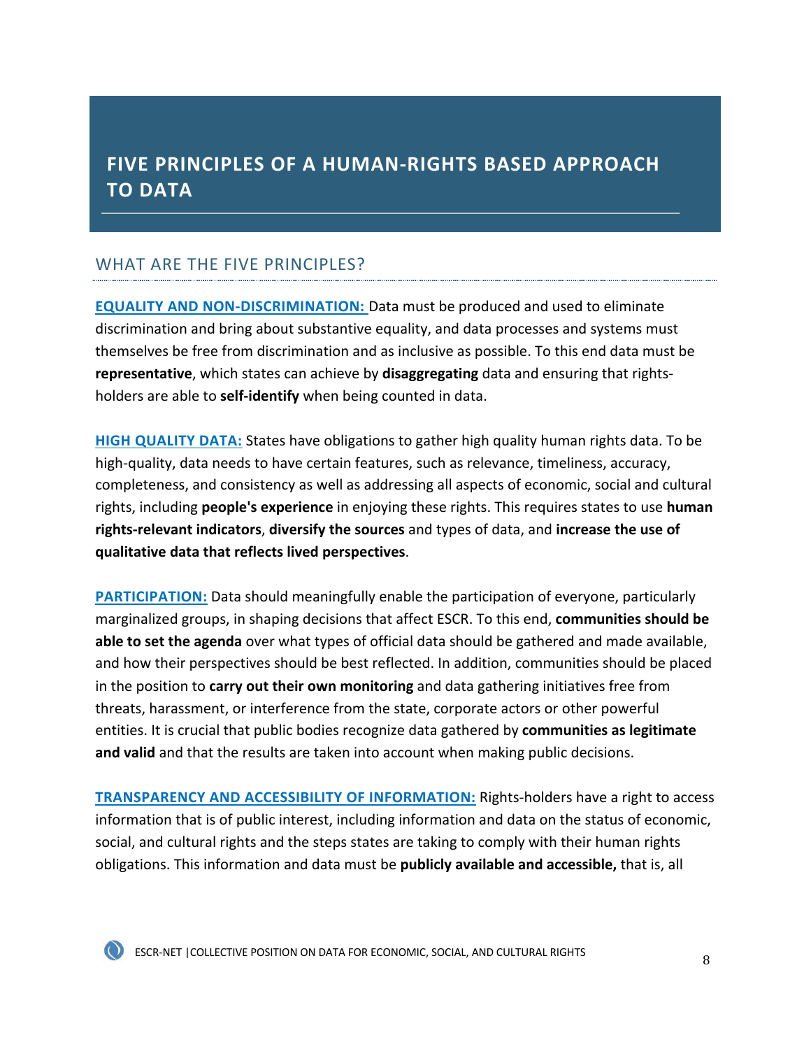## FIVE PRINCIPLES OF A HUMAN-RIGHTS BASED APPROACH TO DATA

### WHAT ARE THE FIVE PRINCIPLES?

**EQUALITY AND NON-DISCRIMINATION:** Data must be produced and used to eliminate discrimination and bring about substantive equality, and data processes and systems must themselves be free from discrimination and as inclusive as possible. To this end data must be **representative**, which states can achieve by **disaggregating** data and ensuring that rights-holders are able to **self-identify** when being counted in data.

**HIGH QUALITY DATA:** States have obligations to gather high quality human rights data. To be high-quality, data needs to have certain features, such as relevance, timeliness, accuracy, completeness, and consistency as well as addressing all aspects of economic, social and cultural rights, including **people's experience** in enjoying these rights. This requires states to use **human rights-relevant indicators**, **diversify the sources** and types of data, and **increase the use of qualitative data that reflects lived perspectives**.

**PARTICIPATION:** Data should meaningfully enable the participation of everyone, particularly marginalized groups, in shaping decisions that affect ESCR. To this end, **communities should be able to set the agenda** over what types of official data should be gathered and made available, and how their perspectives should be best reflected. In addition, communities should be placed in the position to **carry out their own monitoring** and data gathering initiatives free from threats, harassment, or interference from the state, corporate actors or other powerful entities. It is crucial that public bodies recognize data gathered by **communities as legitimate and valid** and that the results are taken into account when making public decisions.

**TRANSPARENCY AND ACCESSIBILITY OF INFORMATION:** Rights-holders have a right to access information that is of public interest, including information and data on the status of economic, social, and cultural rights and the steps states are taking to comply with their human rights obligations. This information and data must be **publicly available and accessible,** that is, all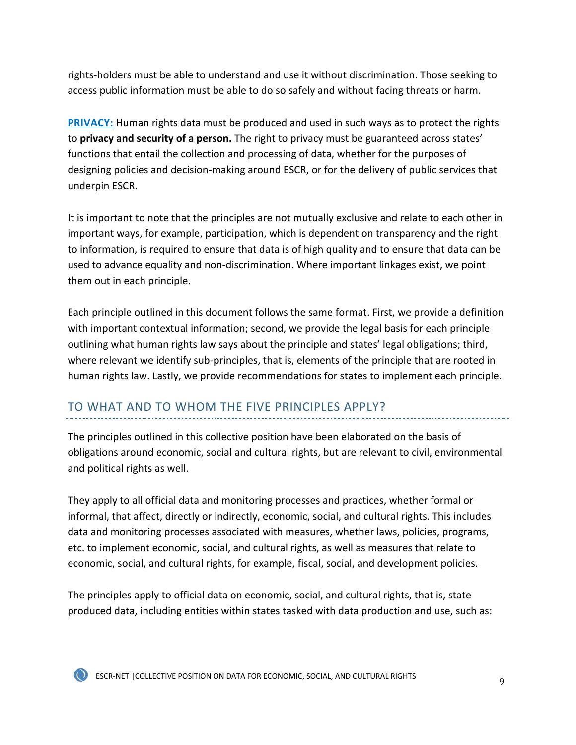rights-holders must be able to understand and use it without discrimination. Those seeking to access public information must be able to do so safely and without facing threats or harm.

**PRIVACY:** Human rights data must be produced and used in such ways as to protect the rights to **privacy and security of a person.** The right to privacy must be guaranteed across states' functions that entail the collection and processing of data, whether for the purposes of designing policies and decision-making around ESCR, or for the delivery of public services that underpin ESCR.

It is important to note that the principles are not mutually exclusive and relate to each other in important ways, for example, participation, which is dependent on transparency and the right to information, is required to ensure that data is of high quality and to ensure that data can be used to advance equality and non-discrimination. Where important linkages exist, we point them out in each principle.

Each principle outlined in this document follows the same format. First, we provide a definition with important contextual information; second, we provide the legal basis for each principle outlining what human rights law says about the principle and states' legal obligations; third, where relevant we identify sub-principles, that is, elements of the principle that are rooted in human rights law. Lastly, we provide recommendations for states to implement each principle.

## TO WHAT AND TO WHOM THE FIVE PRINCIPLES APPLY?

The principles outlined in this collective position have been elaborated on the basis of obligations around economic, social and cultural rights, but are relevant to civil, environmental and political rights as well.

They apply to all official data and monitoring processes and practices, whether formal or informal, that affect, directly or indirectly, economic, social, and cultural rights. This includes data and monitoring processes associated with measures, whether laws, policies, programs, etc. to implement economic, social, and cultural rights, as well as measures that relate to economic, social, and cultural rights, for example, fiscal, social, and development policies.

The principles apply to official data on economic, social, and cultural rights, that is, state produced data, including entities within states tasked with data production and use, such as: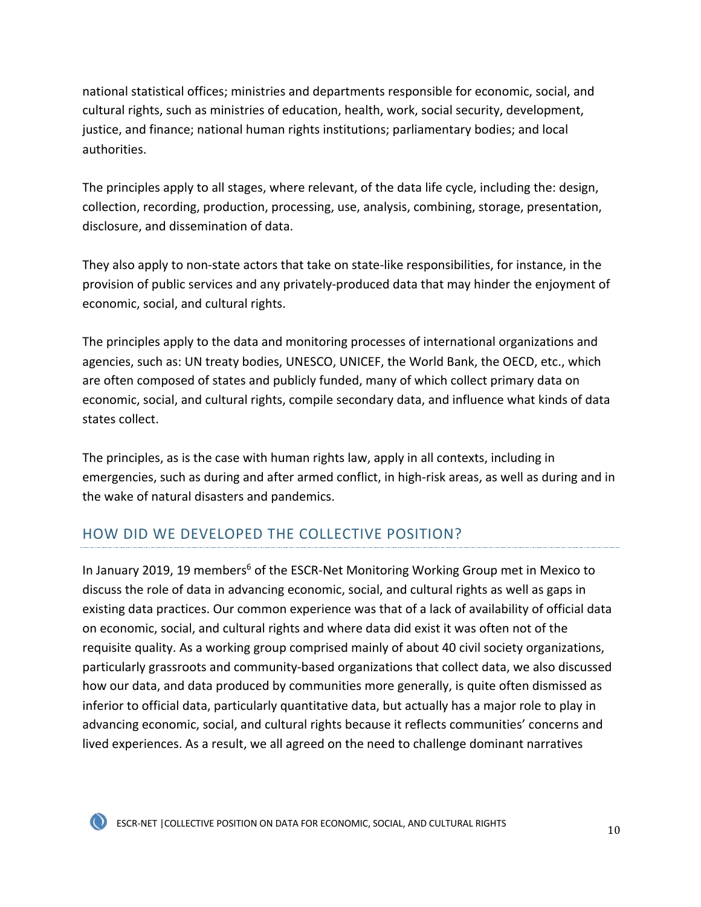national statistical offices; ministries and departments responsible for economic, social, and cultural rights, such as ministries of education, health, work, social security, development, justice, and finance; national human rights institutions; parliamentary bodies; and local authorities.

The principles apply to all stages, where relevant, of the data life cycle, including the: design, collection, recording, production, processing, use, analysis, combining, storage, presentation, disclosure, and dissemination of data.

They also apply to non-state actors that take on state-like responsibilities, for instance, in the provision of public services and any privately-produced data that may hinder the enjoyment of economic, social, and cultural rights.

The principles apply to the data and monitoring processes of international organizations and agencies, such as: UN treaty bodies, UNESCO, UNICEF, the World Bank, the OECD, etc., which are often composed of states and publicly funded, many of which collect primary data on economic, social, and cultural rights, compile secondary data, and influence what kinds of data states collect.

The principles, as is the case with human rights law, apply in all contexts, including in emergencies, such as during and after armed conflict, in high-risk areas, as well as during and in the wake of natural disasters and pandemics.

## HOW DID WE DEVELOPED THE COLLECTIVE POSITION?

In January 2019, 19 members[6] of the ESCR-Net Monitoring Working Group met in Mexico to discuss the role of data in advancing economic, social, and cultural rights as well as gaps in existing data practices. Our common experience was that of a lack of availability of official data on economic, social, and cultural rights and where data did exist it was often not of the requisite quality. As a working group comprised mainly of about 40 civil society organizations, particularly grassroots and community-based organizations that collect data, we also discussed how our data, and data produced by communities more generally, is quite often dismissed as inferior to official data, particularly quantitative data, but actually has a major role to play in advancing economic, social, and cultural rights because it reflects communities' concerns and lived experiences. As a result, we all agreed on the need to challenge dominant narratives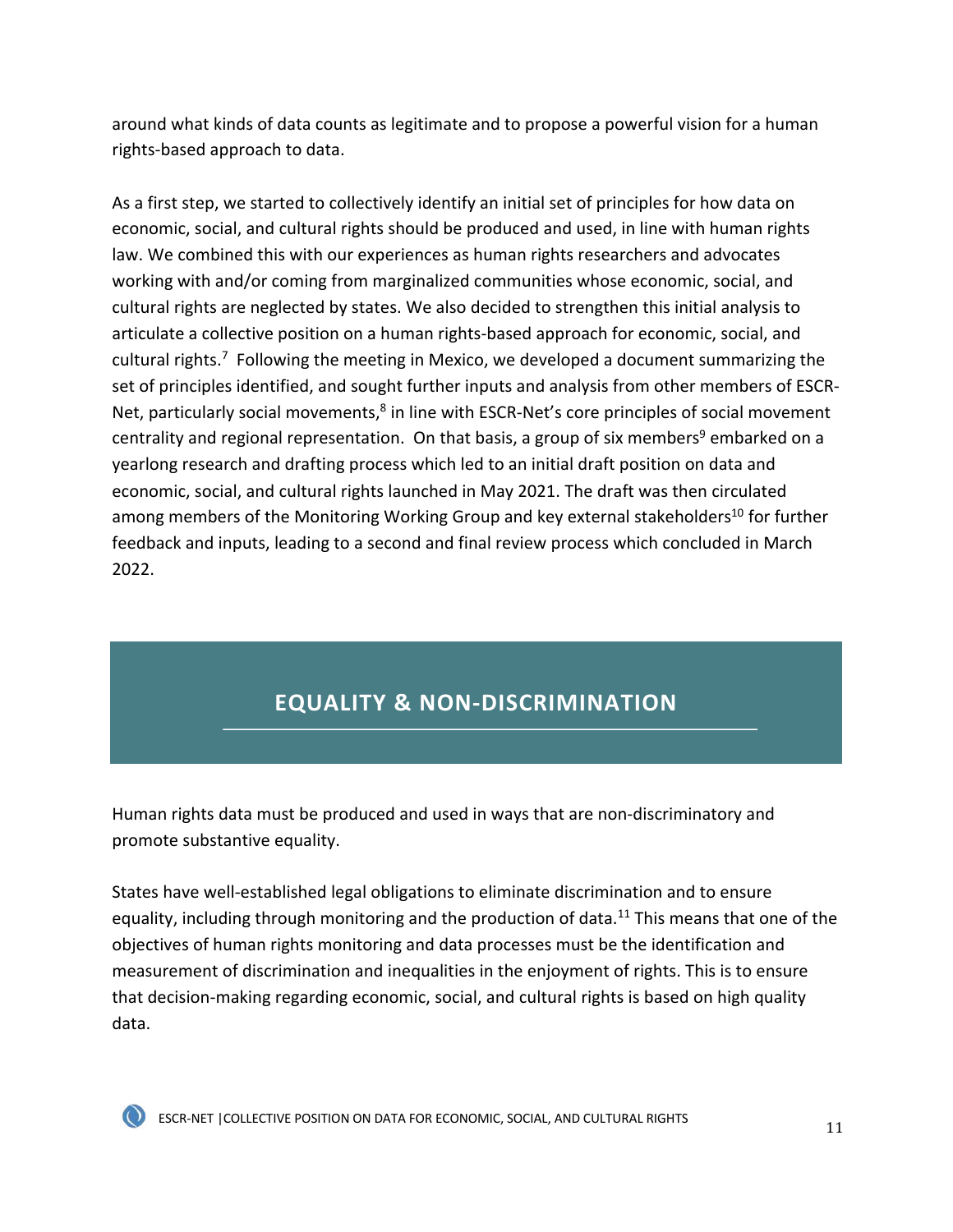around what kinds of data counts as legitimate and to propose a powerful vision for a human rights-based approach to data.

As a first step, we started to collectively identify an initial set of principles for how data on economic, social, and cultural rights should be produced and used, in line with human rights law. We combined this with our experiences as human rights researchers and advocates working with and/or coming from marginalized communities whose economic, social, and cultural rights are neglected by states. We also decided to strengthen this initial analysis to articulate a collective position on a human rights-based approach for economic, social, and cultural rights.[7] Following the meeting in Mexico, we developed a document summarizing the set of principles identified, and sought further inputs and analysis from other members of ESCR-Net, particularly social movements,[8] in line with ESCR-Net's core principles of social movement centrality and regional representation. On that basis, a group of six members[9] embarked on a yearlong research and drafting process which led to an initial draft position on data and economic, social, and cultural rights launched in May 2021. The draft was then circulated among members of the Monitoring Working Group and key external stakeholders[10] for further feedback and inputs, leading to a second and final review process which concluded in March 2022.

## EQUALITY & NON-DISCRIMINATION

Human rights data must be produced and used in ways that are non-discriminatory and promote substantive equality.

States have well-established legal obligations to eliminate discrimination and to ensure equality, including through monitoring and the production of data.[11] This means that one of the objectives of human rights monitoring and data processes must be the identification and measurement of discrimination and inequalities in the enjoyment of rights. This is to ensure that decision-making regarding economic, social, and cultural rights is based on high quality data.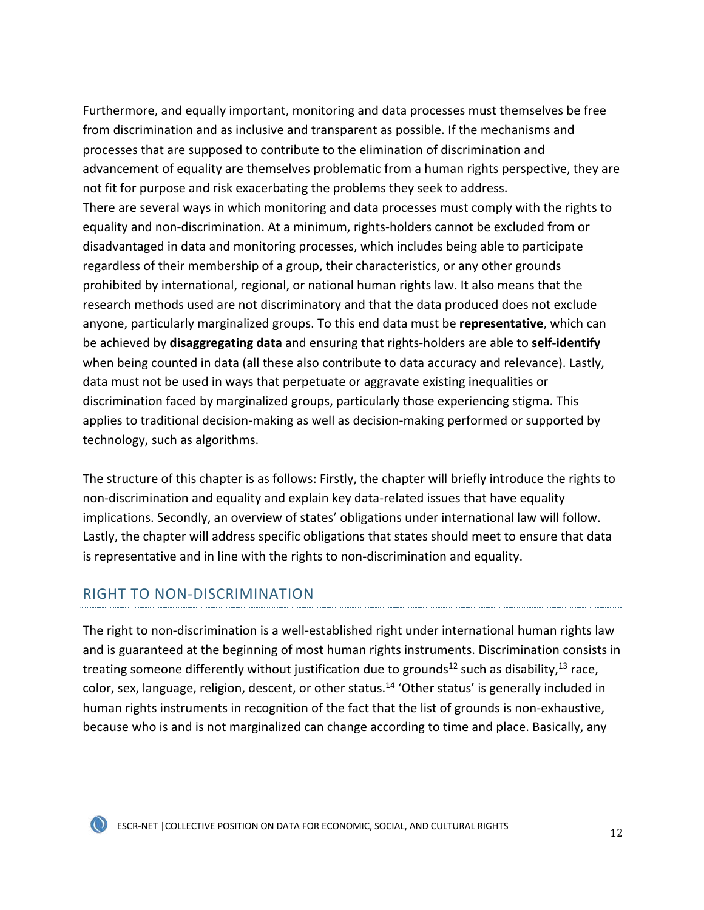Furthermore, and equally important, monitoring and data processes must themselves be free from discrimination and as inclusive and transparent as possible. If the mechanisms and processes that are supposed to contribute to the elimination of discrimination and advancement of equality are themselves problematic from a human rights perspective, they are not fit for purpose and risk exacerbating the problems they seek to address.

There are several ways in which monitoring and data processes must comply with the rights to equality and non-discrimination. At a minimum, rights-holders cannot be excluded from or disadvantaged in data and monitoring processes, which includes being able to participate regardless of their membership of a group, their characteristics, or any other grounds prohibited by international, regional, or national human rights law. It also means that the research methods used are not discriminatory and that the data produced does not exclude anyone, particularly marginalized groups. To this end data must be **representative**, which can be achieved by **disaggregating data** and ensuring that rights-holders are able to **self-identify** when being counted in data (all these also contribute to data accuracy and relevance). Lastly, data must not be used in ways that perpetuate or aggravate existing inequalities or discrimination faced by marginalized groups, particularly those experiencing stigma. This applies to traditional decision-making as well as decision-making performed or supported by technology, such as algorithms.

The structure of this chapter is as follows: Firstly, the chapter will briefly introduce the rights to non-discrimination and equality and explain key data-related issues that have equality implications. Secondly, an overview of states' obligations under international law will follow. Lastly, the chapter will address specific obligations that states should meet to ensure that data is representative and in line with the rights to non-discrimination and equality.

## RIGHT TO NON-DISCRIMINATION

The right to non-discrimination is a well-established right under international human rights law and is guaranteed at the beginning of most human rights instruments. Discrimination consists in treating someone differently without justification due to grounds[12] such as disability,[13] race, color, sex, language, religion, descent, or other status.[14] 'Other status' is generally included in human rights instruments in recognition of the fact that the list of grounds is non-exhaustive, because who is and is not marginalized can change according to time and place. Basically, any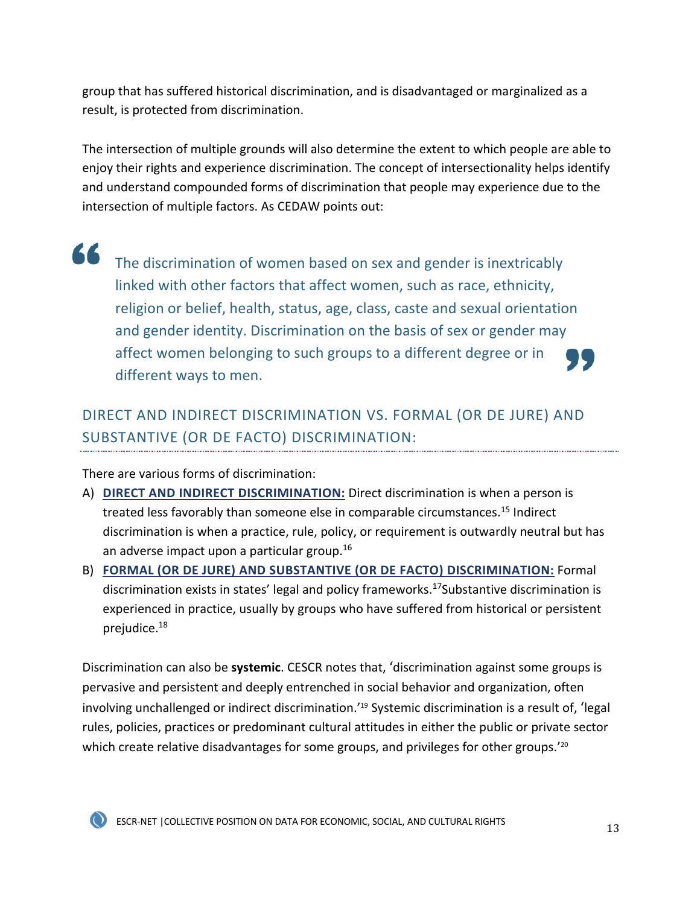group that has suffered historical discrimination, and is disadvantaged or marginalized as a result, is protected from discrimination.

The intersection of multiple grounds will also determine the extent to which people are able to enjoy their rights and experience discrimination. The concept of intersectionality helps identify and understand compounded forms of discrimination that people may experience due to the intersection of multiple factors. As CEDAW points out:

> The discrimination of women based on sex and gender is inextricably linked with other factors that affect women, such as race, ethnicity, religion or belief, health, status, age, class, caste and sexual orientation and gender identity. Discrimination on the basis of sex or gender may affect women belonging to such groups to a different degree or in different ways to men.

## DIRECT AND INDIRECT DISCRIMINATION VS. FORMAL (OR DE JURE) AND SUBSTANTIVE (OR DE FACTO) DISCRIMINATION:

There are various forms of discrimination:

A) **DIRECT AND INDIRECT DISCRIMINATION:** Direct discrimination is when a person is treated less favorably than someone else in comparable circumstances.[15] Indirect discrimination is when a practice, rule, policy, or requirement is outwardly neutral but has an adverse impact upon a particular group.[16]

B) **FORMAL (OR DE JURE) AND SUBSTANTIVE (OR DE FACTO) DISCRIMINATION:** Formal discrimination exists in states' legal and policy frameworks.[17]Substantive discrimination is experienced in practice, usually by groups who have suffered from historical or persistent prejudice.[18]

Discrimination can also be **systemic**. CESCR notes that, 'discrimination against some groups is pervasive and persistent and deeply entrenched in social behavior and organization, often involving unchallenged or indirect discrimination.'[19] Systemic discrimination is a result of, 'legal rules, policies, practices or predominant cultural attitudes in either the public or private sector which create relative disadvantages for some groups, and privileges for other groups.'[20]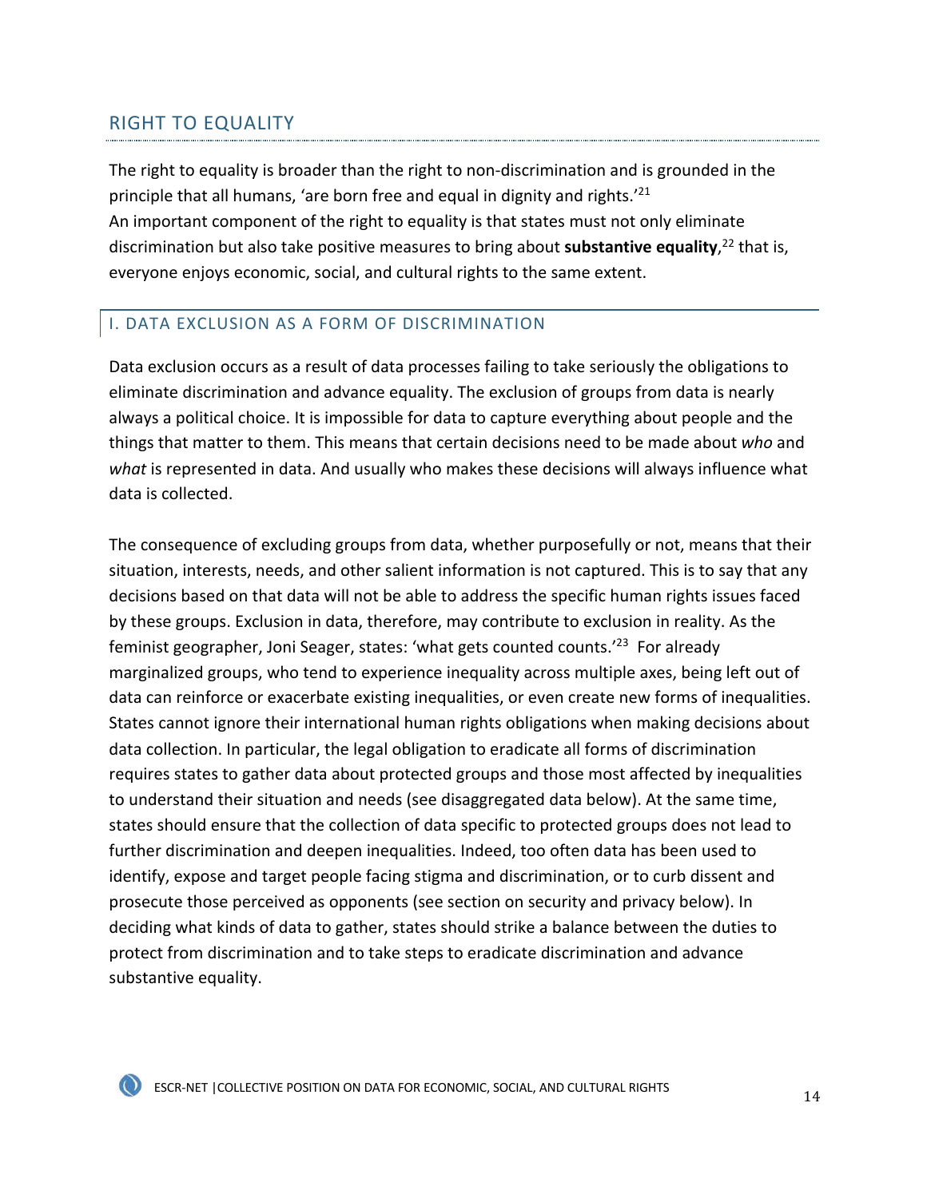## RIGHT TO EQUALITY

The right to equality is broader than the right to non-discrimination and is grounded in the principle that all humans, 'are born free and equal in dignity and rights.'[21]
An important component of the right to equality is that states must not only eliminate discrimination but also take positive measures to bring about **substantive equality**,[22] that is, everyone enjoys economic, social, and cultural rights to the same extent.

### I. DATA EXCLUSION AS A FORM OF DISCRIMINATION

Data exclusion occurs as a result of data processes failing to take seriously the obligations to eliminate discrimination and advance equality. The exclusion of groups from data is nearly always a political choice. It is impossible for data to capture everything about people and the things that matter to them. This means that certain decisions need to be made about *who* and *what* is represented in data. And usually who makes these decisions will always influence what data is collected.

The consequence of excluding groups from data, whether purposefully or not, means that their situation, interests, needs, and other salient information is not captured. This is to say that any decisions based on that data will not be able to address the specific human rights issues faced by these groups. Exclusion in data, therefore, may contribute to exclusion in reality. As the feminist geographer, Joni Seager, states: 'what gets counted counts.'[23] For already marginalized groups, who tend to experience inequality across multiple axes, being left out of data can reinforce or exacerbate existing inequalities, or even create new forms of inequalities. States cannot ignore their international human rights obligations when making decisions about data collection. In particular, the legal obligation to eradicate all forms of discrimination requires states to gather data about protected groups and those most affected by inequalities to understand their situation and needs (see disaggregated data below). At the same time, states should ensure that the collection of data specific to protected groups does not lead to further discrimination and deepen inequalities. Indeed, too often data has been used to identify, expose and target people facing stigma and discrimination, or to curb dissent and prosecute those perceived as opponents (see section on security and privacy below). In deciding what kinds of data to gather, states should strike a balance between the duties to protect from discrimination and to take steps to eradicate discrimination and advance substantive equality.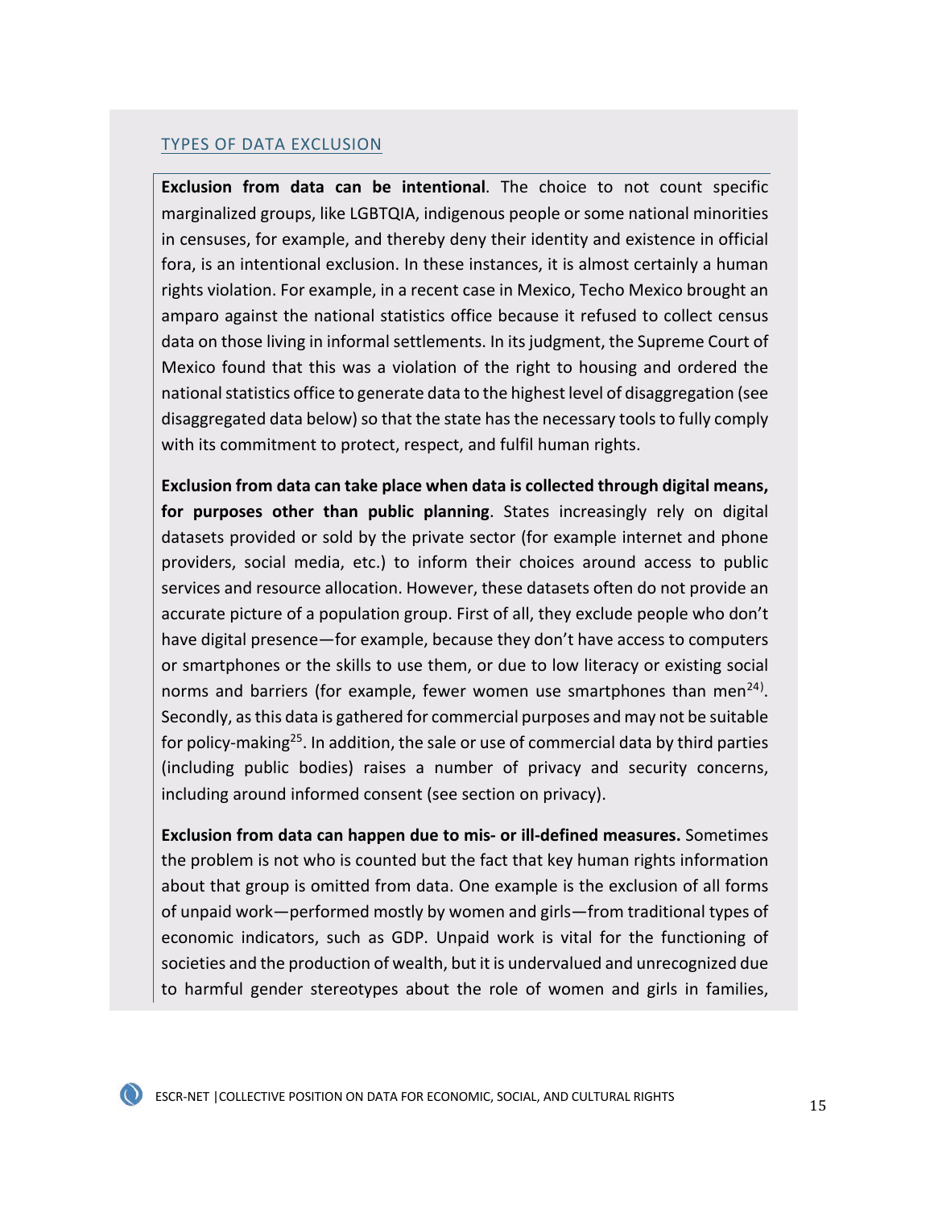## TYPES OF DATA EXCLUSION

**Exclusion from data can be intentional**. The choice to not count specific marginalized groups, like LGBTQIA, indigenous people or some national minorities in censuses, for example, and thereby deny their identity and existence in official fora, is an intentional exclusion. In these instances, it is almost certainly a human rights violation. For example, in a recent case in Mexico, Techo Mexico brought an amparo against the national statistics office because it refused to collect census data on those living in informal settlements. In its judgment, the Supreme Court of Mexico found that this was a violation of the right to housing and ordered the national statistics office to generate data to the highest level of disaggregation (see disaggregated data below) so that the state has the necessary tools to fully comply with its commitment to protect, respect, and fulfil human rights.

**Exclusion from data can take place when data is collected through digital means, for purposes other than public planning**. States increasingly rely on digital datasets provided or sold by the private sector (for example internet and phone providers, social media, etc.) to inform their choices around access to public services and resource allocation. However, these datasets often do not provide an accurate picture of a population group. First of all, they exclude people who don't have digital presence—for example, because they don't have access to computers or smartphones or the skills to use them, or due to low literacy or existing social norms and barriers (for example, fewer women use smartphones than men[24]). Secondly, as this data is gathered for commercial purposes and may not be suitable for policy-making[25]. In addition, the sale or use of commercial data by third parties (including public bodies) raises a number of privacy and security concerns, including around informed consent (see section on privacy).

**Exclusion from data can happen due to mis- or ill-defined measures.** Sometimes the problem is not who is counted but the fact that key human rights information about that group is omitted from data. One example is the exclusion of all forms of unpaid work—performed mostly by women and girls—from traditional types of economic indicators, such as GDP. Unpaid work is vital for the functioning of societies and the production of wealth, but it is undervalued and unrecognized due to harmful gender stereotypes about the role of women and girls in families,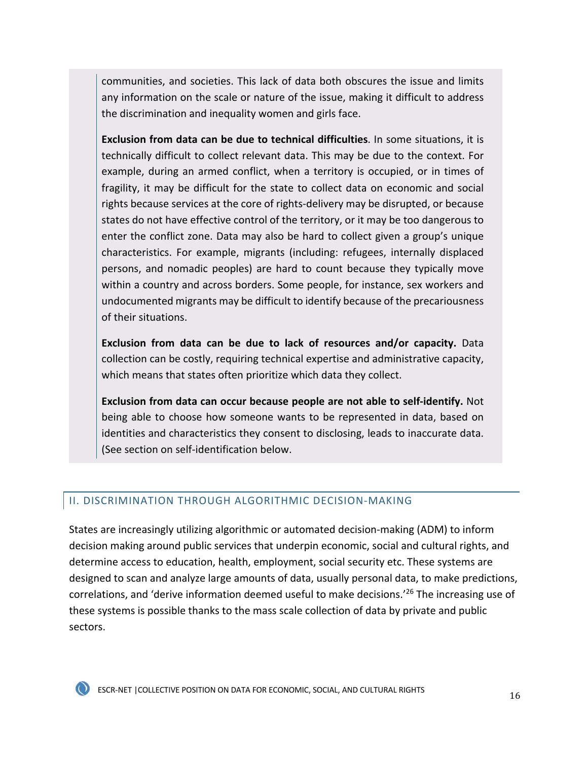communities, and societies. This lack of data both obscures the issue and limits any information on the scale or nature of the issue, making it difficult to address the discrimination and inequality women and girls face.

**Exclusion from data can be due to technical difficulties**. In some situations, it is technically difficult to collect relevant data. This may be due to the context. For example, during an armed conflict, when a territory is occupied, or in times of fragility, it may be difficult for the state to collect data on economic and social rights because services at the core of rights-delivery may be disrupted, or because states do not have effective control of the territory, or it may be too dangerous to enter the conflict zone. Data may also be hard to collect given a group's unique characteristics. For example, migrants (including: refugees, internally displaced persons, and nomadic peoples) are hard to count because they typically move within a country and across borders. Some people, for instance, sex workers and undocumented migrants may be difficult to identify because of the precariousness of their situations.

**Exclusion from data can be due to lack of resources and/or capacity.** Data collection can be costly, requiring technical expertise and administrative capacity, which means that states often prioritize which data they collect.

**Exclusion from data can occur because people are not able to self-identify.** Not being able to choose how someone wants to be represented in data, based on identities and characteristics they consent to disclosing, leads to inaccurate data. (See section on self-identification below.

## II. DISCRIMINATION THROUGH ALGORITHMIC DECISION-MAKING

States are increasingly utilizing algorithmic or automated decision-making (ADM) to inform decision making around public services that underpin economic, social and cultural rights, and determine access to education, health, employment, social security etc. These systems are designed to scan and analyze large amounts of data, usually personal data, to make predictions, correlations, and 'derive information deemed useful to make decisions.'[26] The increasing use of these systems is possible thanks to the mass scale collection of data by private and public sectors.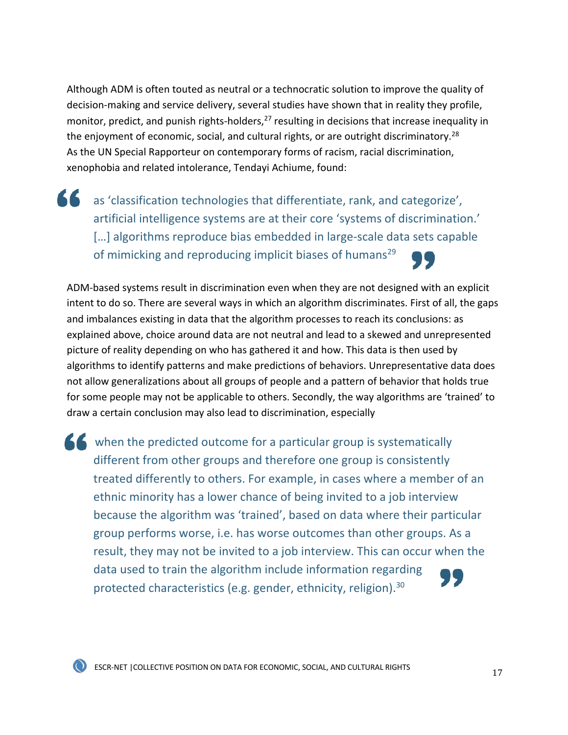Although ADM is often touted as neutral or a technocratic solution to improve the quality of decision-making and service delivery, several studies have shown that in reality they profile, monitor, predict, and punish rights-holders,[27] resulting in decisions that increase inequality in the enjoyment of economic, social, and cultural rights, or are outright discriminatory.[28] As the UN Special Rapporteur on contemporary forms of racism, racial discrimination, xenophobia and related intolerance, Tendayi Achiume, found:

> as 'classification technologies that differentiate, rank, and categorize', artificial intelligence systems are at their core 'systems of discrimination.' […] algorithms reproduce bias embedded in large-scale data sets capable of mimicking and reproducing implicit biases of humans[29]

ADM-based systems result in discrimination even when they are not designed with an explicit intent to do so. There are several ways in which an algorithm discriminates. First of all, the gaps and imbalances existing in data that the algorithm processes to reach its conclusions: as explained above, choice around data are not neutral and lead to a skewed and unrepresented picture of reality depending on who has gathered it and how. This data is then used by algorithms to identify patterns and make predictions of behaviors. Unrepresentative data does not allow generalizations about all groups of people and a pattern of behavior that holds true for some people may not be applicable to others. Secondly, the way algorithms are 'trained' to draw a certain conclusion may also lead to discrimination, especially

> when the predicted outcome for a particular group is systematically different from other groups and therefore one group is consistently treated differently to others. For example, in cases where a member of an ethnic minority has a lower chance of being invited to a job interview because the algorithm was 'trained', based on data where their particular group performs worse, i.e. has worse outcomes than other groups. As a result, they may not be invited to a job interview. This can occur when the data used to train the algorithm include information regarding protected characteristics (e.g. gender, ethnicity, religion).[30]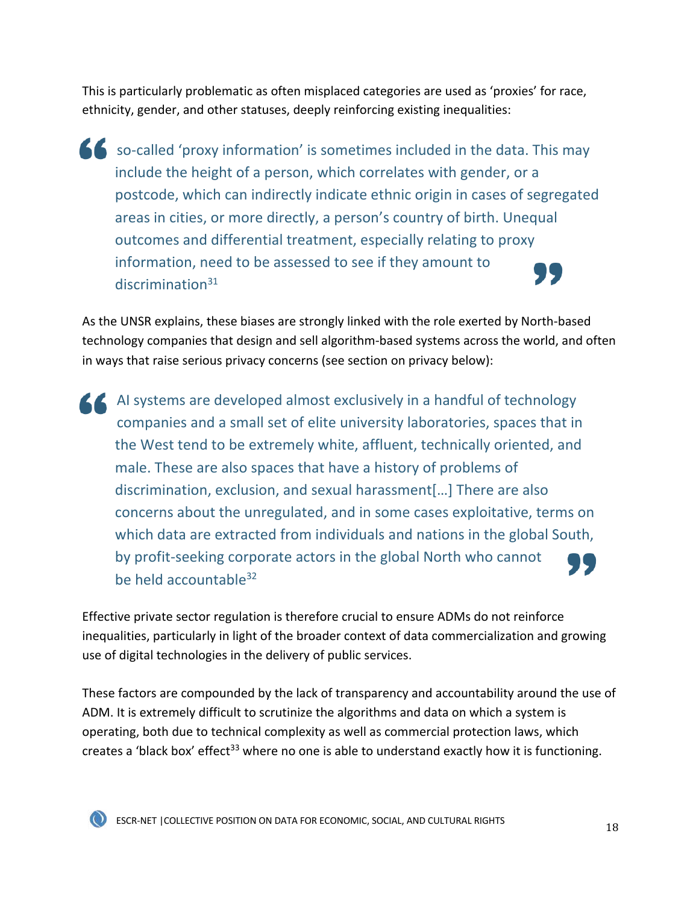This is particularly problematic as often misplaced categories are used as 'proxies' for race, ethnicity, gender, and other statuses, deeply reinforcing existing inequalities:

> so-called 'proxy information' is sometimes included in the data. This may include the height of a person, which correlates with gender, or a postcode, which can indirectly indicate ethnic origin in cases of segregated areas in cities, or more directly, a person's country of birth. Unequal outcomes and differential treatment, especially relating to proxy information, need to be assessed to see if they amount to discrimination[31]

As the UNSR explains, these biases are strongly linked with the role exerted by North-based technology companies that design and sell algorithm-based systems across the world, and often in ways that raise serious privacy concerns (see section on privacy below):

> AI systems are developed almost exclusively in a handful of technology companies and a small set of elite university laboratories, spaces that in the West tend to be extremely white, affluent, technically oriented, and male. These are also spaces that have a history of problems of discrimination, exclusion, and sexual harassment[…] There are also concerns about the unregulated, and in some cases exploitative, terms on which data are extracted from individuals and nations in the global South, by profit-seeking corporate actors in the global North who cannot be held accountable[32]

Effective private sector regulation is therefore crucial to ensure ADMs do not reinforce inequalities, particularly in light of the broader context of data commercialization and growing use of digital technologies in the delivery of public services.

These factors are compounded by the lack of transparency and accountability around the use of ADM. It is extremely difficult to scrutinize the algorithms and data on which a system is operating, both due to technical complexity as well as commercial protection laws, which creates a 'black box' effect[33] where no one is able to understand exactly how it is functioning.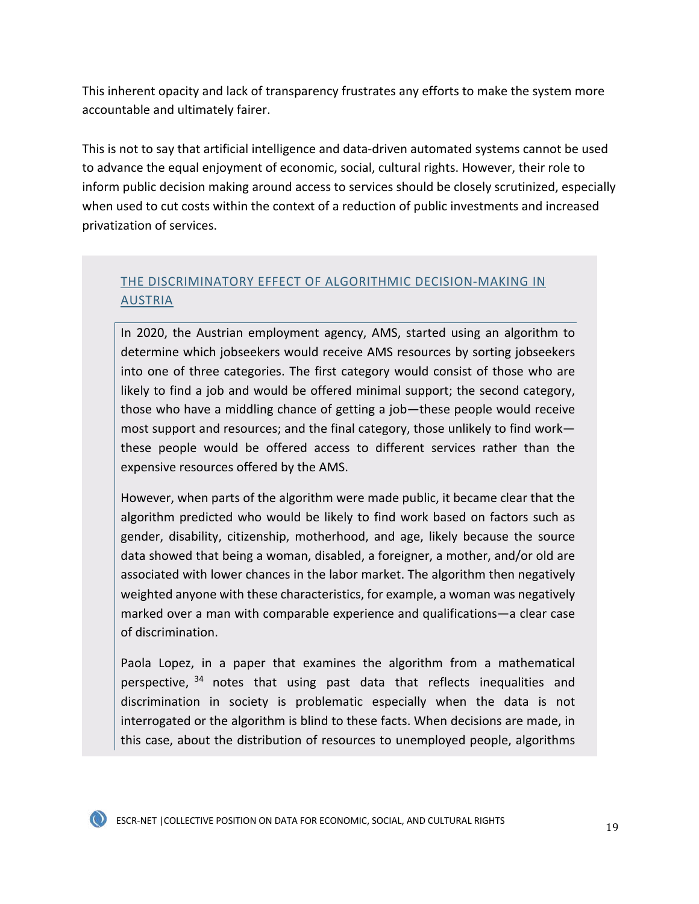This inherent opacity and lack of transparency frustrates any efforts to make the system more accountable and ultimately fairer.

This is not to say that artificial intelligence and data-driven automated systems cannot be used to advance the equal enjoyment of economic, social, cultural rights. However, their role to inform public decision making around access to services should be closely scrutinized, especially when used to cut costs within the context of a reduction of public investments and increased privatization of services.

### THE DISCRIMINATORY EFFECT OF ALGORITHMIC DECISION-MAKING IN AUSTRIA

In 2020, the Austrian employment agency, AMS, started using an algorithm to determine which jobseekers would receive AMS resources by sorting jobseekers into one of three categories. The first category would consist of those who are likely to find a job and would be offered minimal support; the second category, those who have a middling chance of getting a job—these people would receive most support and resources; and the final category, those unlikely to find work—these people would be offered access to different services rather than the expensive resources offered by the AMS.

However, when parts of the algorithm were made public, it became clear that the algorithm predicted who would be likely to find work based on factors such as gender, disability, citizenship, motherhood, and age, likely because the source data showed that being a woman, disabled, a foreigner, a mother, and/or old are associated with lower chances in the labor market. The algorithm then negatively weighted anyone with these characteristics, for example, a woman was negatively marked over a man with comparable experience and qualifications—a clear case of discrimination.

Paola Lopez, in a paper that examines the algorithm from a mathematical perspective, [34] notes that using past data that reflects inequalities and discrimination in society is problematic especially when the data is not interrogated or the algorithm is blind to these facts. When decisions are made, in this case, about the distribution of resources to unemployed people, algorithms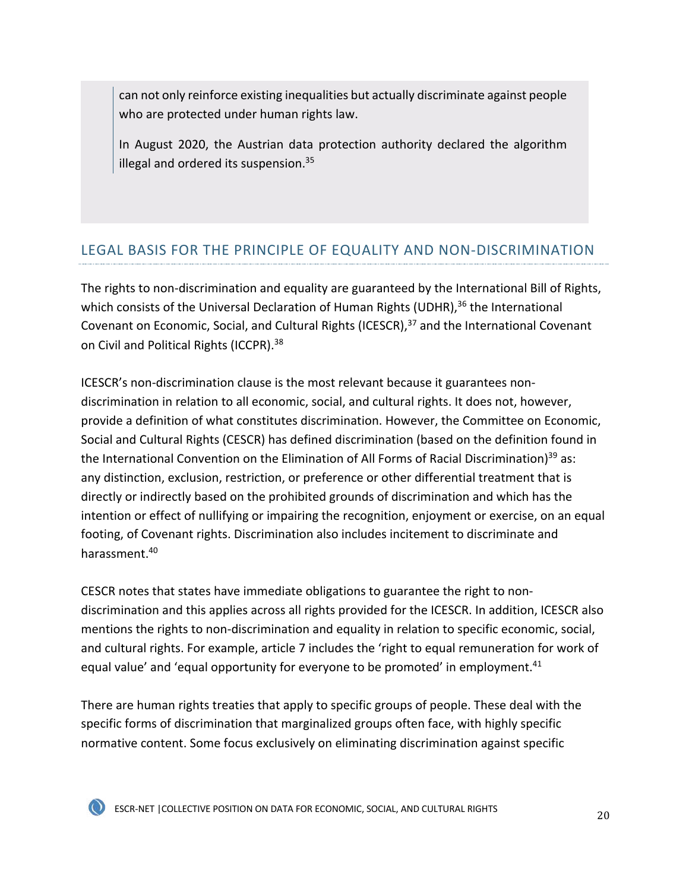> can not only reinforce existing inequalities but actually discriminate against people who are protected under human rights law.
>
> In August 2020, the Austrian data protection authority declared the algorithm illegal and ordered its suspension.[35]

## LEGAL BASIS FOR THE PRINCIPLE OF EQUALITY AND NON-DISCRIMINATION

The rights to non-discrimination and equality are guaranteed by the International Bill of Rights, which consists of the Universal Declaration of Human Rights (UDHR),[36] the International Covenant on Economic, Social, and Cultural Rights (ICESCR),[37] and the International Covenant on Civil and Political Rights (ICCPR).[38]

ICESCR's non-discrimination clause is the most relevant because it guarantees non-discrimination in relation to all economic, social, and cultural rights. It does not, however, provide a definition of what constitutes discrimination. However, the Committee on Economic, Social and Cultural Rights (CESCR) has defined discrimination (based on the definition found in the International Convention on the Elimination of All Forms of Racial Discrimination)[39] as: any distinction, exclusion, restriction, or preference or other differential treatment that is directly or indirectly based on the prohibited grounds of discrimination and which has the intention or effect of nullifying or impairing the recognition, enjoyment or exercise, on an equal footing, of Covenant rights. Discrimination also includes incitement to discriminate and harassment.[40]

CESCR notes that states have immediate obligations to guarantee the right to non-discrimination and this applies across all rights provided for the ICESCR. In addition, ICESCR also mentions the rights to non-discrimination and equality in relation to specific economic, social, and cultural rights. For example, article 7 includes the 'right to equal remuneration for work of equal value' and 'equal opportunity for everyone to be promoted' in employment.[41]

There are human rights treaties that apply to specific groups of people. These deal with the specific forms of discrimination that marginalized groups often face, with highly specific normative content. Some focus exclusively on eliminating discrimination against specific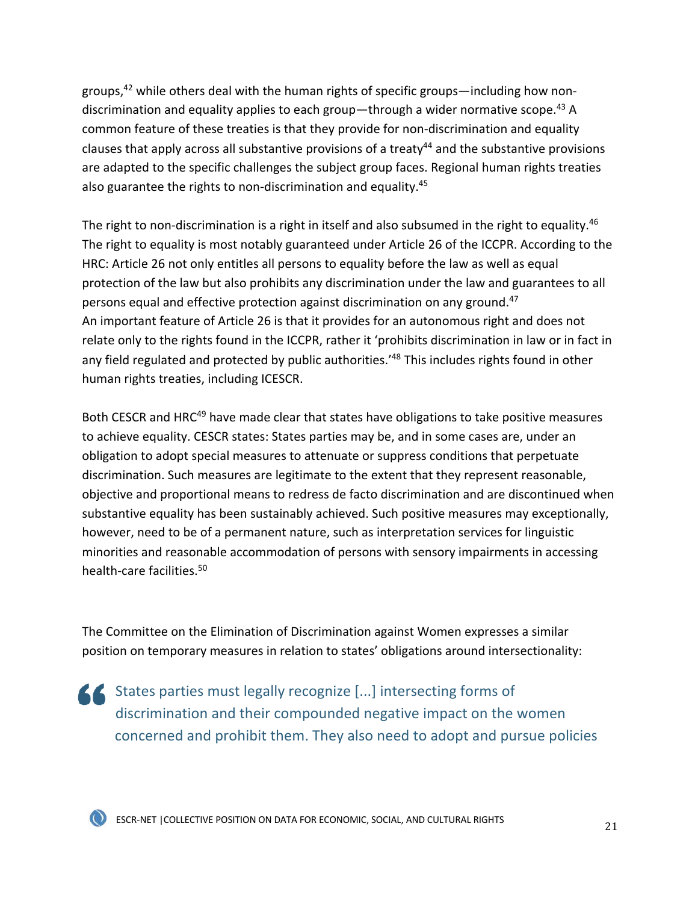groups,[42] while others deal with the human rights of specific groups—including how non-discrimination and equality applies to each group—through a wider normative scope.[43] A common feature of these treaties is that they provide for non-discrimination and equality clauses that apply across all substantive provisions of a treaty[44] and the substantive provisions are adapted to the specific challenges the subject group faces. Regional human rights treaties also guarantee the rights to non-discrimination and equality.[45]

The right to non-discrimination is a right in itself and also subsumed in the right to equality.[46] The right to equality is most notably guaranteed under Article 26 of the ICCPR. According to the HRC: Article 26 not only entitles all persons to equality before the law as well as equal protection of the law but also prohibits any discrimination under the law and guarantees to all persons equal and effective protection against discrimination on any ground.[47] An important feature of Article 26 is that it provides for an autonomous right and does not relate only to the rights found in the ICCPR, rather it 'prohibits discrimination in law or in fact in any field regulated and protected by public authorities.'[48] This includes rights found in other human rights treaties, including ICESCR.

Both CESCR and HRC[49] have made clear that states have obligations to take positive measures to achieve equality. CESCR states: States parties may be, and in some cases are, under an obligation to adopt special measures to attenuate or suppress conditions that perpetuate discrimination. Such measures are legitimate to the extent that they represent reasonable, objective and proportional means to redress de facto discrimination and are discontinued when substantive equality has been sustainably achieved. Such positive measures may exceptionally, however, need to be of a permanent nature, such as interpretation services for linguistic minorities and reasonable accommodation of persons with sensory impairments in accessing health-care facilities.[50]

The Committee on the Elimination of Discrimination against Women expresses a similar position on temporary measures in relation to states' obligations around intersectionality:

> States parties must legally recognize [...] intersecting forms of discrimination and their compounded negative impact on the women concerned and prohibit them. They also need to adopt and pursue policies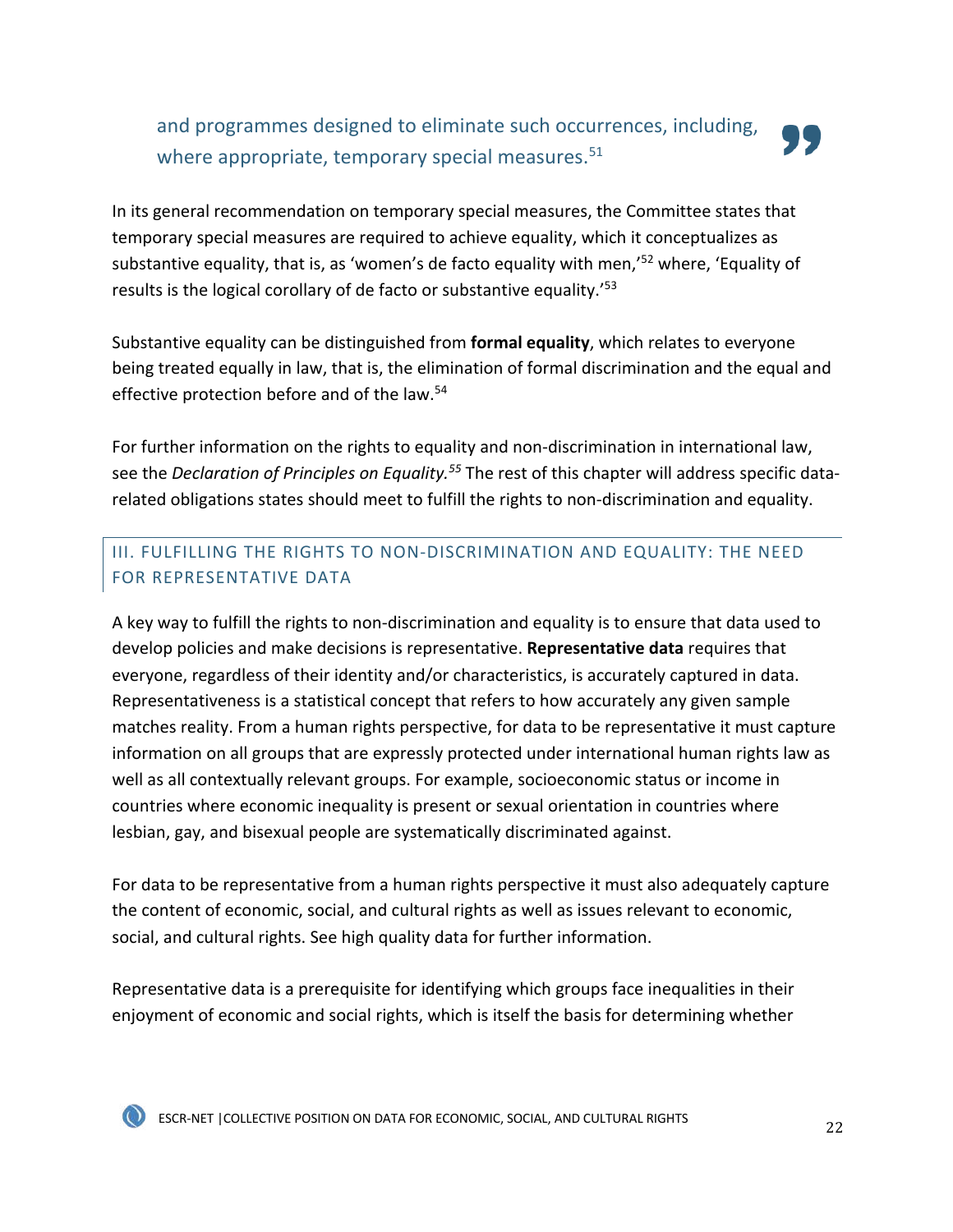> and programmes designed to eliminate such occurrences, including, where appropriate, temporary special measures.[51]

In its general recommendation on temporary special measures, the Committee states that temporary special measures are required to achieve equality, which it conceptualizes as substantive equality, that is, as 'women's de facto equality with men,'[52] where, 'Equality of results is the logical corollary of de facto or substantive equality.'[53]

Substantive equality can be distinguished from **formal equality**, which relates to everyone being treated equally in law, that is, the elimination of formal discrimination and the equal and effective protection before and of the law.[54]

For further information on the rights to equality and non-discrimination in international law, see the *Declaration of Principles on Equality.*[55] The rest of this chapter will address specific data-related obligations states should meet to fulfill the rights to non-discrimination and equality.

## III. FULFILLING THE RIGHTS TO NON-DISCRIMINATION AND EQUALITY: THE NEED FOR REPRESENTATIVE DATA

A key way to fulfill the rights to non-discrimination and equality is to ensure that data used to develop policies and make decisions is representative. **Representative data** requires that everyone, regardless of their identity and/or characteristics, is accurately captured in data. Representativeness is a statistical concept that refers to how accurately any given sample matches reality. From a human rights perspective, for data to be representative it must capture information on all groups that are expressly protected under international human rights law as well as all contextually relevant groups. For example, socioeconomic status or income in countries where economic inequality is present or sexual orientation in countries where lesbian, gay, and bisexual people are systematically discriminated against.

For data to be representative from a human rights perspective it must also adequately capture the content of economic, social, and cultural rights as well as issues relevant to economic, social, and cultural rights. See high quality data for further information.

Representative data is a prerequisite for identifying which groups face inequalities in their enjoyment of economic and social rights, which is itself the basis for determining whether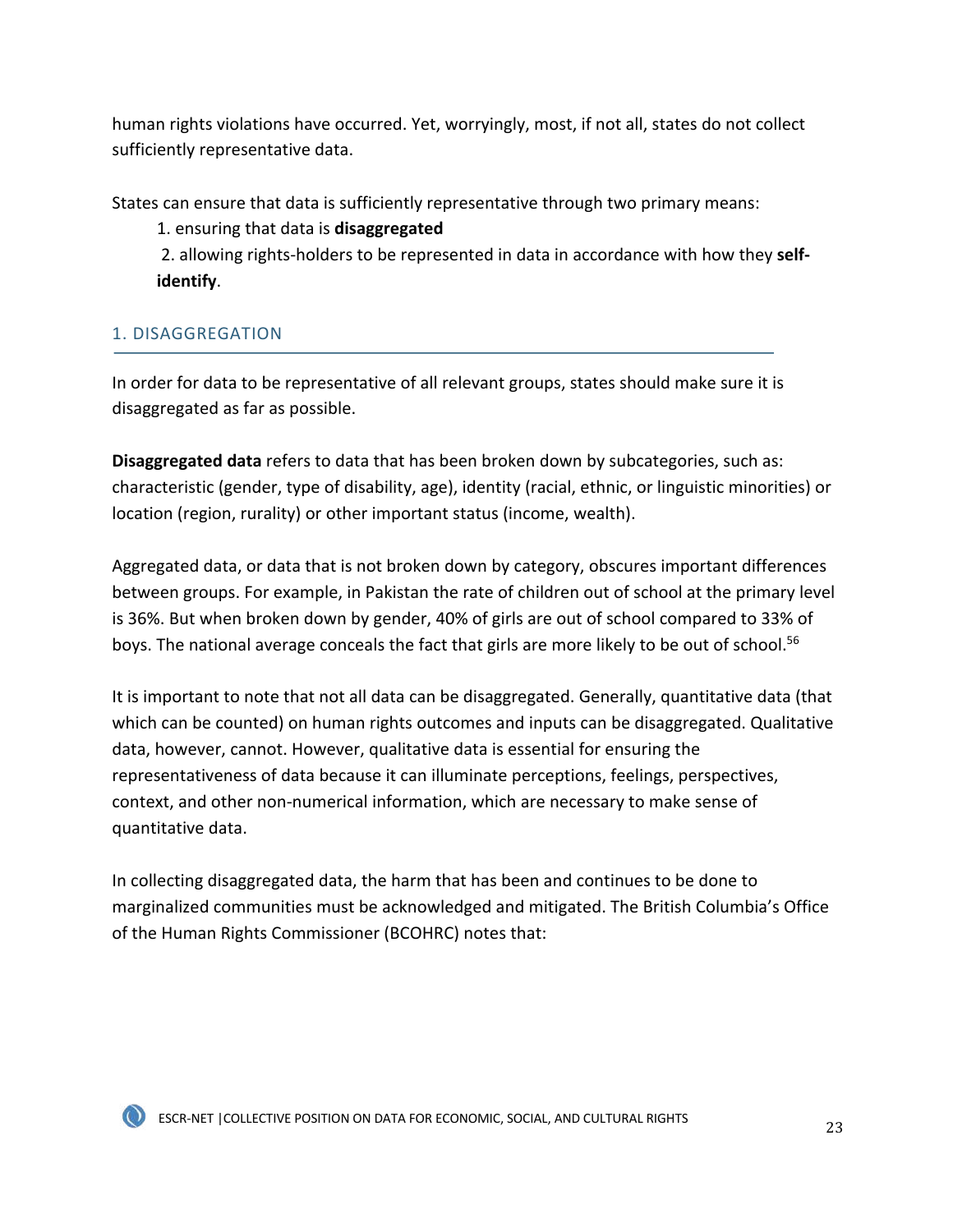human rights violations have occurred. Yet, worryingly, most, if not all, states do not collect sufficiently representative data.

States can ensure that data is sufficiently representative through two primary means:

1. ensuring that data is **disaggregated**
2. allowing rights-holders to be represented in data in accordance with how they **self-identify**.

## 1. DISAGGREGATION

In order for data to be representative of all relevant groups, states should make sure it is disaggregated as far as possible.

**Disaggregated data** refers to data that has been broken down by subcategories, such as: characteristic (gender, type of disability, age), identity (racial, ethnic, or linguistic minorities) or location (region, rurality) or other important status (income, wealth).

Aggregated data, or data that is not broken down by category, obscures important differences between groups. For example, in Pakistan the rate of children out of school at the primary level is 36%. But when broken down by gender, 40% of girls are out of school compared to 33% of boys. The national average conceals the fact that girls are more likely to be out of school.[56]

It is important to note that not all data can be disaggregated. Generally, quantitative data (that which can be counted) on human rights outcomes and inputs can be disaggregated. Qualitative data, however, cannot. However, qualitative data is essential for ensuring the representativeness of data because it can illuminate perceptions, feelings, perspectives, context, and other non-numerical information, which are necessary to make sense of quantitative data.

In collecting disaggregated data, the harm that has been and continues to be done to marginalized communities must be acknowledged and mitigated. The British Columbia's Office of the Human Rights Commissioner (BCOHRC) notes that: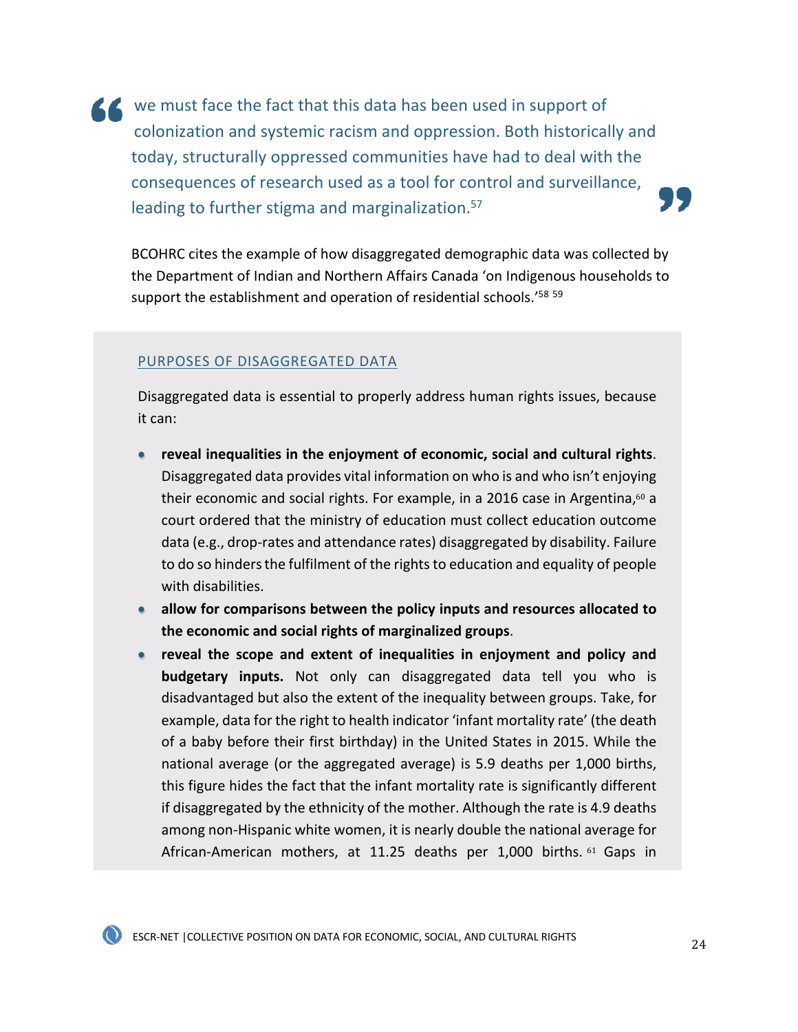> we must face the fact that this data has been used in support of colonization and systemic racism and oppression. Both historically and today, structurally oppressed communities have had to deal with the consequences of research used as a tool for control and surveillance, leading to further stigma and marginalization.[57]

BCOHRC cites the example of how disaggregated demographic data was collected by the Department of Indian and Northern Affairs Canada 'on Indigenous households to support the establishment and operation of residential schools.'[58] [59]

## PURPOSES OF DISAGGREGATED DATA

Disaggregated data is essential to properly address human rights issues, because it can:

- **reveal inequalities in the enjoyment of economic, social and cultural rights**. Disaggregated data provides vital information on who is and who isn't enjoying their economic and social rights. For example, in a 2016 case in Argentina,[60] a court ordered that the ministry of education must collect education outcome data (e.g., drop-rates and attendance rates) disaggregated by disability. Failure to do so hinders the fulfilment of the rights to education and equality of people with disabilities.
- **allow for comparisons between the policy inputs and resources allocated to the economic and social rights of marginalized groups**.
- **reveal the scope and extent of inequalities in enjoyment and policy and budgetary inputs.** Not only can disaggregated data tell you who is disadvantaged but also the extent of the inequality between groups. Take, for example, data for the right to health indicator 'infant mortality rate' (the death of a baby before their first birthday) in the United States in 2015. While the national average (or the aggregated average) is 5.9 deaths per 1,000 births, this figure hides the fact that the infant mortality rate is significantly different if disaggregated by the ethnicity of the mother. Although the rate is 4.9 deaths among non-Hispanic white women, it is nearly double the national average for African-American mothers, at 11.25 deaths per 1,000 births.[61] Gaps in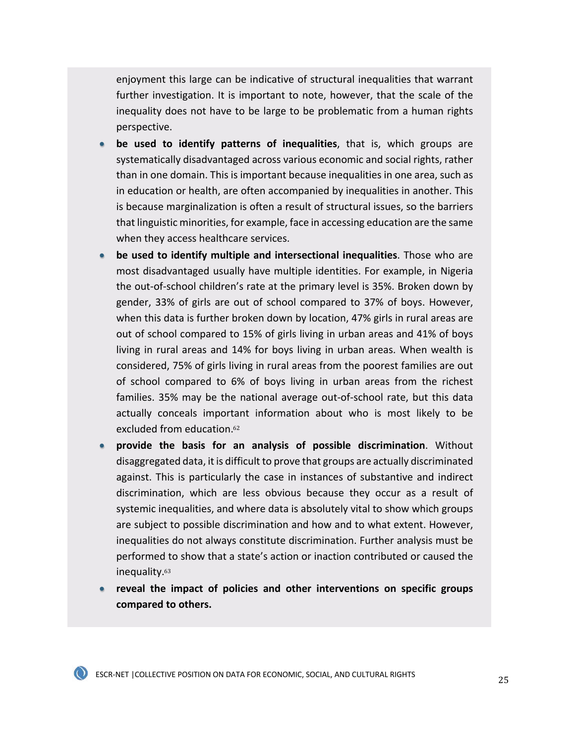enjoyment this large can be indicative of structural inequalities that warrant further investigation. It is important to note, however, that the scale of the inequality does not have to be large to be problematic from a human rights perspective.

- **be used to identify patterns of inequalities**, that is, which groups are systematically disadvantaged across various economic and social rights, rather than in one domain. This is important because inequalities in one area, such as in education or health, are often accompanied by inequalities in another. This is because marginalization is often a result of structural issues, so the barriers that linguistic minorities, for example, face in accessing education are the same when they access healthcare services.
- **be used to identify multiple and intersectional inequalities**. Those who are most disadvantaged usually have multiple identities. For example, in Nigeria the out-of-school children's rate at the primary level is 35%. Broken down by gender, 33% of girls are out of school compared to 37% of boys. However, when this data is further broken down by location, 47% girls in rural areas are out of school compared to 15% of girls living in urban areas and 41% of boys living in rural areas and 14% for boys living in urban areas. When wealth is considered, 75% of girls living in rural areas from the poorest families are out of school compared to 6% of boys living in urban areas from the richest families. 35% may be the national average out-of-school rate, but this data actually conceals important information about who is most likely to be excluded from education.[62]
- **provide the basis for an analysis of possible discrimination**. Without disaggregated data, it is difficult to prove that groups are actually discriminated against. This is particularly the case in instances of substantive and indirect discrimination, which are less obvious because they occur as a result of systemic inequalities, and where data is absolutely vital to show which groups are subject to possible discrimination and how and to what extent. However, inequalities do not always constitute discrimination. Further analysis must be performed to show that a state's action or inaction contributed or caused the inequality.[63]
- **reveal the impact of policies and other interventions on specific groups compared to others.**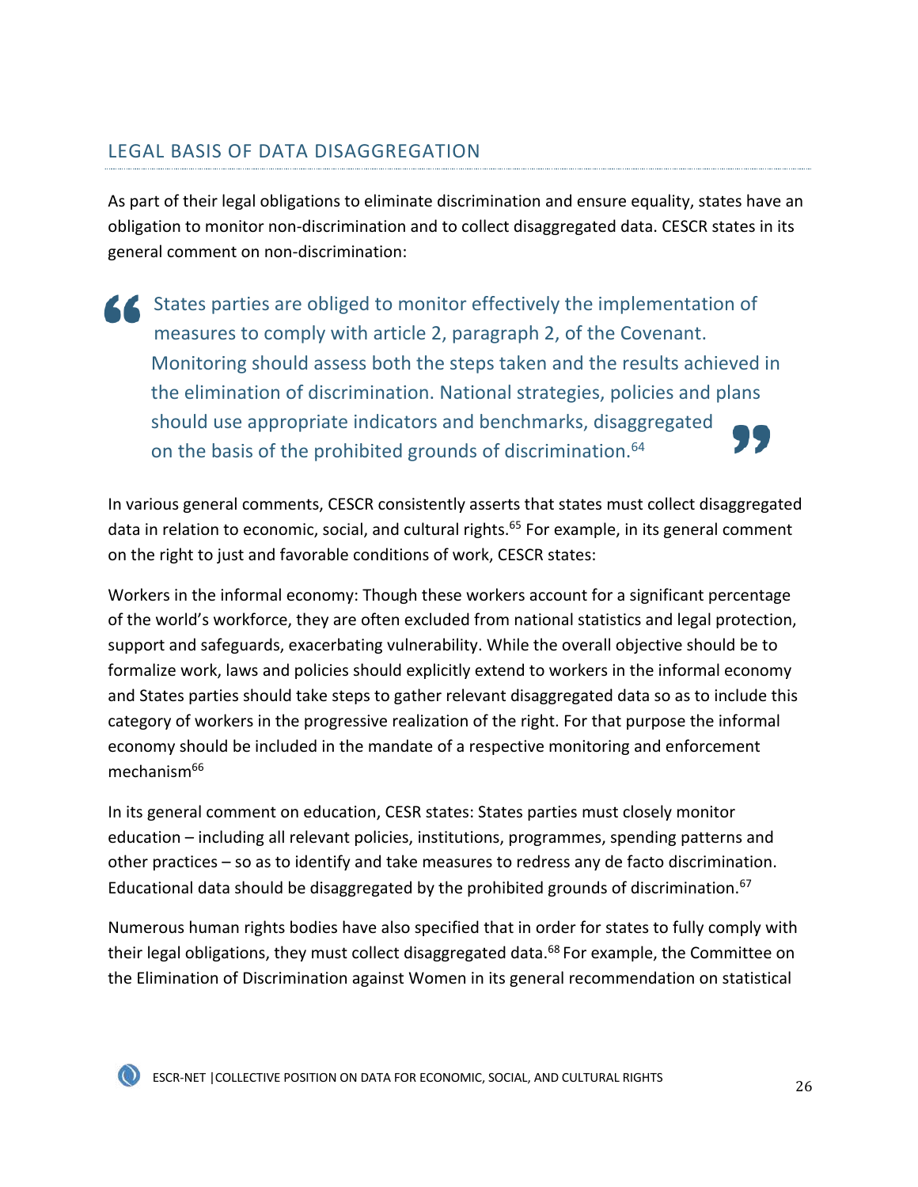## LEGAL BASIS OF DATA DISAGGREGATION

As part of their legal obligations to eliminate discrimination and ensure equality, states have an obligation to monitor non-discrimination and to collect disaggregated data. CESCR states in its general comment on non-discrimination:

> States parties are obliged to monitor effectively the implementation of measures to comply with article 2, paragraph 2, of the Covenant. Monitoring should assess both the steps taken and the results achieved in the elimination of discrimination. National strategies, policies and plans should use appropriate indicators and benchmarks, disaggregated on the basis of the prohibited grounds of discrimination.[64]

In various general comments, CESCR consistently asserts that states must collect disaggregated data in relation to economic, social, and cultural rights.[65] For example, in its general comment on the right to just and favorable conditions of work, CESCR states:

Workers in the informal economy: Though these workers account for a significant percentage of the world's workforce, they are often excluded from national statistics and legal protection, support and safeguards, exacerbating vulnerability. While the overall objective should be to formalize work, laws and policies should explicitly extend to workers in the informal economy and States parties should take steps to gather relevant disaggregated data so as to include this category of workers in the progressive realization of the right. For that purpose the informal economy should be included in the mandate of a respective monitoring and enforcement mechanism[66]

In its general comment on education, CESR states: States parties must closely monitor education – including all relevant policies, institutions, programmes, spending patterns and other practices – so as to identify and take measures to redress any de facto discrimination. Educational data should be disaggregated by the prohibited grounds of discrimination.[67]

Numerous human rights bodies have also specified that in order for states to fully comply with their legal obligations, they must collect disaggregated data.[68] For example, the Committee on the Elimination of Discrimination against Women in its general recommendation on statistical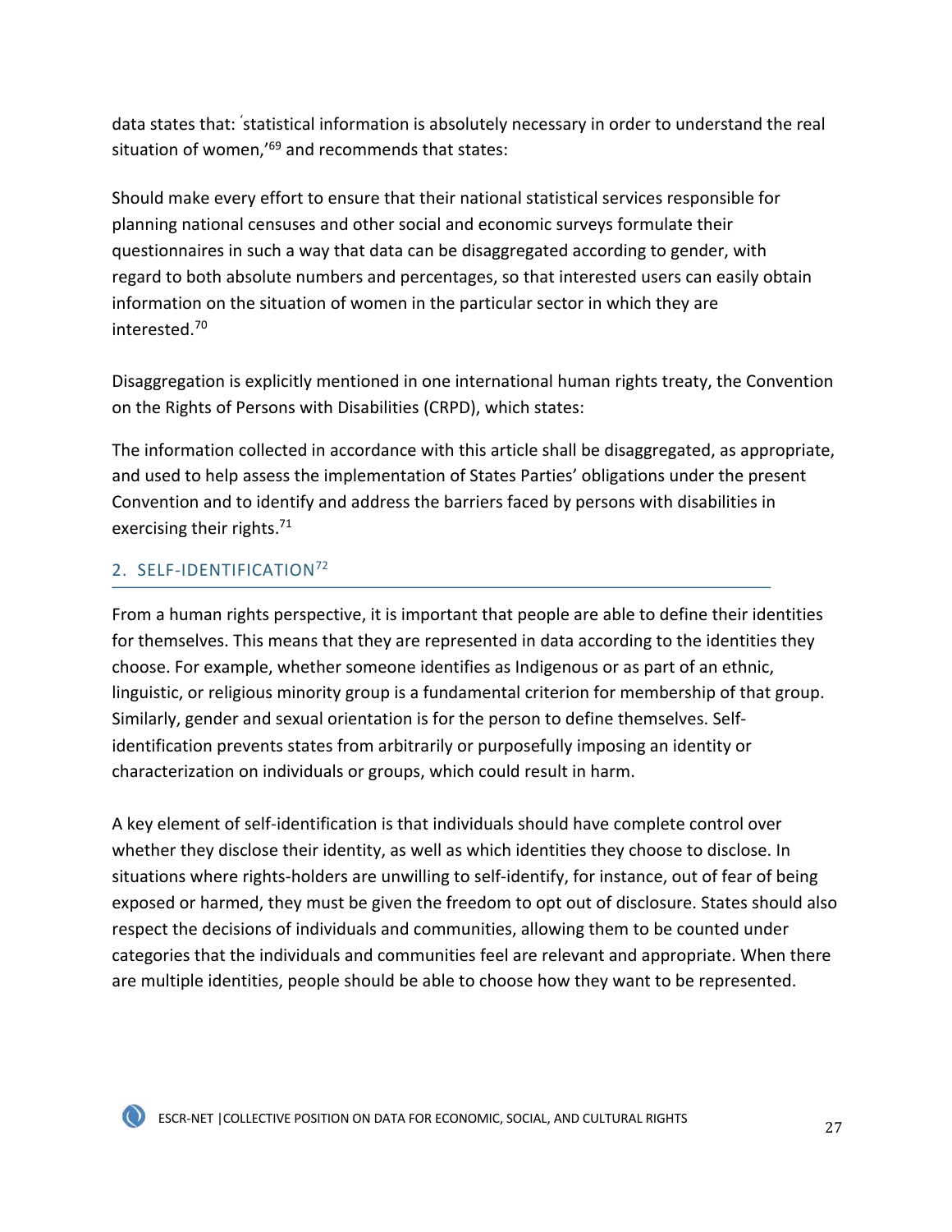data states that: ʹstatistical information is absolutely necessary in order to understand the real situation of women,'[69] and recommends that states:

Should make every effort to ensure that their national statistical services responsible for planning national censuses and other social and economic surveys formulate their questionnaires in such a way that data can be disaggregated according to gender, with regard to both absolute numbers and percentages, so that interested users can easily obtain information on the situation of women in the particular sector in which they are interested.[70]

Disaggregation is explicitly mentioned in one international human rights treaty, the Convention on the Rights of Persons with Disabilities (CRPD), which states:

The information collected in accordance with this article shall be disaggregated, as appropriate, and used to help assess the implementation of States Parties' obligations under the present Convention and to identify and address the barriers faced by persons with disabilities in exercising their rights.[71]

## 2. SELF-IDENTIFICATION[72]

From a human rights perspective, it is important that people are able to define their identities for themselves. This means that they are represented in data according to the identities they choose. For example, whether someone identifies as Indigenous or as part of an ethnic, linguistic, or religious minority group is a fundamental criterion for membership of that group. Similarly, gender and sexual orientation is for the person to define themselves. Self-identification prevents states from arbitrarily or purposefully imposing an identity or characterization on individuals or groups, which could result in harm.

A key element of self-identification is that individuals should have complete control over whether they disclose their identity, as well as which identities they choose to disclose. In situations where rights-holders are unwilling to self-identify, for instance, out of fear of being exposed or harmed, they must be given the freedom to opt out of disclosure. States should also respect the decisions of individuals and communities, allowing them to be counted under categories that the individuals and communities feel are relevant and appropriate. When there are multiple identities, people should be able to choose how they want to be represented.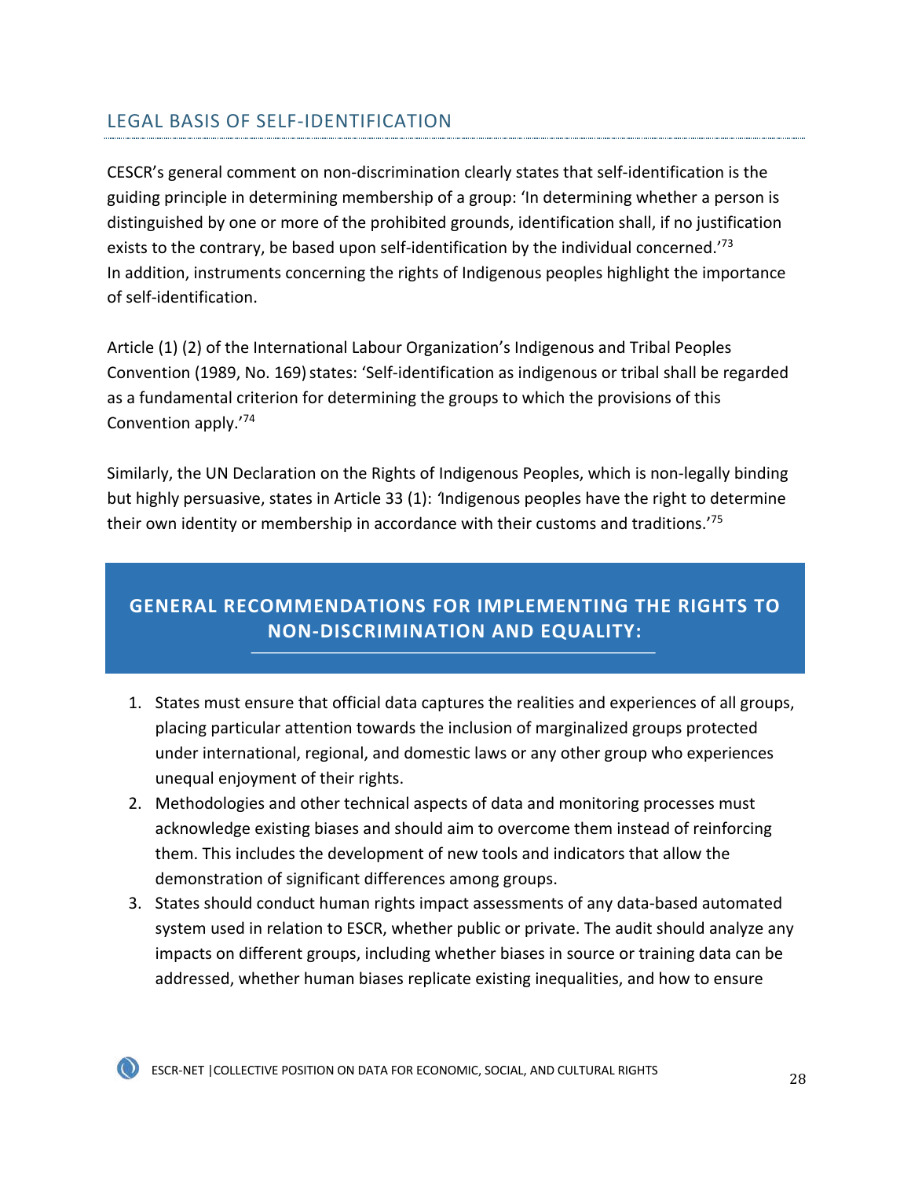## LEGAL BASIS OF SELF-IDENTIFICATION

CESCR's general comment on non-discrimination clearly states that self-identification is the guiding principle in determining membership of a group: 'In determining whether a person is distinguished by one or more of the prohibited grounds, identification shall, if no justification exists to the contrary, be based upon self-identification by the individual concerned.'[73] In addition, instruments concerning the rights of Indigenous peoples highlight the importance of self-identification.

Article (1) (2) of the International Labour Organization's Indigenous and Tribal Peoples Convention (1989, No. 169) states: 'Self-identification as indigenous or tribal shall be regarded as a fundamental criterion for determining the groups to which the provisions of this Convention apply.'[74]

Similarly, the UN Declaration on the Rights of Indigenous Peoples, which is non-legally binding but highly persuasive, states in Article 33 (1): 'Indigenous peoples have the right to determine their own identity or membership in accordance with their customs and traditions.'[75]

## GENERAL RECOMMENDATIONS FOR IMPLEMENTING THE RIGHTS TO NON-DISCRIMINATION AND EQUALITY:

1. States must ensure that official data captures the realities and experiences of all groups, placing particular attention towards the inclusion of marginalized groups protected under international, regional, and domestic laws or any other group who experiences unequal enjoyment of their rights.
2. Methodologies and other technical aspects of data and monitoring processes must acknowledge existing biases and should aim to overcome them instead of reinforcing them. This includes the development of new tools and indicators that allow the demonstration of significant differences among groups.
3. States should conduct human rights impact assessments of any data-based automated system used in relation to ESCR, whether public or private. The audit should analyze any impacts on different groups, including whether biases in source or training data can be addressed, whether human biases replicate existing inequalities, and how to ensure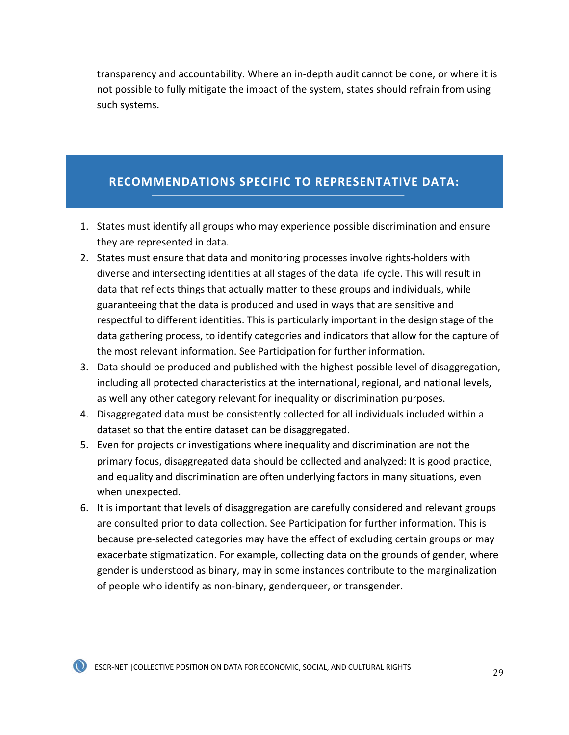transparency and accountability. Where an in-depth audit cannot be done, or where it is not possible to fully mitigate the impact of the system, states should refrain from using such systems.

## RECOMMENDATIONS SPECIFIC TO REPRESENTATIVE DATA:

1. States must identify all groups who may experience possible discrimination and ensure they are represented in data.
2. States must ensure that data and monitoring processes involve rights-holders with diverse and intersecting identities at all stages of the data life cycle. This will result in data that reflects things that actually matter to these groups and individuals, while guaranteeing that the data is produced and used in ways that are sensitive and respectful to different identities. This is particularly important in the design stage of the data gathering process, to identify categories and indicators that allow for the capture of the most relevant information. See Participation for further information.
3. Data should be produced and published with the highest possible level of disaggregation, including all protected characteristics at the international, regional, and national levels, as well any other category relevant for inequality or discrimination purposes.
4. Disaggregated data must be consistently collected for all individuals included within a dataset so that the entire dataset can be disaggregated.
5. Even for projects or investigations where inequality and discrimination are not the primary focus, disaggregated data should be collected and analyzed: It is good practice, and equality and discrimination are often underlying factors in many situations, even when unexpected.
6. It is important that levels of disaggregation are carefully considered and relevant groups are consulted prior to data collection. See Participation for further information. This is because pre-selected categories may have the effect of excluding certain groups or may exacerbate stigmatization. For example, collecting data on the grounds of gender, where gender is understood as binary, may in some instances contribute to the marginalization of people who identify as non-binary, genderqueer, or transgender.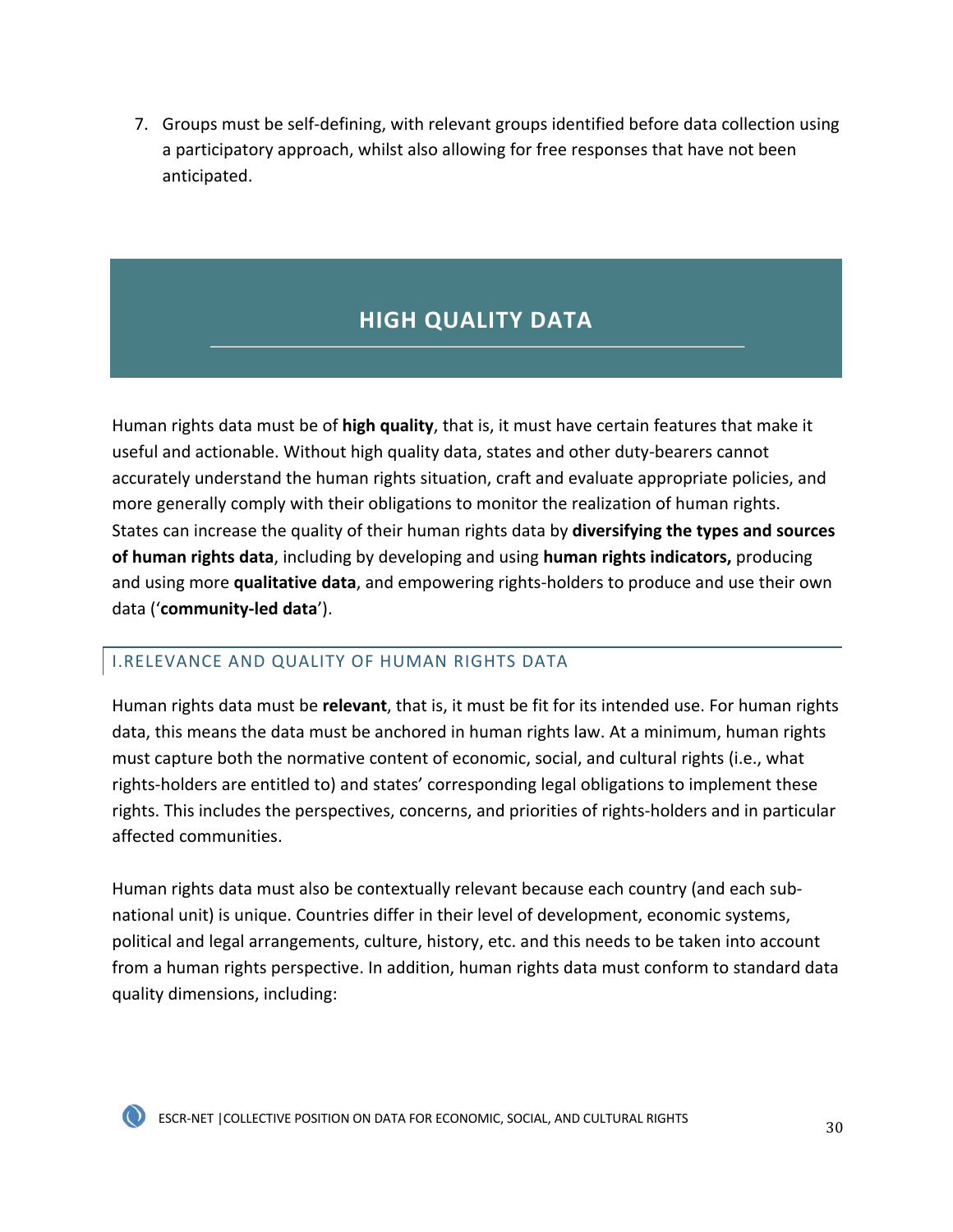7. Groups must be self-defining, with relevant groups identified before data collection using a participatory approach, whilst also allowing for free responses that have not been anticipated.

## HIGH QUALITY DATA

Human rights data must be of **high quality**, that is, it must have certain features that make it useful and actionable. Without high quality data, states and other duty-bearers cannot accurately understand the human rights situation, craft and evaluate appropriate policies, and more generally comply with their obligations to monitor the realization of human rights. States can increase the quality of their human rights data by **diversifying the types and sources of human rights data**, including by developing and using **human rights indicators,** producing and using more **qualitative data**, and empowering rights-holders to produce and use their own data ('**community-led data**').

### I.RELEVANCE AND QUALITY OF HUMAN RIGHTS DATA

Human rights data must be **relevant**, that is, it must be fit for its intended use. For human rights data, this means the data must be anchored in human rights law. At a minimum, human rights must capture both the normative content of economic, social, and cultural rights (i.e., what rights-holders are entitled to) and states' corresponding legal obligations to implement these rights. This includes the perspectives, concerns, and priorities of rights-holders and in particular affected communities.

Human rights data must also be contextually relevant because each country (and each sub-national unit) is unique. Countries differ in their level of development, economic systems, political and legal arrangements, culture, history, etc. and this needs to be taken into account from a human rights perspective. In addition, human rights data must conform to standard data quality dimensions, including: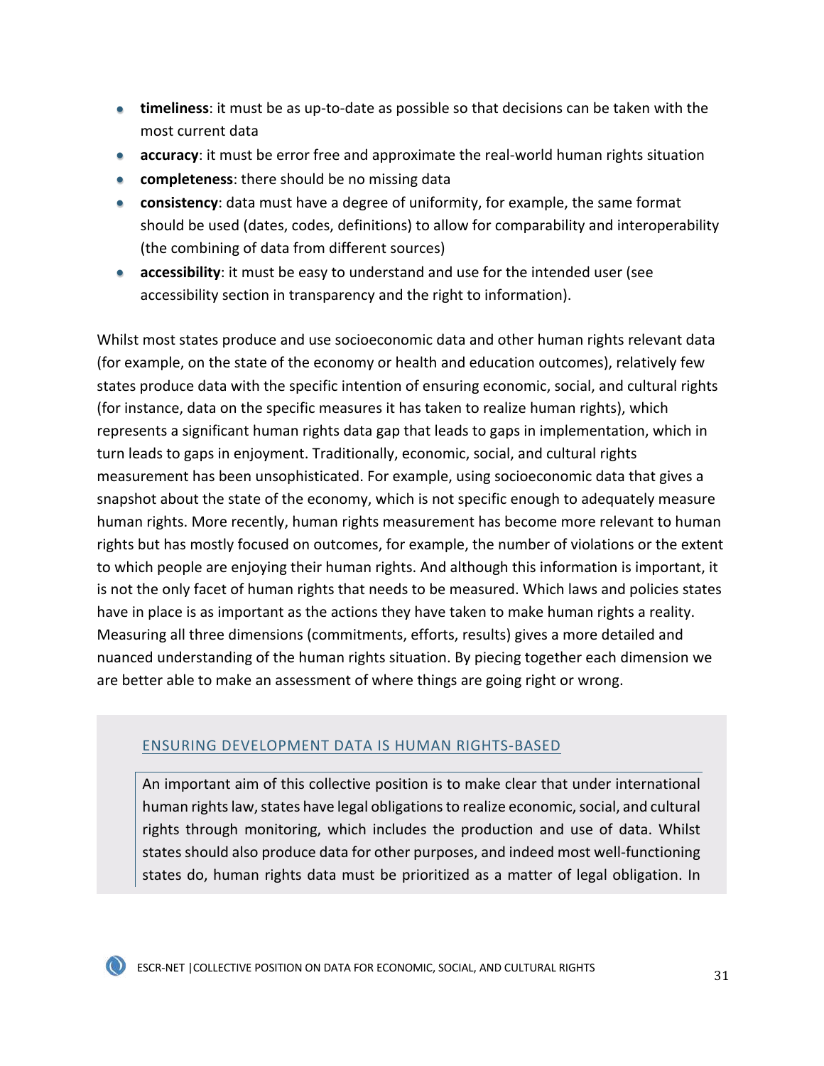- **timeliness**: it must be as up-to-date as possible so that decisions can be taken with the most current data
- **accuracy**: it must be error free and approximate the real-world human rights situation
- **completeness**: there should be no missing data
- **consistency**: data must have a degree of uniformity, for example, the same format should be used (dates, codes, definitions) to allow for comparability and interoperability (the combining of data from different sources)
- **accessibility**: it must be easy to understand and use for the intended user (see accessibility section in transparency and the right to information).

Whilst most states produce and use socioeconomic data and other human rights relevant data (for example, on the state of the economy or health and education outcomes), relatively few states produce data with the specific intention of ensuring economic, social, and cultural rights (for instance, data on the specific measures it has taken to realize human rights), which represents a significant human rights data gap that leads to gaps in implementation, which in turn leads to gaps in enjoyment. Traditionally, economic, social, and cultural rights measurement has been unsophisticated. For example, using socioeconomic data that gives a snapshot about the state of the economy, which is not specific enough to adequately measure human rights. More recently, human rights measurement has become more relevant to human rights but has mostly focused on outcomes, for example, the number of violations or the extent to which people are enjoying their human rights. And although this information is important, it is not the only facet of human rights that needs to be measured. Which laws and policies states have in place is as important as the actions they have taken to make human rights a reality. Measuring all three dimensions (commitments, efforts, results) gives a more detailed and nuanced understanding of the human rights situation. By piecing together each dimension we are better able to make an assessment of where things are going right or wrong.

### ENSURING DEVELOPMENT DATA IS HUMAN RIGHTS-BASED

An important aim of this collective position is to make clear that under international human rights law, states have legal obligations to realize economic, social, and cultural rights through monitoring, which includes the production and use of data. Whilst states should also produce data for other purposes, and indeed most well-functioning states do, human rights data must be prioritized as a matter of legal obligation. In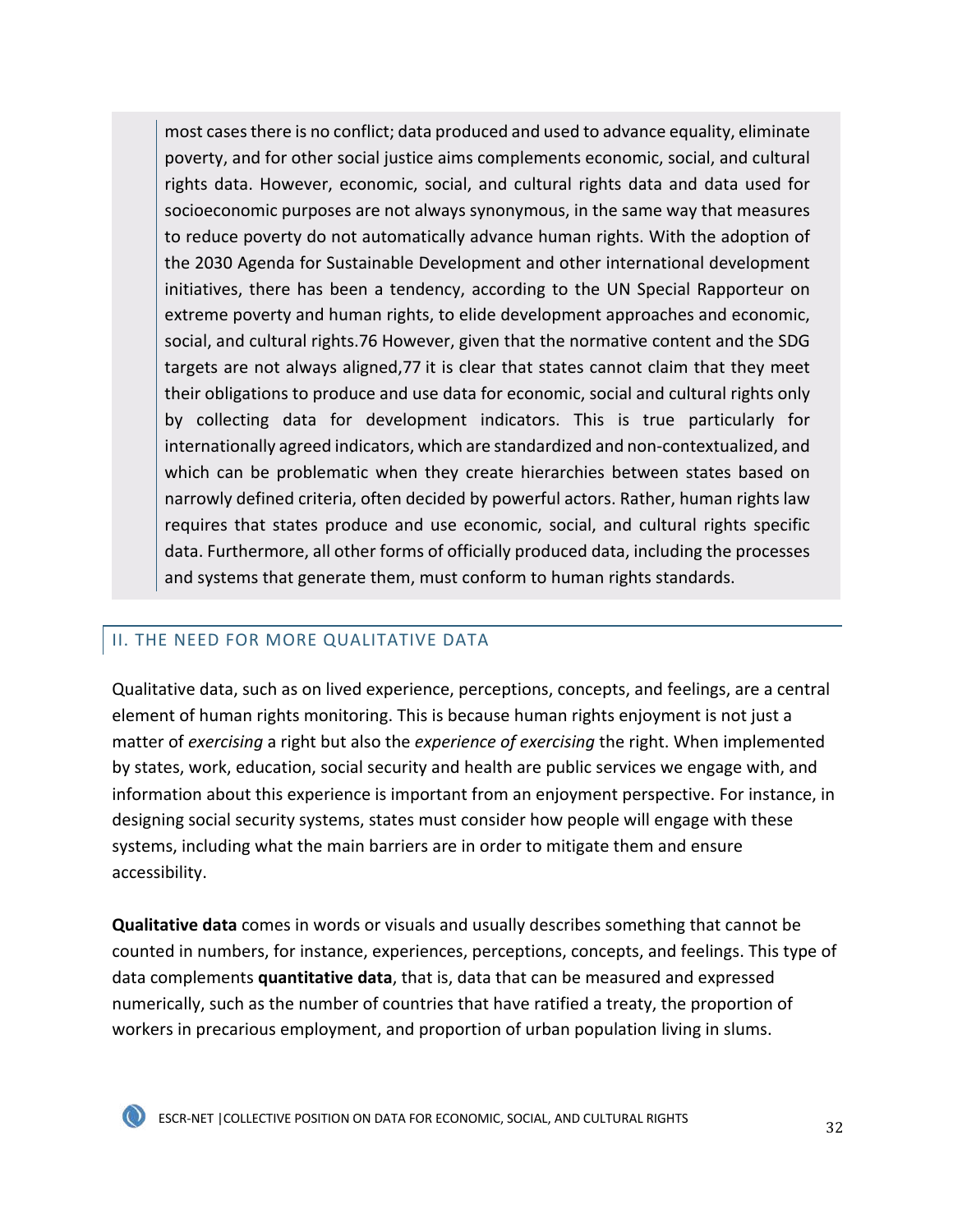> most cases there is no conflict; data produced and used to advance equality, eliminate poverty, and for other social justice aims complements economic, social, and cultural rights data. However, economic, social, and cultural rights data and data used for socioeconomic purposes are not always synonymous, in the same way that measures to reduce poverty do not automatically advance human rights. With the adoption of the 2030 Agenda for Sustainable Development and other international development initiatives, there has been a tendency, according to the UN Special Rapporteur on extreme poverty and human rights, to elide development approaches and economic, social, and cultural rights.[76] However, given that the normative content and the SDG targets are not always aligned,[77] it is clear that states cannot claim that they meet their obligations to produce and use data for economic, social and cultural rights only by collecting data for development indicators. This is true particularly for internationally agreed indicators, which are standardized and non-contextualized, and which can be problematic when they create hierarchies between states based on narrowly defined criteria, often decided by powerful actors. Rather, human rights law requires that states produce and use economic, social, and cultural rights specific data. Furthermore, all other forms of officially produced data, including the processes and systems that generate them, must conform to human rights standards.

## II. THE NEED FOR MORE QUALITATIVE DATA

Qualitative data, such as on lived experience, perceptions, concepts, and feelings, are a central element of human rights monitoring. This is because human rights enjoyment is not just a matter of *exercising* a right but also the *experience of exercising* the right. When implemented by states, work, education, social security and health are public services we engage with, and information about this experience is important from an enjoyment perspective. For instance, in designing social security systems, states must consider how people will engage with these systems, including what the main barriers are in order to mitigate them and ensure accessibility.

**Qualitative data** comes in words or visuals and usually describes something that cannot be counted in numbers, for instance, experiences, perceptions, concepts, and feelings. This type of data complements **quantitative data**, that is, data that can be measured and expressed numerically, such as the number of countries that have ratified a treaty, the proportion of workers in precarious employment, and proportion of urban population living in slums.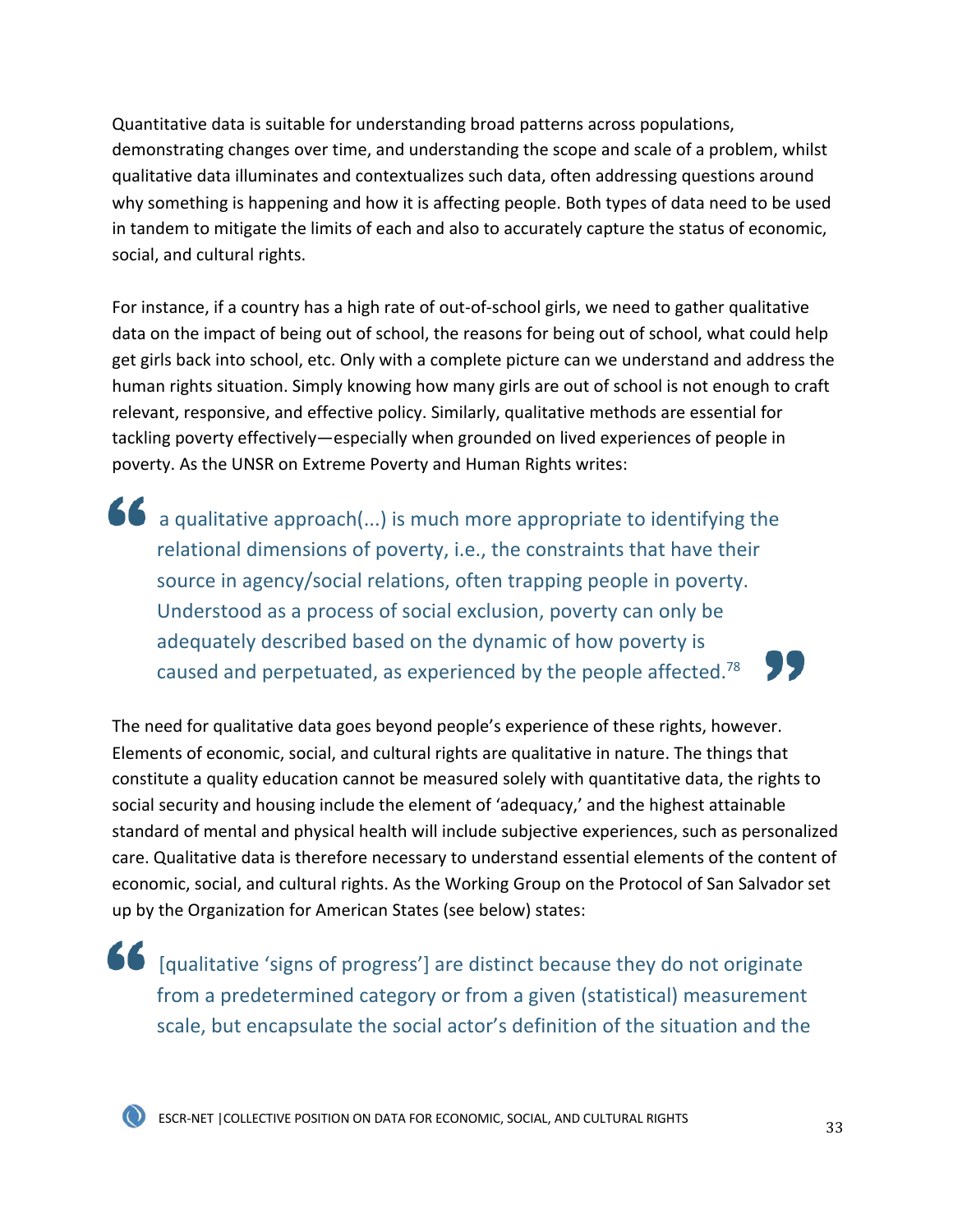Quantitative data is suitable for understanding broad patterns across populations, demonstrating changes over time, and understanding the scope and scale of a problem, whilst qualitative data illuminates and contextualizes such data, often addressing questions around why something is happening and how it is affecting people. Both types of data need to be used in tandem to mitigate the limits of each and also to accurately capture the status of economic, social, and cultural rights.

For instance, if a country has a high rate of out-of-school girls, we need to gather qualitative data on the impact of being out of school, the reasons for being out of school, what could help get girls back into school, etc. Only with a complete picture can we understand and address the human rights situation. Simply knowing how many girls are out of school is not enough to craft relevant, responsive, and effective policy. Similarly, qualitative methods are essential for tackling poverty effectively—especially when grounded on lived experiences of people in poverty. As the UNSR on Extreme Poverty and Human Rights writes:

> a qualitative approach(...) is much more appropriate to identifying the relational dimensions of poverty, i.e., the constraints that have their source in agency/social relations, often trapping people in poverty. Understood as a process of social exclusion, poverty can only be adequately described based on the dynamic of how poverty is caused and perpetuated, as experienced by the people affected.[78]

The need for qualitative data goes beyond people's experience of these rights, however. Elements of economic, social, and cultural rights are qualitative in nature. The things that constitute a quality education cannot be measured solely with quantitative data, the rights to social security and housing include the element of 'adequacy,' and the highest attainable standard of mental and physical health will include subjective experiences, such as personalized care. Qualitative data is therefore necessary to understand essential elements of the content of economic, social, and cultural rights. As the Working Group on the Protocol of San Salvador set up by the Organization for American States (see below) states:

> [qualitative 'signs of progress'] are distinct because they do not originate from a predetermined category or from a given (statistical) measurement scale, but encapsulate the social actor's definition of the situation and the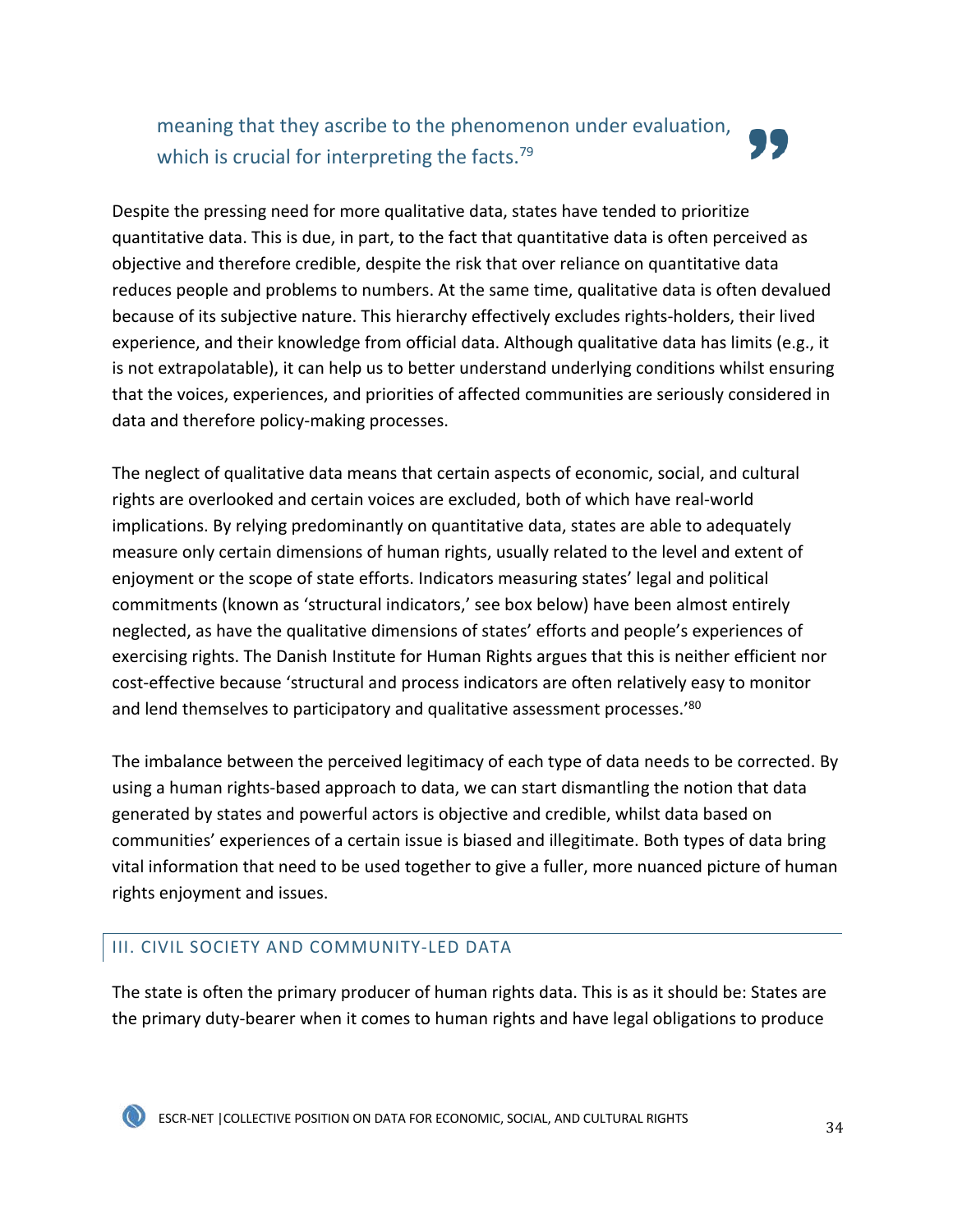meaning that they ascribe to the phenomenon under evaluation, which is crucial for interpreting the facts.[79]

Despite the pressing need for more qualitative data, states have tended to prioritize quantitative data. This is due, in part, to the fact that quantitative data is often perceived as objective and therefore credible, despite the risk that over reliance on quantitative data reduces people and problems to numbers. At the same time, qualitative data is often devalued because of its subjective nature. This hierarchy effectively excludes rights-holders, their lived experience, and their knowledge from official data. Although qualitative data has limits (e.g., it is not extrapolatable), it can help us to better understand underlying conditions whilst ensuring that the voices, experiences, and priorities of affected communities are seriously considered in data and therefore policy-making processes.

The neglect of qualitative data means that certain aspects of economic, social, and cultural rights are overlooked and certain voices are excluded, both of which have real-world implications. By relying predominantly on quantitative data, states are able to adequately measure only certain dimensions of human rights, usually related to the level and extent of enjoyment or the scope of state efforts. Indicators measuring states' legal and political commitments (known as 'structural indicators,' see box below) have been almost entirely neglected, as have the qualitative dimensions of states' efforts and people's experiences of exercising rights. The Danish Institute for Human Rights argues that this is neither efficient nor cost-effective because 'structural and process indicators are often relatively easy to monitor and lend themselves to participatory and qualitative assessment processes.'[80]

The imbalance between the perceived legitimacy of each type of data needs to be corrected. By using a human rights-based approach to data, we can start dismantling the notion that data generated by states and powerful actors is objective and credible, whilst data based on communities' experiences of a certain issue is biased and illegitimate. Both types of data bring vital information that need to be used together to give a fuller, more nuanced picture of human rights enjoyment and issues.

## III. CIVIL SOCIETY AND COMMUNITY-LED DATA

The state is often the primary producer of human rights data. This is as it should be: States are the primary duty-bearer when it comes to human rights and have legal obligations to produce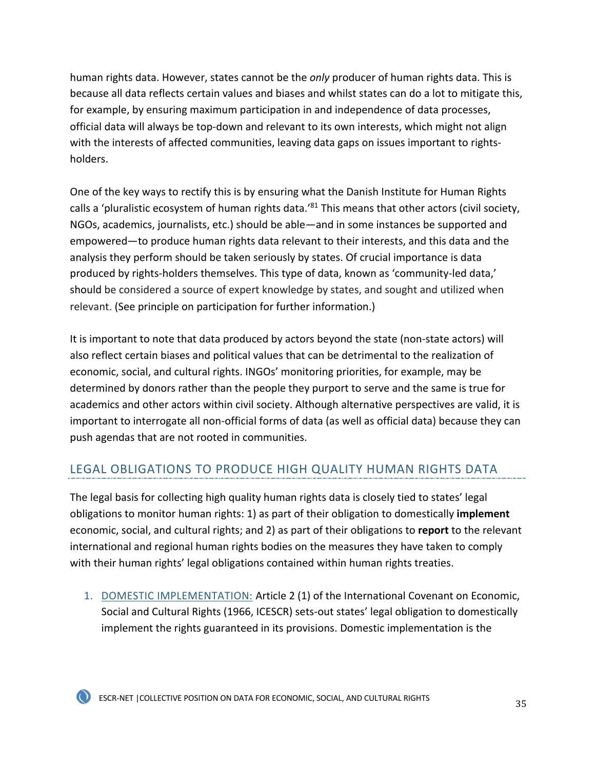human rights data. However, states cannot be the *only* producer of human rights data. This is because all data reflects certain values and biases and whilst states can do a lot to mitigate this, for example, by ensuring maximum participation in and independence of data processes, official data will always be top-down and relevant to its own interests, which might not align with the interests of affected communities, leaving data gaps on issues important to rights-holders.

One of the key ways to rectify this is by ensuring what the Danish Institute for Human Rights calls a 'pluralistic ecosystem of human rights data.'[81] This means that other actors (civil society, NGOs, academics, journalists, etc.) should be able—and in some instances be supported and empowered—to produce human rights data relevant to their interests, and this data and the analysis they perform should be taken seriously by states. Of crucial importance is data produced by rights-holders themselves. This type of data, known as 'community-led data,' should be considered a source of expert knowledge by states, and sought and utilized when relevant. (See principle on participation for further information.)

It is important to note that data produced by actors beyond the state (non-state actors) will also reflect certain biases and political values that can be detrimental to the realization of economic, social, and cultural rights. INGOs' monitoring priorities, for example, may be determined by donors rather than the people they purport to serve and the same is true for academics and other actors within civil society. Although alternative perspectives are valid, it is important to interrogate all non-official forms of data (as well as official data) because they can push agendas that are not rooted in communities.

## LEGAL OBLIGATIONS TO PRODUCE HIGH QUALITY HUMAN RIGHTS DATA

The legal basis for collecting high quality human rights data is closely tied to states' legal obligations to monitor human rights: 1) as part of their obligation to domestically **implement** economic, social, and cultural rights; and 2) as part of their obligations to **report** to the relevant international and regional human rights bodies on the measures they have taken to comply with their human rights' legal obligations contained within human rights treaties.

1. DOMESTIC IMPLEMENTATION: Article 2 (1) of the International Covenant on Economic, Social and Cultural Rights (1966, ICESCR) sets-out states' legal obligation to domestically implement the rights guaranteed in its provisions. Domestic implementation is the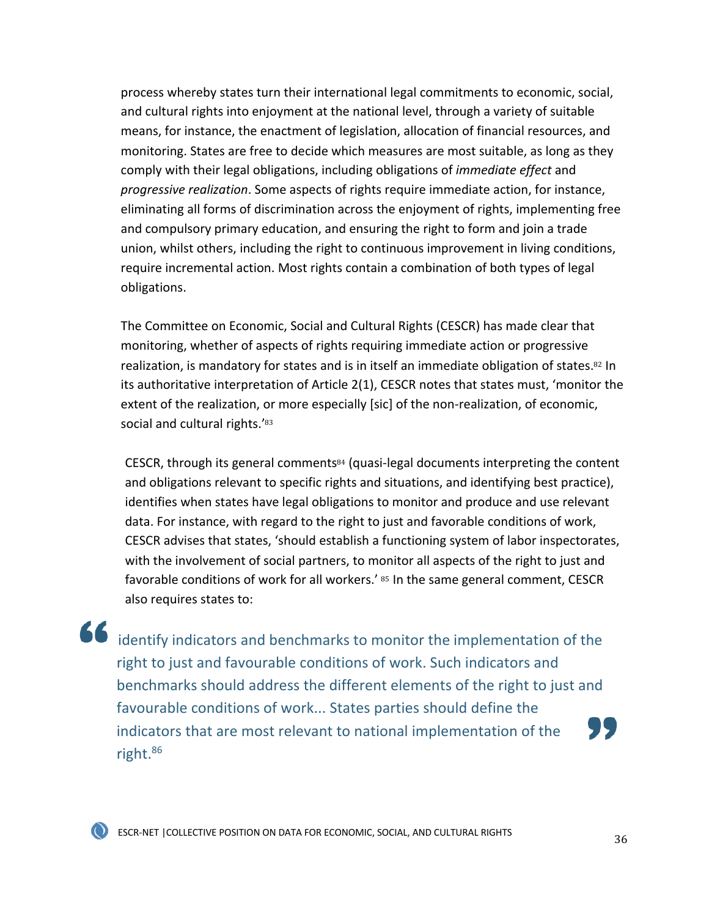process whereby states turn their international legal commitments to economic, social, and cultural rights into enjoyment at the national level, through a variety of suitable means, for instance, the enactment of legislation, allocation of financial resources, and monitoring. States are free to decide which measures are most suitable, as long as they comply with their legal obligations, including obligations of *immediate effect* and *progressive realization*. Some aspects of rights require immediate action, for instance, eliminating all forms of discrimination across the enjoyment of rights, implementing free and compulsory primary education, and ensuring the right to form and join a trade union, whilst others, including the right to continuous improvement in living conditions, require incremental action. Most rights contain a combination of both types of legal obligations.

The Committee on Economic, Social and Cultural Rights (CESCR) has made clear that monitoring, whether of aspects of rights requiring immediate action or progressive realization, is mandatory for states and is in itself an immediate obligation of states.[82] In its authoritative interpretation of Article 2(1), CESCR notes that states must, 'monitor the extent of the realization, or more especially [sic] of the non-realization, of economic, social and cultural rights.'[83]

CESCR, through its general comments[84] (quasi-legal documents interpreting the content and obligations relevant to specific rights and situations, and identifying best practice), identifies when states have legal obligations to monitor and produce and use relevant data. For instance, with regard to the right to just and favorable conditions of work, CESCR advises that states, 'should establish a functioning system of labor inspectorates, with the involvement of social partners, to monitor all aspects of the right to just and favorable conditions of work for all workers.' [85] In the same general comment, CESCR also requires states to:

> identify indicators and benchmarks to monitor the implementation of the right to just and favourable conditions of work. Such indicators and benchmarks should address the different elements of the right to just and favourable conditions of work... States parties should define the indicators that are most relevant to national implementation of the right.[86]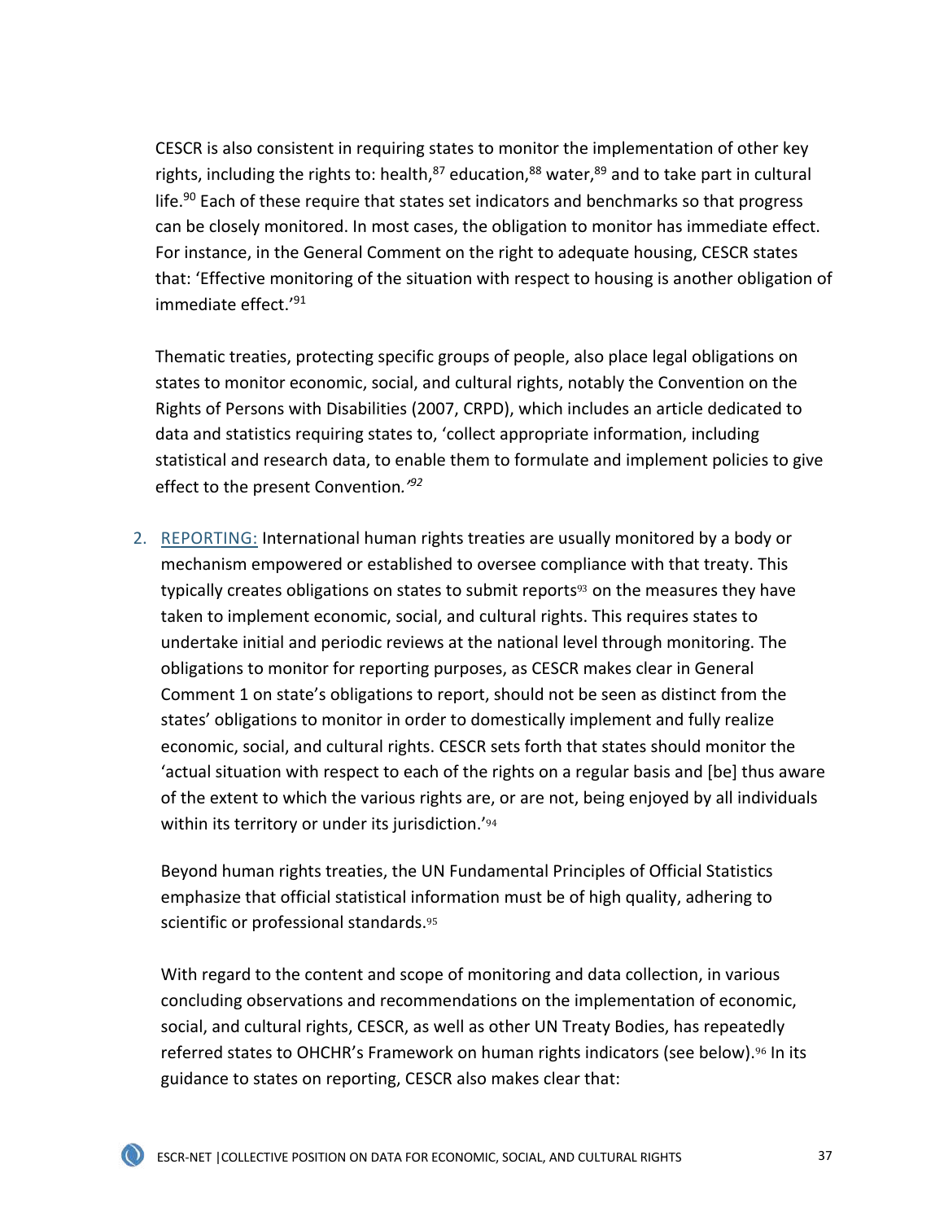CESCR is also consistent in requiring states to monitor the implementation of other key rights, including the rights to: health,[87] education,[88] water,[89] and to take part in cultural life.[90] Each of these require that states set indicators and benchmarks so that progress can be closely monitored. In most cases, the obligation to monitor has immediate effect. For instance, in the General Comment on the right to adequate housing, CESCR states that: 'Effective monitoring of the situation with respect to housing is another obligation of immediate effect.'[91]

Thematic treaties, protecting specific groups of people, also place legal obligations on states to monitor economic, social, and cultural rights, notably the Convention on the Rights of Persons with Disabilities (2007, CRPD), which includes an article dedicated to data and statistics requiring states to, 'collect appropriate information, including statistical and research data, to enable them to formulate and implement policies to give effect to the present Convention.'[92]

2. REPORTING: International human rights treaties are usually monitored by a body or mechanism empowered or established to oversee compliance with that treaty. This typically creates obligations on states to submit reports[93] on the measures they have taken to implement economic, social, and cultural rights. This requires states to undertake initial and periodic reviews at the national level through monitoring. The obligations to monitor for reporting purposes, as CESCR makes clear in General Comment 1 on state's obligations to report, should not be seen as distinct from the states' obligations to monitor in order to domestically implement and fully realize economic, social, and cultural rights. CESCR sets forth that states should monitor the 'actual situation with respect to each of the rights on a regular basis and [be] thus aware of the extent to which the various rights are, or are not, being enjoyed by all individuals within its territory or under its jurisdiction.'[94]

   Beyond human rights treaties, the UN Fundamental Principles of Official Statistics emphasize that official statistical information must be of high quality, adhering to scientific or professional standards.[95]

   With regard to the content and scope of monitoring and data collection, in various concluding observations and recommendations on the implementation of economic, social, and cultural rights, CESCR, as well as other UN Treaty Bodies, has repeatedly referred states to OHCHR's Framework on human rights indicators (see below).[96] In its guidance to states on reporting, CESCR also makes clear that: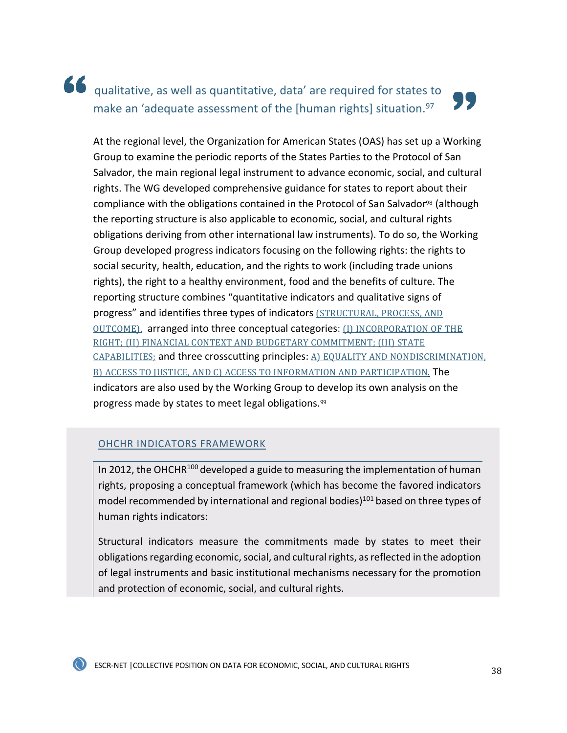> qualitative, as well as quantitative, data' are required for states to make an 'adequate assessment of the [human rights] situation.[97]

At the regional level, the Organization for American States (OAS) has set up a Working Group to examine the periodic reports of the States Parties to the Protocol of San Salvador, the main regional legal instrument to advance economic, social, and cultural rights. The WG developed comprehensive guidance for states to report about their compliance with the obligations contained in the Protocol of San Salvador[98] (although the reporting structure is also applicable to economic, social, and cultural rights obligations deriving from other international law instruments). To do so, the Working Group developed progress indicators focusing on the following rights: the rights to social security, health, education, and the rights to work (including trade unions rights), the right to a healthy environment, food and the benefits of culture. The reporting structure combines "quantitative indicators and qualitative signs of progress" and identifies three types of indicators (STRUCTURAL, PROCESS, AND OUTCOME), arranged into three conceptual categories: (I) INCORPORATION OF THE RIGHT; (II) FINANCIAL CONTEXT AND BUDGETARY COMMITMENT; (III) STATE CAPABILITIES; and three crosscutting principles: A) EQUALITY AND NONDISCRIMINATION, B) ACCESS TO JUSTICE, AND C) ACCESS TO INFORMATION AND PARTICIPATION. The indicators are also used by the Working Group to develop its own analysis on the progress made by states to meet legal obligations.[99]

### OHCHR INDICATORS FRAMEWORK

In 2012, the OHCHR[100] developed a guide to measuring the implementation of human rights, proposing a conceptual framework (which has become the favored indicators model recommended by international and regional bodies)[101] based on three types of human rights indicators:

Structural indicators measure the commitments made by states to meet their obligations regarding economic, social, and cultural rights, as reflected in the adoption of legal instruments and basic institutional mechanisms necessary for the promotion and protection of economic, social, and cultural rights.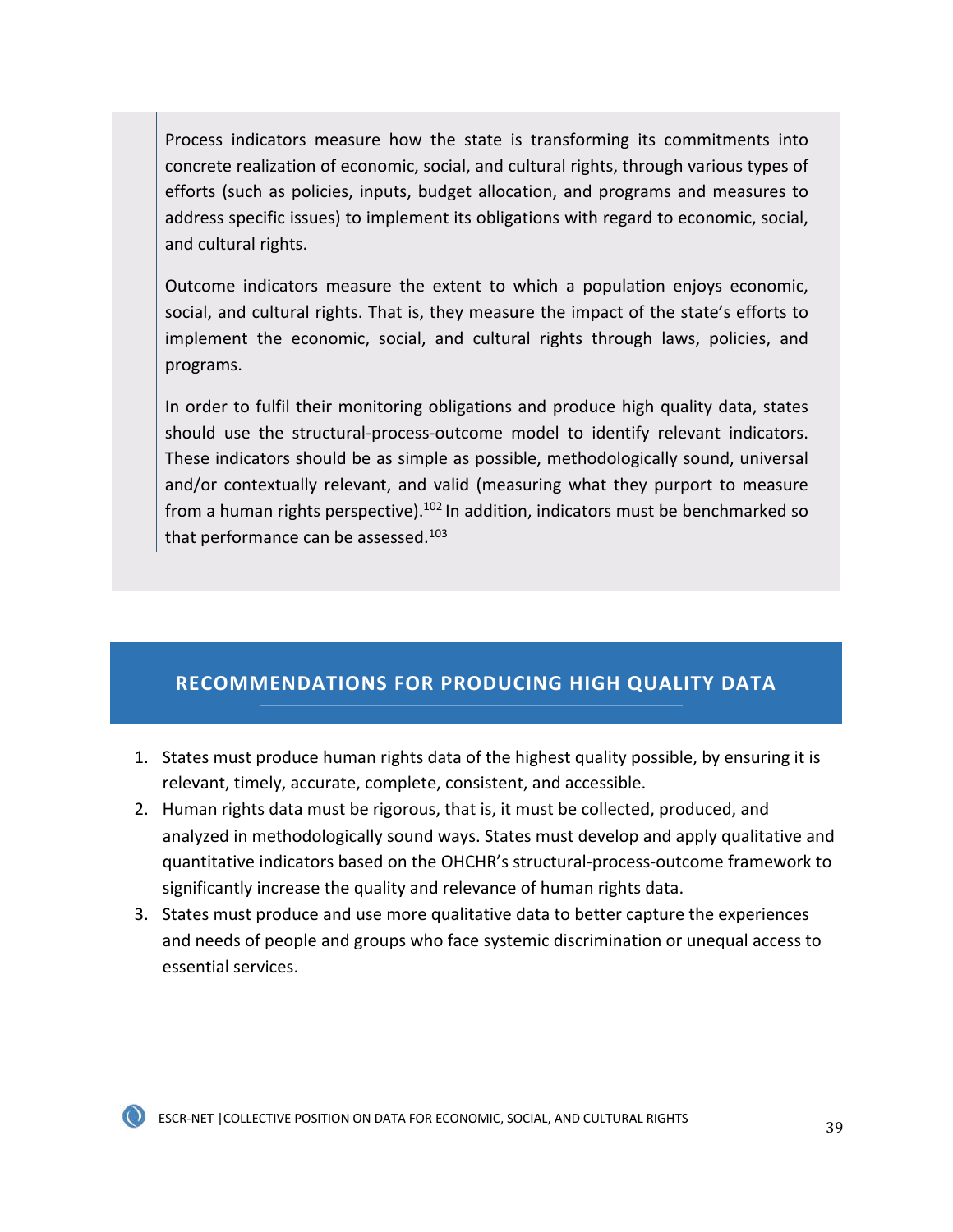Process indicators measure how the state is transforming its commitments into concrete realization of economic, social, and cultural rights, through various types of efforts (such as policies, inputs, budget allocation, and programs and measures to address specific issues) to implement its obligations with regard to economic, social, and cultural rights.

Outcome indicators measure the extent to which a population enjoys economic, social, and cultural rights. That is, they measure the impact of the state's efforts to implement the economic, social, and cultural rights through laws, policies, and programs.

In order to fulfil their monitoring obligations and produce high quality data, states should use the structural-process-outcome model to identify relevant indicators. These indicators should be as simple as possible, methodologically sound, universal and/or contextually relevant, and valid (measuring what they purport to measure from a human rights perspective).[102] In addition, indicators must be benchmarked so that performance can be assessed.[103]

## RECOMMENDATIONS FOR PRODUCING HIGH QUALITY DATA

1. States must produce human rights data of the highest quality possible, by ensuring it is relevant, timely, accurate, complete, consistent, and accessible.
2. Human rights data must be rigorous, that is, it must be collected, produced, and analyzed in methodologically sound ways. States must develop and apply qualitative and quantitative indicators based on the OHCHR's structural-process-outcome framework to significantly increase the quality and relevance of human rights data.
3. States must produce and use more qualitative data to better capture the experiences and needs of people and groups who face systemic discrimination or unequal access to essential services.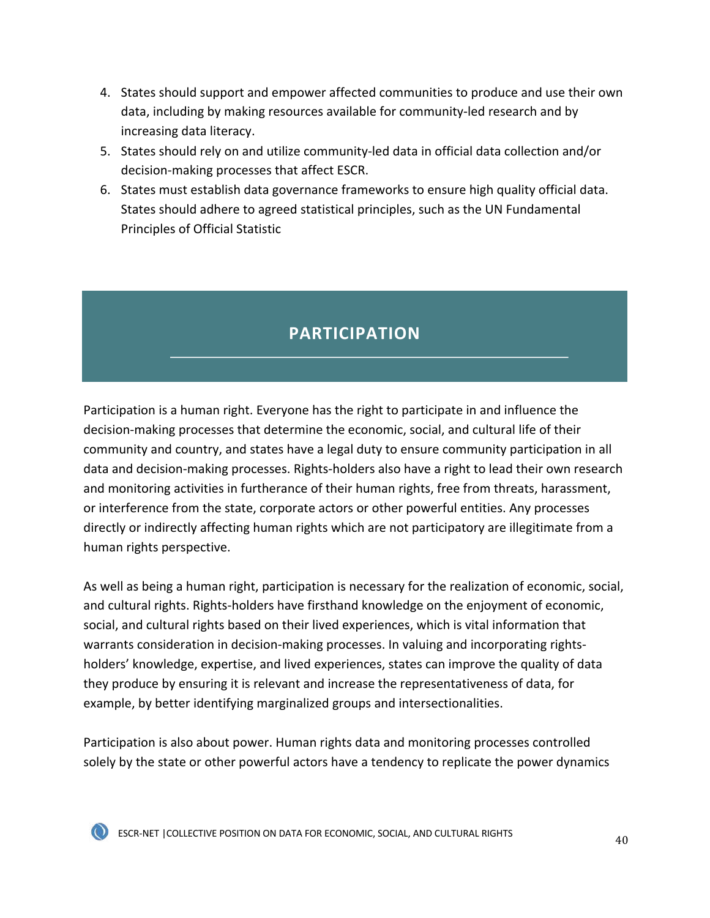4. States should support and empower affected communities to produce and use their own data, including by making resources available for community-led research and by increasing data literacy.
5. States should rely on and utilize community-led data in official data collection and/or decision-making processes that affect ESCR.
6. States must establish data governance frameworks to ensure high quality official data. States should adhere to agreed statistical principles, such as the UN Fundamental Principles of Official Statistic

## PARTICIPATION

Participation is a human right. Everyone has the right to participate in and influence the decision-making processes that determine the economic, social, and cultural life of their community and country, and states have a legal duty to ensure community participation in all data and decision-making processes. Rights-holders also have a right to lead their own research and monitoring activities in furtherance of their human rights, free from threats, harassment, or interference from the state, corporate actors or other powerful entities. Any processes directly or indirectly affecting human rights which are not participatory are illegitimate from a human rights perspective.

As well as being a human right, participation is necessary for the realization of economic, social, and cultural rights. Rights-holders have firsthand knowledge on the enjoyment of economic, social, and cultural rights based on their lived experiences, which is vital information that warrants consideration in decision-making processes. In valuing and incorporating rights-holders' knowledge, expertise, and lived experiences, states can improve the quality of data they produce by ensuring it is relevant and increase the representativeness of data, for example, by better identifying marginalized groups and intersectionalities.

Participation is also about power. Human rights data and monitoring processes controlled solely by the state or other powerful actors have a tendency to replicate the power dynamics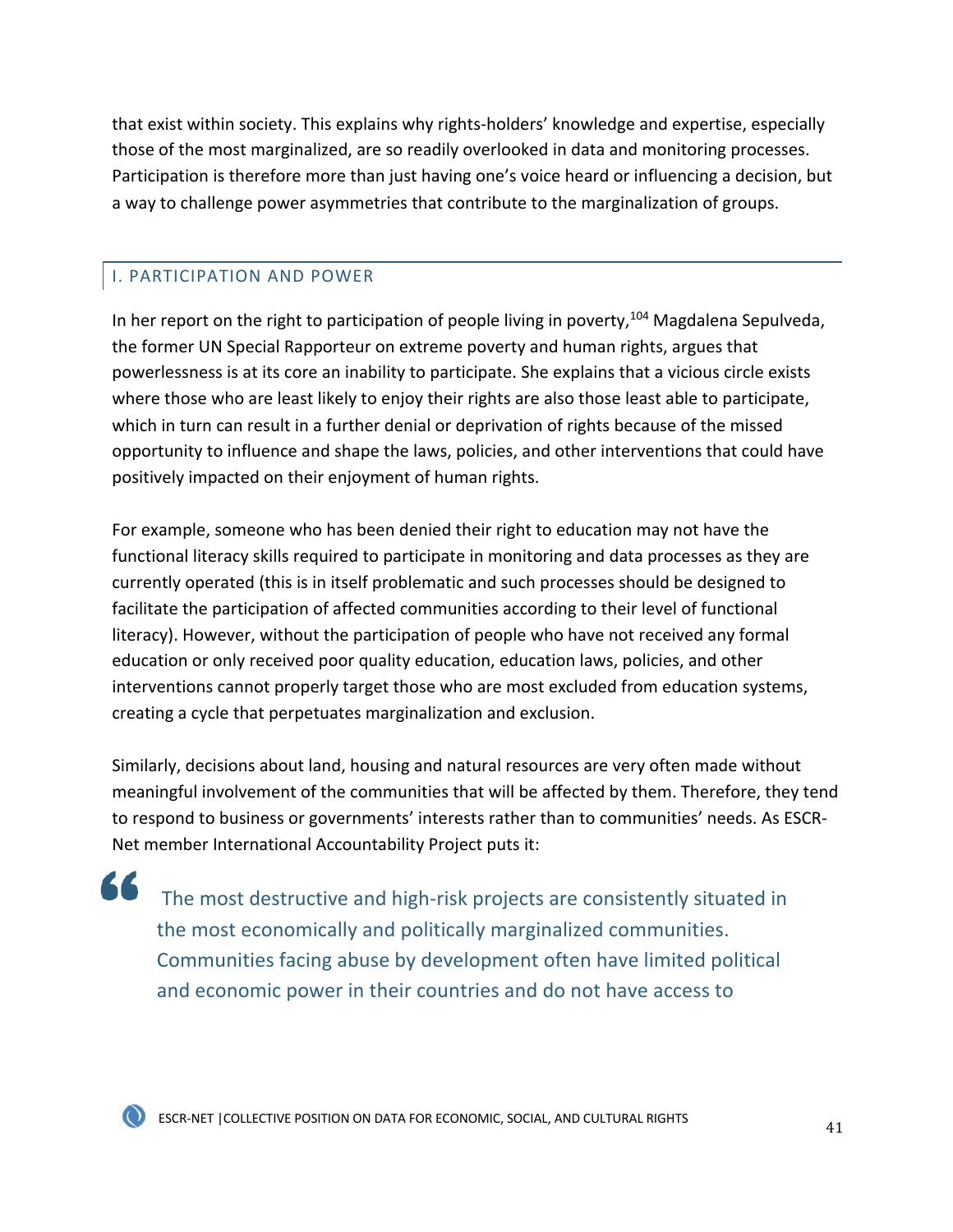that exist within society. This explains why rights-holders' knowledge and expertise, especially those of the most marginalized, are so readily overlooked in data and monitoring processes. Participation is therefore more than just having one's voice heard or influencing a decision, but a way to challenge power asymmetries that contribute to the marginalization of groups.

## I. PARTICIPATION AND POWER

In her report on the right to participation of people living in poverty,[104] Magdalena Sepulveda, the former UN Special Rapporteur on extreme poverty and human rights, argues that powerlessness is at its core an inability to participate. She explains that a vicious circle exists where those who are least likely to enjoy their rights are also those least able to participate, which in turn can result in a further denial or deprivation of rights because of the missed opportunity to influence and shape the laws, policies, and other interventions that could have positively impacted on their enjoyment of human rights.

For example, someone who has been denied their right to education may not have the functional literacy skills required to participate in monitoring and data processes as they are currently operated (this is in itself problematic and such processes should be designed to facilitate the participation of affected communities according to their level of functional literacy). However, without the participation of people who have not received any formal education or only received poor quality education, education laws, policies, and other interventions cannot properly target those who are most excluded from education systems, creating a cycle that perpetuates marginalization and exclusion.

Similarly, decisions about land, housing and natural resources are very often made without meaningful involvement of the communities that will be affected by them. Therefore, they tend to respond to business or governments' interests rather than to communities' needs. As ESCR-Net member International Accountability Project puts it:

> The most destructive and high-risk projects are consistently situated in the most economically and politically marginalized communities. Communities facing abuse by development often have limited political and economic power in their countries and do not have access to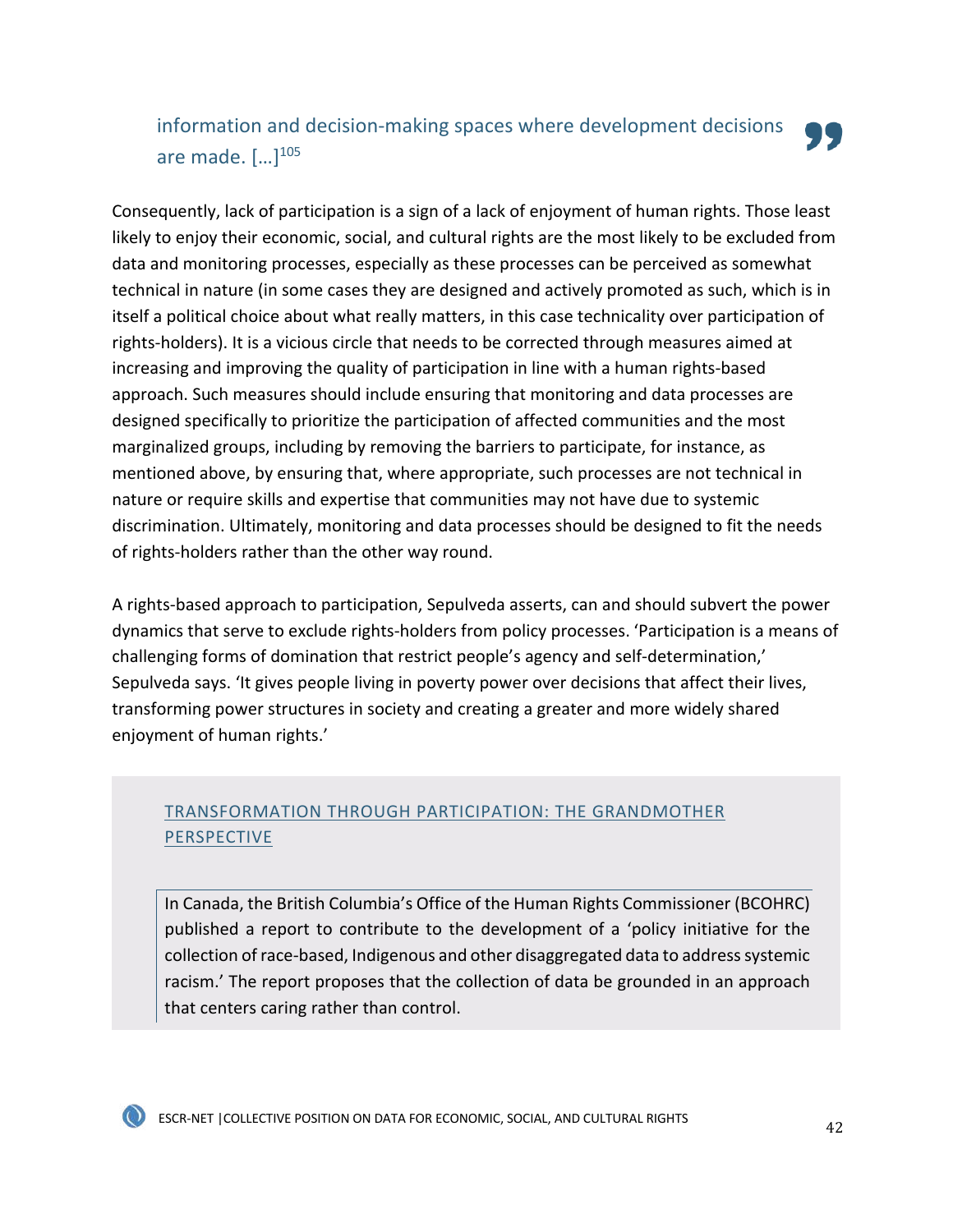> information and decision-making spaces where development decisions are made. […][105]

Consequently, lack of participation is a sign of a lack of enjoyment of human rights. Those least likely to enjoy their economic, social, and cultural rights are the most likely to be excluded from data and monitoring processes, especially as these processes can be perceived as somewhat technical in nature (in some cases they are designed and actively promoted as such, which is in itself a political choice about what really matters, in this case technicality over participation of rights-holders). It is a vicious circle that needs to be corrected through measures aimed at increasing and improving the quality of participation in line with a human rights-based approach. Such measures should include ensuring that monitoring and data processes are designed specifically to prioritize the participation of affected communities and the most marginalized groups, including by removing the barriers to participate, for instance, as mentioned above, by ensuring that, where appropriate, such processes are not technical in nature or require skills and expertise that communities may not have due to systemic discrimination. Ultimately, monitoring and data processes should be designed to fit the needs of rights-holders rather than the other way round.

A rights-based approach to participation, Sepulveda asserts, can and should subvert the power dynamics that serve to exclude rights-holders from policy processes. 'Participation is a means of challenging forms of domination that restrict people's agency and self-determination,' Sepulveda says. 'It gives people living in poverty power over decisions that affect their lives, transforming power structures in society and creating a greater and more widely shared enjoyment of human rights.'

### TRANSFORMATION THROUGH PARTICIPATION: THE GRANDMOTHER PERSPECTIVE

In Canada, the British Columbia's Office of the Human Rights Commissioner (BCOHRC) published a report to contribute to the development of a 'policy initiative for the collection of race-based, Indigenous and other disaggregated data to address systemic racism.' The report proposes that the collection of data be grounded in an approach that centers caring rather than control.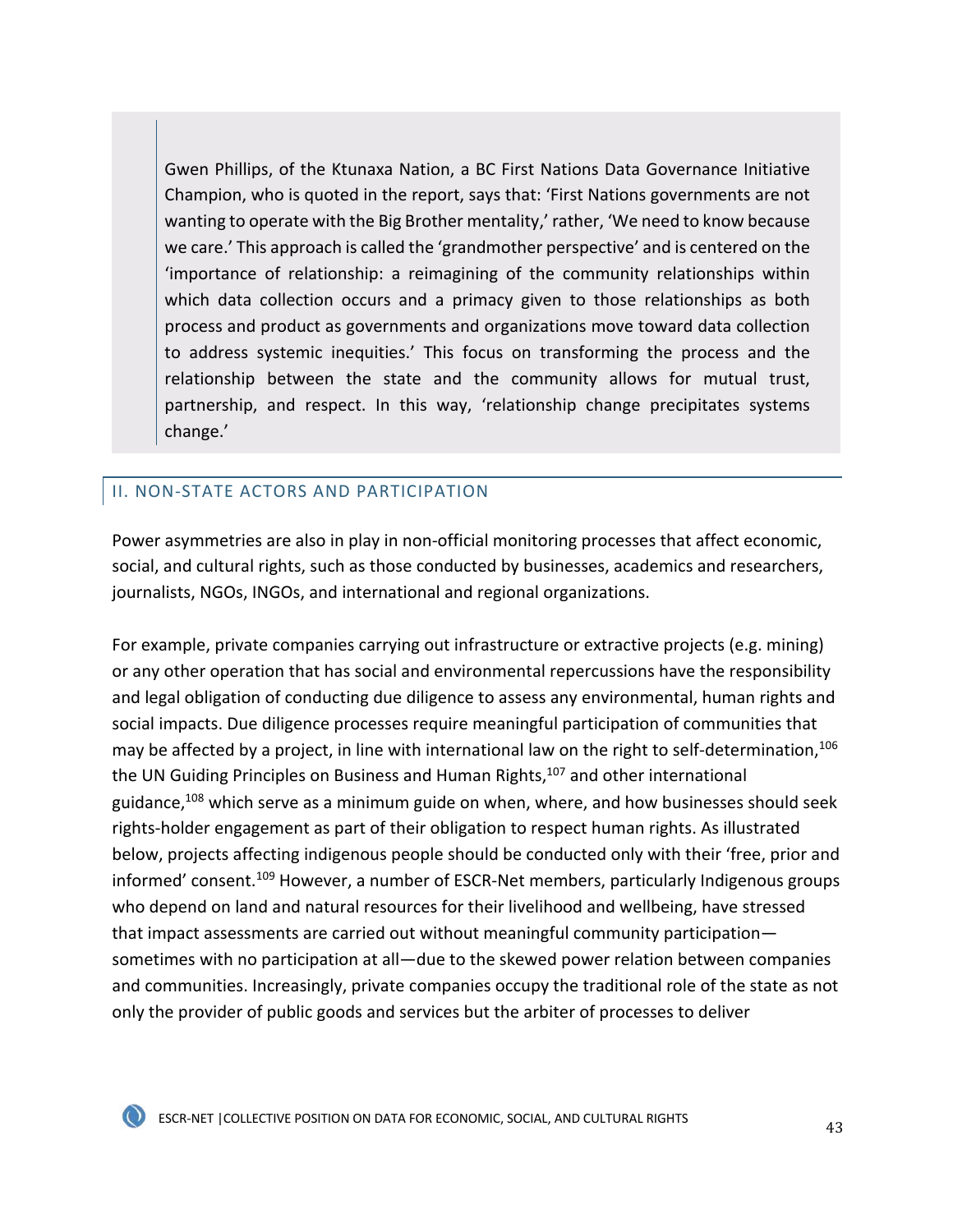> Gwen Phillips, of the Ktunaxa Nation, a BC First Nations Data Governance Initiative Champion, who is quoted in the report, says that: 'First Nations governments are not wanting to operate with the Big Brother mentality,' rather, 'We need to know because we care.' This approach is called the 'grandmother perspective' and is centered on the 'importance of relationship: a reimagining of the community relationships within which data collection occurs and a primacy given to those relationships as both process and product as governments and organizations move toward data collection to address systemic inequities.' This focus on transforming the process and the relationship between the state and the community allows for mutual trust, partnership, and respect. In this way, 'relationship change precipitates systems change.'

## II. NON-STATE ACTORS AND PARTICIPATION

Power asymmetries are also in play in non-official monitoring processes that affect economic, social, and cultural rights, such as those conducted by businesses, academics and researchers, journalists, NGOs, INGOs, and international and regional organizations.

For example, private companies carrying out infrastructure or extractive projects (e.g. mining) or any other operation that has social and environmental repercussions have the responsibility and legal obligation of conducting due diligence to assess any environmental, human rights and social impacts. Due diligence processes require meaningful participation of communities that may be affected by a project, in line with international law on the right to self-determination,[106] the UN Guiding Principles on Business and Human Rights,[107] and other international guidance,[108] which serve as a minimum guide on when, where, and how businesses should seek rights-holder engagement as part of their obligation to respect human rights. As illustrated below, projects affecting indigenous people should be conducted only with their 'free, prior and informed' consent.[109] However, a number of ESCR-Net members, particularly Indigenous groups who depend on land and natural resources for their livelihood and wellbeing, have stressed that impact assessments are carried out without meaningful community participation—sometimes with no participation at all—due to the skewed power relation between companies and communities. Increasingly, private companies occupy the traditional role of the state as not only the provider of public goods and services but the arbiter of processes to deliver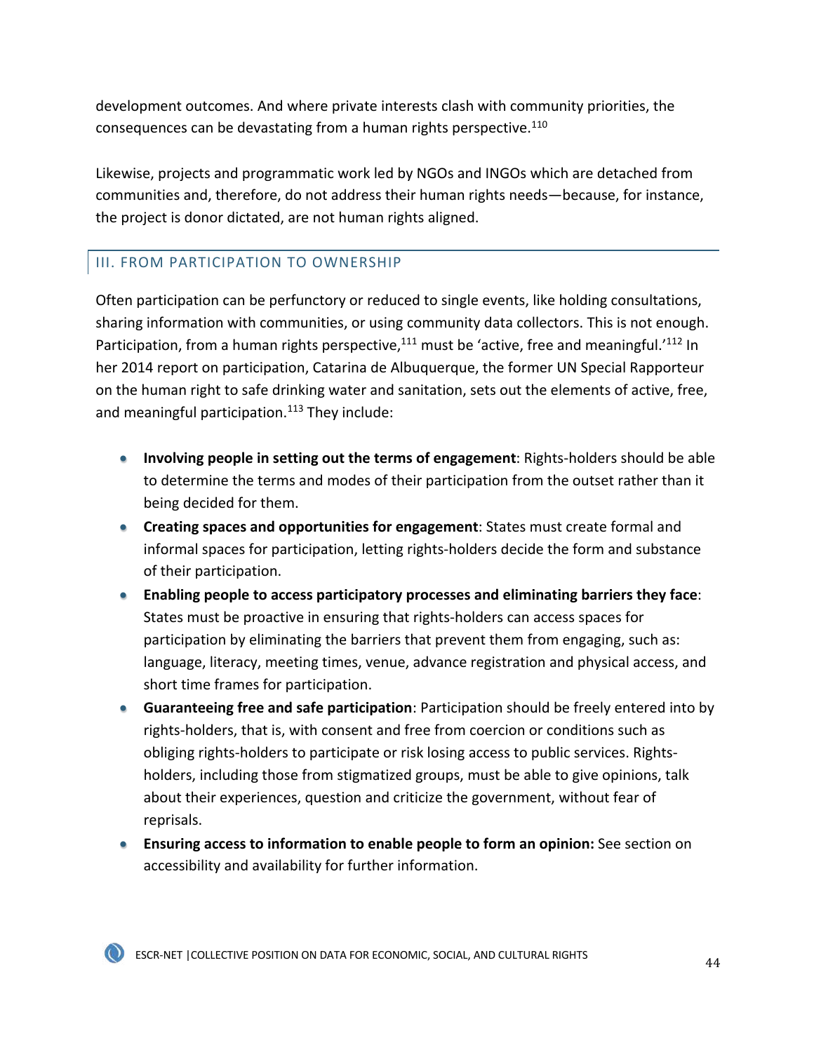development outcomes. And where private interests clash with community priorities, the consequences can be devastating from a human rights perspective.[110]

Likewise, projects and programmatic work led by NGOs and INGOs which are detached from communities and, therefore, do not address their human rights needs—because, for instance, the project is donor dictated, are not human rights aligned.

## III. FROM PARTICIPATION TO OWNERSHIP

Often participation can be perfunctory or reduced to single events, like holding consultations, sharing information with communities, or using community data collectors. This is not enough. Participation, from a human rights perspective,[111] must be 'active, free and meaningful.'[112] In her 2014 report on participation, Catarina de Albuquerque, the former UN Special Rapporteur on the human right to safe drinking water and sanitation, sets out the elements of active, free, and meaningful participation.[113] They include:

- **Involving people in setting out the terms of engagement**: Rights-holders should be able to determine the terms and modes of their participation from the outset rather than it being decided for them.
- **Creating spaces and opportunities for engagement**: States must create formal and informal spaces for participation, letting rights-holders decide the form and substance of their participation.
- **Enabling people to access participatory processes and eliminating barriers they face**: States must be proactive in ensuring that rights-holders can access spaces for participation by eliminating the barriers that prevent them from engaging, such as: language, literacy, meeting times, venue, advance registration and physical access, and short time frames for participation.
- **Guaranteeing free and safe participation**: Participation should be freely entered into by rights-holders, that is, with consent and free from coercion or conditions such as obliging rights-holders to participate or risk losing access to public services. Rights-holders, including those from stigmatized groups, must be able to give opinions, talk about their experiences, question and criticize the government, without fear of reprisals.
- **Ensuring access to information to enable people to form an opinion:** See section on accessibility and availability for further information.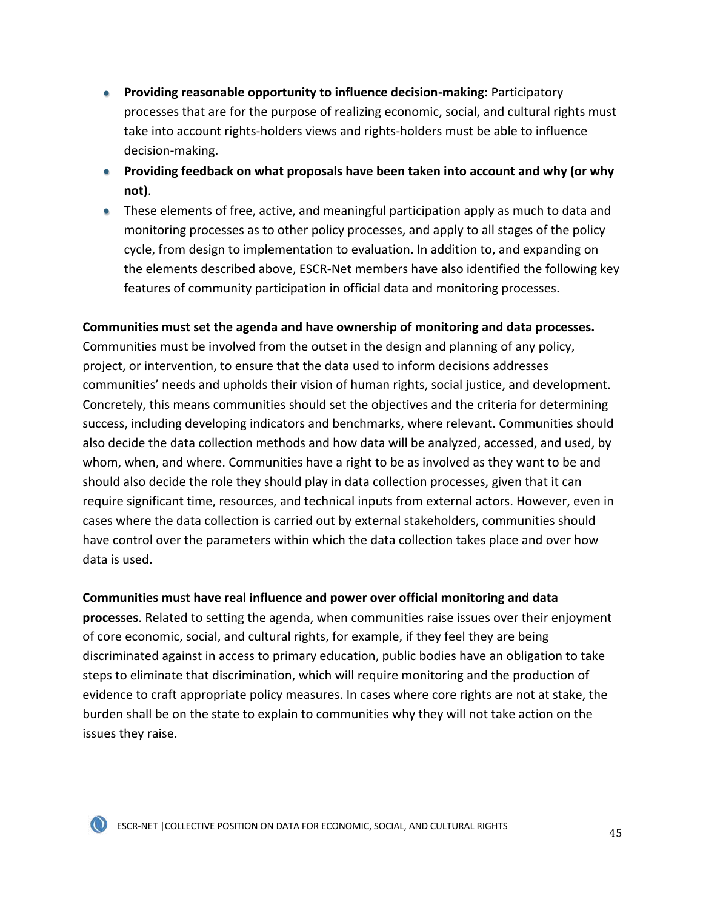- **Providing reasonable opportunity to influence decision-making:** Participatory processes that are for the purpose of realizing economic, social, and cultural rights must take into account rights-holders views and rights-holders must be able to influence decision-making.
- **Providing feedback on what proposals have been taken into account and why (or why not)**.
- These elements of free, active, and meaningful participation apply as much to data and monitoring processes as to other policy processes, and apply to all stages of the policy cycle, from design to implementation to evaluation. In addition to, and expanding on the elements described above, ESCR-Net members have also identified the following key features of community participation in official data and monitoring processes.

**Communities must set the agenda and have ownership of monitoring and data processes.** Communities must be involved from the outset in the design and planning of any policy, project, or intervention, to ensure that the data used to inform decisions addresses communities' needs and upholds their vision of human rights, social justice, and development. Concretely, this means communities should set the objectives and the criteria for determining success, including developing indicators and benchmarks, where relevant. Communities should also decide the data collection methods and how data will be analyzed, accessed, and used, by whom, when, and where. Communities have a right to be as involved as they want to be and should also decide the role they should play in data collection processes, given that it can require significant time, resources, and technical inputs from external actors. However, even in cases where the data collection is carried out by external stakeholders, communities should have control over the parameters within which the data collection takes place and over how data is used.

**Communities must have real influence and power over official monitoring and data processes**. Related to setting the agenda, when communities raise issues over their enjoyment of core economic, social, and cultural rights, for example, if they feel they are being discriminated against in access to primary education, public bodies have an obligation to take steps to eliminate that discrimination, which will require monitoring and the production of evidence to craft appropriate policy measures. In cases where core rights are not at stake, the burden shall be on the state to explain to communities why they will not take action on the issues they raise.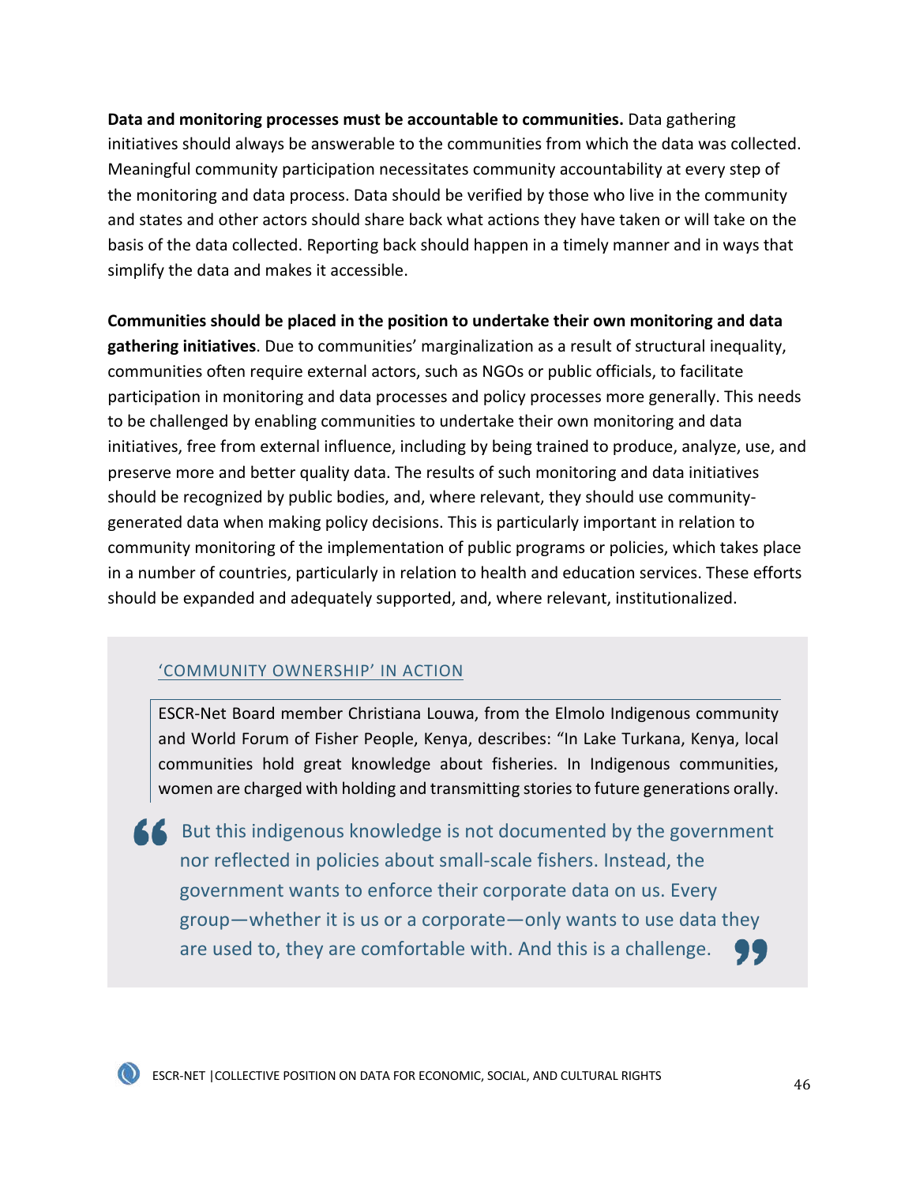**Data and monitoring processes must be accountable to communities.** Data gathering initiatives should always be answerable to the communities from which the data was collected. Meaningful community participation necessitates community accountability at every step of the monitoring and data process. Data should be verified by those who live in the community and states and other actors should share back what actions they have taken or will take on the basis of the data collected. Reporting back should happen in a timely manner and in ways that simplify the data and makes it accessible.

**Communities should be placed in the position to undertake their own monitoring and data gathering initiatives**. Due to communities' marginalization as a result of structural inequality, communities often require external actors, such as NGOs or public officials, to facilitate participation in monitoring and data processes and policy processes more generally. This needs to be challenged by enabling communities to undertake their own monitoring and data initiatives, free from external influence, including by being trained to produce, analyze, use, and preserve more and better quality data. The results of such monitoring and data initiatives should be recognized by public bodies, and, where relevant, they should use community-generated data when making policy decisions. This is particularly important in relation to community monitoring of the implementation of public programs or policies, which takes place in a number of countries, particularly in relation to health and education services. These efforts should be expanded and adequately supported, and, where relevant, institutionalized.

### 'COMMUNITY OWNERSHIP' IN ACTION

ESCR-Net Board member Christiana Louwa, from the Elmolo Indigenous community and World Forum of Fisher People, Kenya, describes: "In Lake Turkana, Kenya, local communities hold great knowledge about fisheries. In Indigenous communities, women are charged with holding and transmitting stories to future generations orally.

> But this indigenous knowledge is not documented by the government nor reflected in policies about small-scale fishers. Instead, the government wants to enforce their corporate data on us. Every group—whether it is us or a corporate—only wants to use data they are used to, they are comfortable with. And this is a challenge.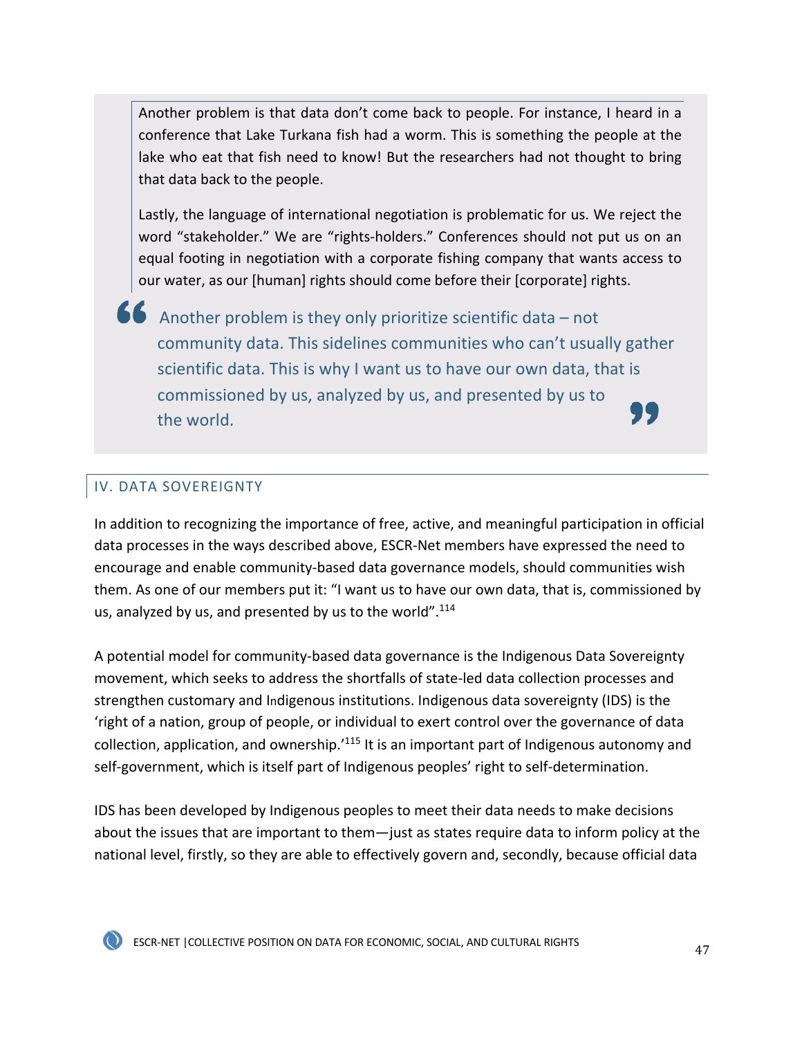> Another problem is that data don't come back to people. For instance, I heard in a conference that Lake Turkana fish had a worm. This is something the people at the lake who eat that fish need to know! But the researchers had not thought to bring that data back to the people.
>
> Lastly, the language of international negotiation is problematic for us. We reject the word "stakeholder." We are "rights-holders." Conferences should not put us on an equal footing in negotiation with a corporate fishing company that wants access to our water, as our [human] rights should come before their [corporate] rights.

> "Another problem is they only prioritize scientific data – not community data. This sidelines communities who can't usually gather scientific data. This is why I want us to have our own data, that is commissioned by us, analyzed by us, and presented by us to the world."

## IV. DATA SOVEREIGNTY

In addition to recognizing the importance of free, active, and meaningful participation in official data processes in the ways described above, ESCR-Net members have expressed the need to encourage and enable community-based data governance models, should communities wish them. As one of our members put it: "I want us to have our own data, that is, commissioned by us, analyzed by us, and presented by us to the world".[114]

A potential model for community-based data governance is the Indigenous Data Sovereignty movement, which seeks to address the shortfalls of state-led data collection processes and strengthen customary and Indigenous institutions. Indigenous data sovereignty (IDS) is the 'right of a nation, group of people, or individual to exert control over the governance of data collection, application, and ownership.'[115] It is an important part of Indigenous autonomy and self-government, which is itself part of Indigenous peoples' right to self-determination.

IDS has been developed by Indigenous peoples to meet their data needs to make decisions about the issues that are important to them—just as states require data to inform policy at the national level, firstly, so they are able to effectively govern and, secondly, because official data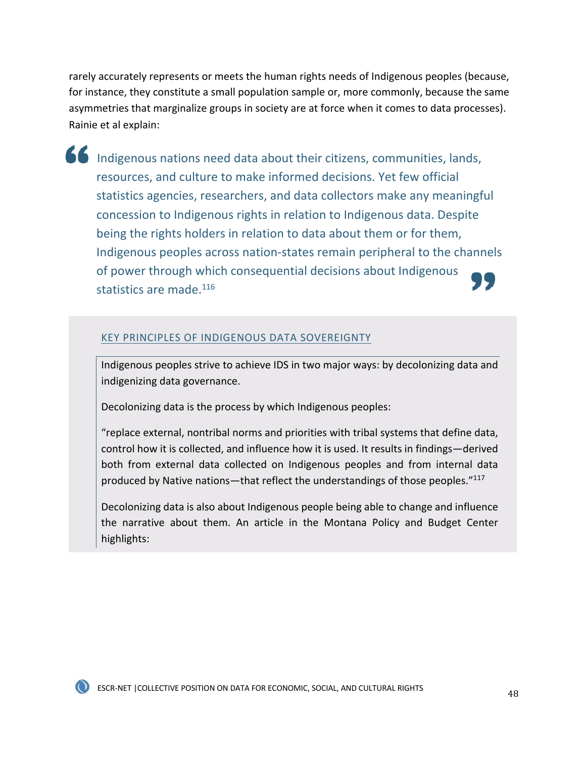rarely accurately represents or meets the human rights needs of Indigenous peoples (because, for instance, they constitute a small population sample or, more commonly, because the same asymmetries that marginalize groups in society are at force when it comes to data processes). Rainie et al explain:

> Indigenous nations need data about their citizens, communities, lands, resources, and culture to make informed decisions. Yet few official statistics agencies, researchers, and data collectors make any meaningful concession to Indigenous rights in relation to Indigenous data. Despite being the rights holders in relation to data about them or for them, Indigenous peoples across nation-states remain peripheral to the channels of power through which consequential decisions about Indigenous statistics are made.[116]

## KEY PRINCIPLES OF INDIGENOUS DATA SOVEREIGNTY

Indigenous peoples strive to achieve IDS in two major ways: by decolonizing data and indigenizing data governance.

Decolonizing data is the process by which Indigenous peoples:

"replace external, nontribal norms and priorities with tribal systems that define data, control how it is collected, and influence how it is used. It results in findings—derived both from external data collected on Indigenous peoples and from internal data produced by Native nations—that reflect the understandings of those peoples."[117]

Decolonizing data is also about Indigenous people being able to change and influence the narrative about them. An article in the Montana Policy and Budget Center highlights: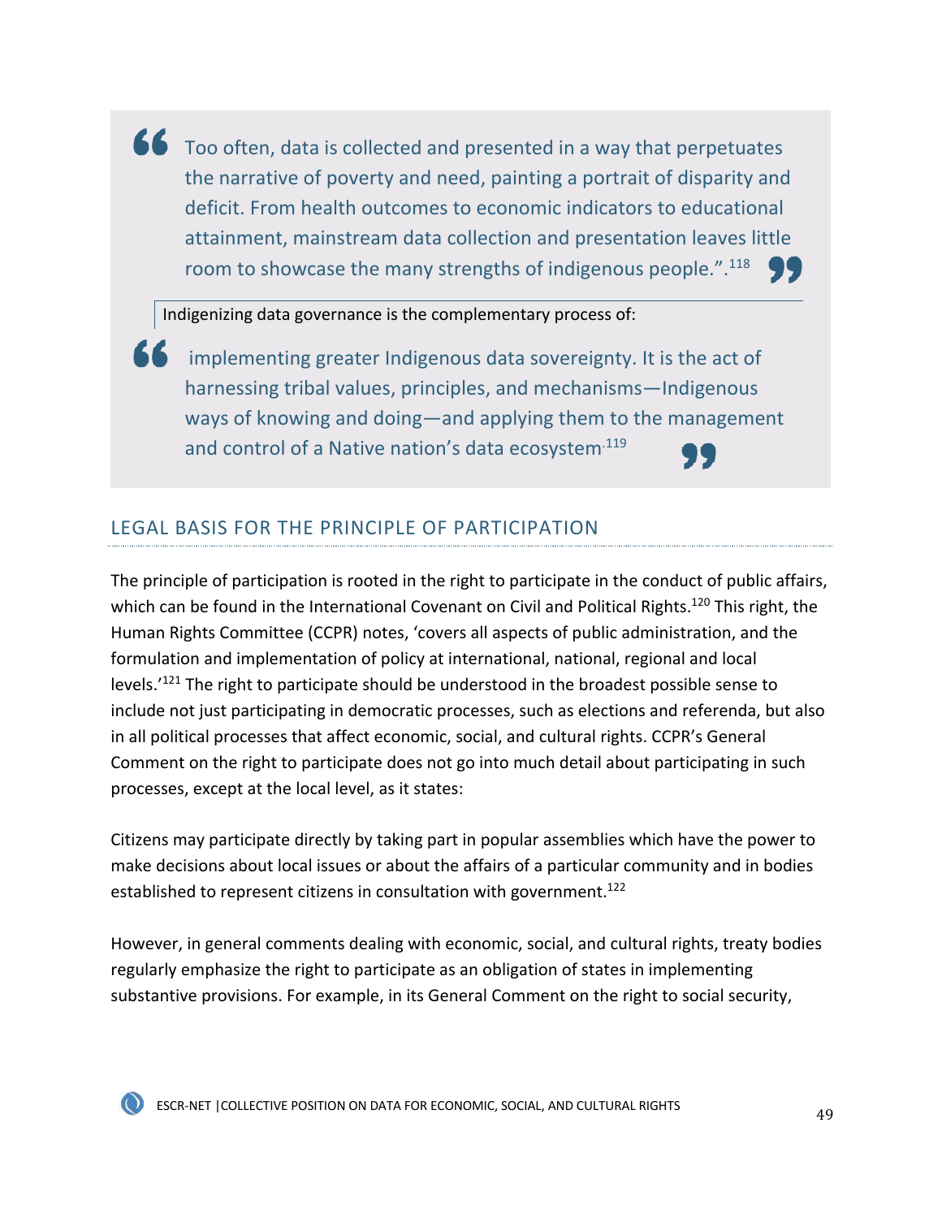> Too often, data is collected and presented in a way that perpetuates the narrative of poverty and need, painting a portrait of disparity and deficit. From health outcomes to economic indicators to educational attainment, mainstream data collection and presentation leaves little room to showcase the many strengths of indigenous people.".[118]

Indigenizing data governance is the complementary process of:

> implementing greater Indigenous data sovereignty. It is the act of harnessing tribal values, principles, and mechanisms—Indigenous ways of knowing and doing—and applying them to the management and control of a Native nation's data ecosystem.[119]

## LEGAL BASIS FOR THE PRINCIPLE OF PARTICIPATION

The principle of participation is rooted in the right to participate in the conduct of public affairs, which can be found in the International Covenant on Civil and Political Rights.[120] This right, the Human Rights Committee (CCPR) notes, 'covers all aspects of public administration, and the formulation and implementation of policy at international, national, regional and local levels.'[121] The right to participate should be understood in the broadest possible sense to include not just participating in democratic processes, such as elections and referenda, but also in all political processes that affect economic, social, and cultural rights. CCPR's General Comment on the right to participate does not go into much detail about participating in such processes, except at the local level, as it states:

Citizens may participate directly by taking part in popular assemblies which have the power to make decisions about local issues or about the affairs of a particular community and in bodies established to represent citizens in consultation with government.[122]

However, in general comments dealing with economic, social, and cultural rights, treaty bodies regularly emphasize the right to participate as an obligation of states in implementing substantive provisions. For example, in its General Comment on the right to social security,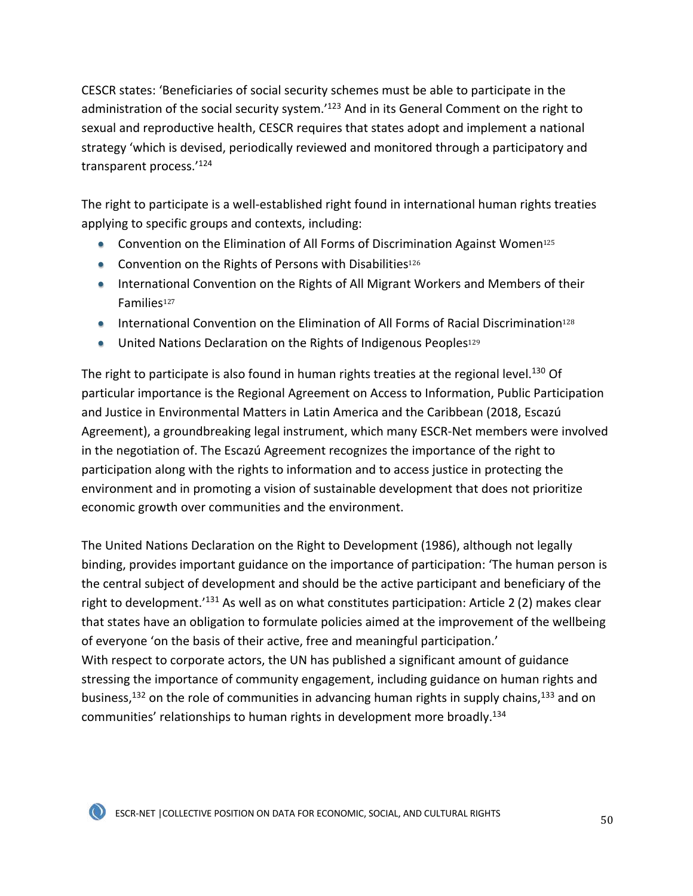CESCR states: 'Beneficiaries of social security schemes must be able to participate in the administration of the social security system.'[123] And in its General Comment on the right to sexual and reproductive health, CESCR requires that states adopt and implement a national strategy 'which is devised, periodically reviewed and monitored through a participatory and transparent process.'[124]

The right to participate is a well-established right found in international human rights treaties applying to specific groups and contexts, including:

- Convention on the Elimination of All Forms of Discrimination Against Women[125]
- Convention on the Rights of Persons with Disabilities[126]
- International Convention on the Rights of All Migrant Workers and Members of their Families[127]
- International Convention on the Elimination of All Forms of Racial Discrimination[128]
- United Nations Declaration on the Rights of Indigenous Peoples[129]

The right to participate is also found in human rights treaties at the regional level.[130] Of particular importance is the Regional Agreement on Access to Information, Public Participation and Justice in Environmental Matters in Latin America and the Caribbean (2018, Escazú Agreement), a groundbreaking legal instrument, which many ESCR-Net members were involved in the negotiation of. The Escazú Agreement recognizes the importance of the right to participation along with the rights to information and to access justice in protecting the environment and in promoting a vision of sustainable development that does not prioritize economic growth over communities and the environment.

The United Nations Declaration on the Right to Development (1986), although not legally binding, provides important guidance on the importance of participation: 'The human person is the central subject of development and should be the active participant and beneficiary of the right to development.'[131] As well as on what constitutes participation: Article 2 (2) makes clear that states have an obligation to formulate policies aimed at the improvement of the wellbeing of everyone 'on the basis of their active, free and meaningful participation.'

With respect to corporate actors, the UN has published a significant amount of guidance stressing the importance of community engagement, including guidance on human rights and business,[132] on the role of communities in advancing human rights in supply chains,[133] and on communities' relationships to human rights in development more broadly.[134]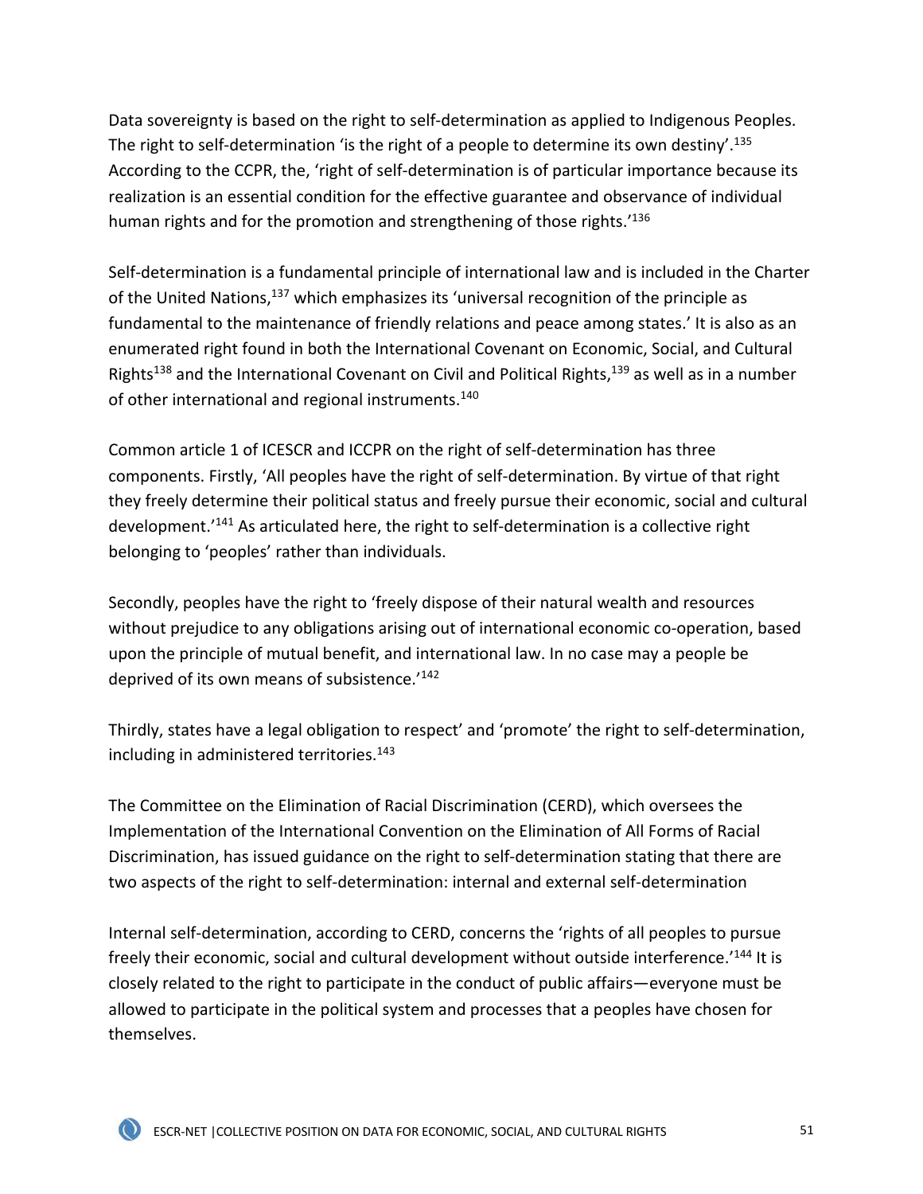Data sovereignty is based on the right to self-determination as applied to Indigenous Peoples. The right to self-determination 'is the right of a people to determine its own destiny'.[135] According to the CCPR, the, 'right of self-determination is of particular importance because its realization is an essential condition for the effective guarantee and observance of individual human rights and for the promotion and strengthening of those rights.'[136]

Self-determination is a fundamental principle of international law and is included in the Charter of the United Nations,[137] which emphasizes its 'universal recognition of the principle as fundamental to the maintenance of friendly relations and peace among states.' It is also as an enumerated right found in both the International Covenant on Economic, Social, and Cultural Rights[138] and the International Covenant on Civil and Political Rights,[139] as well as in a number of other international and regional instruments.[140]

Common article 1 of ICESCR and ICCPR on the right of self-determination has three components. Firstly, 'All peoples have the right of self-determination. By virtue of that right they freely determine their political status and freely pursue their economic, social and cultural development.'[141] As articulated here, the right to self-determination is a collective right belonging to 'peoples' rather than individuals.

Secondly, peoples have the right to 'freely dispose of their natural wealth and resources without prejudice to any obligations arising out of international economic co-operation, based upon the principle of mutual benefit, and international law. In no case may a people be deprived of its own means of subsistence.'[142]

Thirdly, states have a legal obligation to respect' and 'promote' the right to self-determination, including in administered territories.[143]

The Committee on the Elimination of Racial Discrimination (CERD), which oversees the Implementation of the International Convention on the Elimination of All Forms of Racial Discrimination, has issued guidance on the right to self-determination stating that there are two aspects of the right to self-determination: internal and external self-determination

Internal self-determination, according to CERD, concerns the 'rights of all peoples to pursue freely their economic, social and cultural development without outside interference.'[144] It is closely related to the right to participate in the conduct of public affairs—everyone must be allowed to participate in the political system and processes that a peoples have chosen for themselves.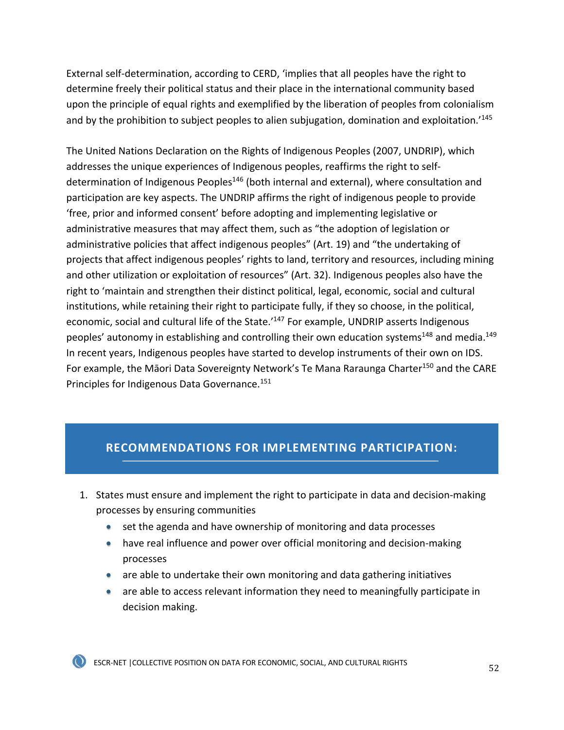External self-determination, according to CERD, 'implies that all peoples have the right to determine freely their political status and their place in the international community based upon the principle of equal rights and exemplified by the liberation of peoples from colonialism and by the prohibition to subject peoples to alien subjugation, domination and exploitation.'[145]

The United Nations Declaration on the Rights of Indigenous Peoples (2007, UNDRIP), which addresses the unique experiences of Indigenous peoples, reaffirms the right to self-determination of Indigenous Peoples[146] (both internal and external), where consultation and participation are key aspects. The UNDRIP affirms the right of indigenous people to provide 'free, prior and informed consent' before adopting and implementing legislative or administrative measures that may affect them, such as "the adoption of legislation or administrative policies that affect indigenous peoples" (Art. 19) and "the undertaking of projects that affect indigenous peoples' rights to land, territory and resources, including mining and other utilization or exploitation of resources" (Art. 32). Indigenous peoples also have the right to 'maintain and strengthen their distinct political, legal, economic, social and cultural institutions, while retaining their right to participate fully, if they so choose, in the political, economic, social and cultural life of the State.'[147] For example, UNDRIP asserts Indigenous peoples' autonomy in establishing and controlling their own education systems[148] and media.[149] In recent years, Indigenous peoples have started to develop instruments of their own on IDS. For example, the Māori Data Sovereignty Network's Te Mana Raraunga Charter[150] and the CARE Principles for Indigenous Data Governance.[151]

## RECOMMENDATIONS FOR IMPLEMENTING PARTICIPATION:

1. States must ensure and implement the right to participate in data and decision-making processes by ensuring communities
   - set the agenda and have ownership of monitoring and data processes
   - have real influence and power over official monitoring and decision-making processes
   - are able to undertake their own monitoring and data gathering initiatives
   - are able to access relevant information they need to meaningfully participate in decision making.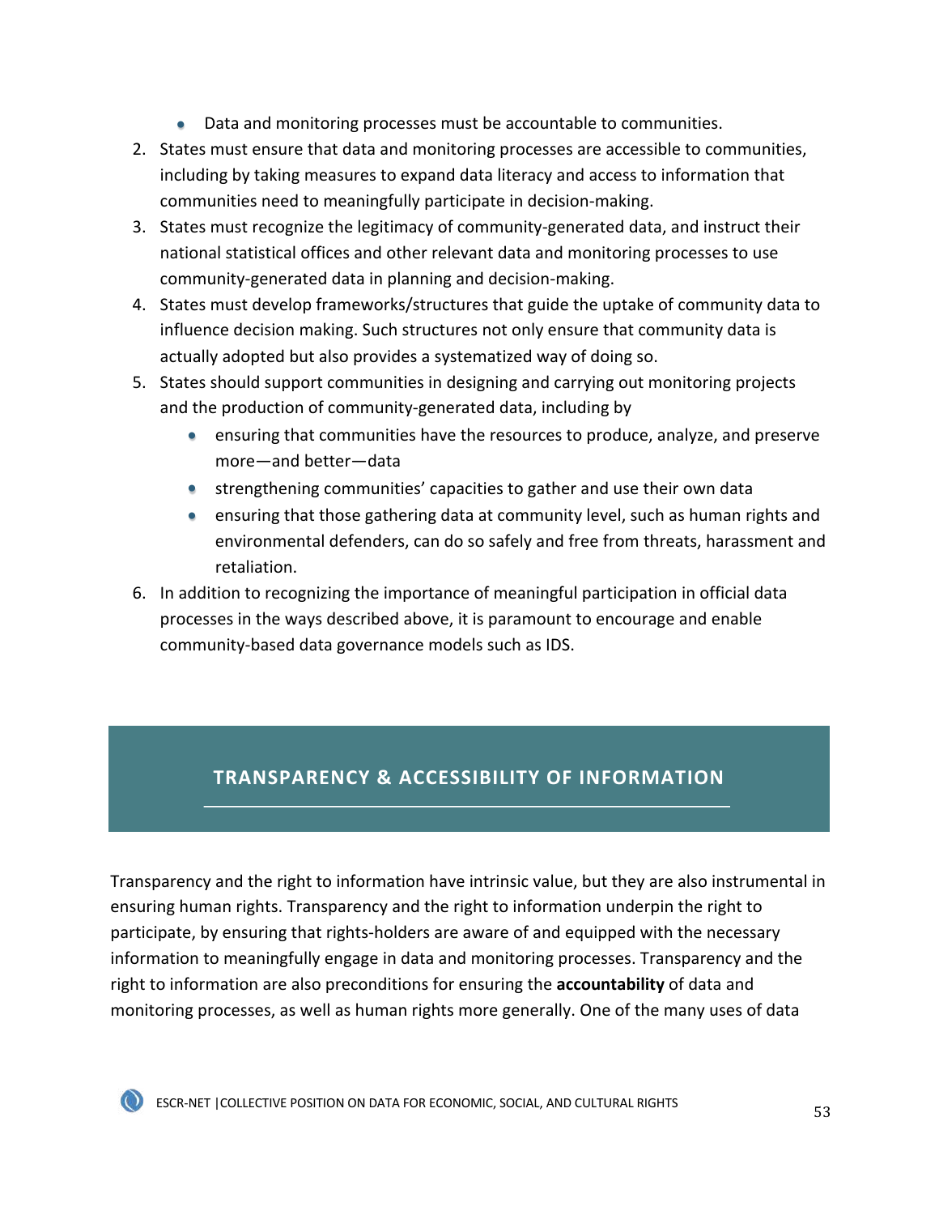- Data and monitoring processes must be accountable to communities.

2. States must ensure that data and monitoring processes are accessible to communities, including by taking measures to expand data literacy and access to information that communities need to meaningfully participate in decision-making.
3. States must recognize the legitimacy of community-generated data, and instruct their national statistical offices and other relevant data and monitoring processes to use community-generated data in planning and decision-making.
4. States must develop frameworks/structures that guide the uptake of community data to influence decision making. Such structures not only ensure that community data is actually adopted but also provides a systematized way of doing so.
5. States should support communities in designing and carrying out monitoring projects and the production of community-generated data, including by
   - ensuring that communities have the resources to produce, analyze, and preserve more—and better—data
   - strengthening communities' capacities to gather and use their own data
   - ensuring that those gathering data at community level, such as human rights and environmental defenders, can do so safely and free from threats, harassment and retaliation.
6. In addition to recognizing the importance of meaningful participation in official data processes in the ways described above, it is paramount to encourage and enable community-based data governance models such as IDS.

## TRANSPARENCY & ACCESSIBILITY OF INFORMATION

Transparency and the right to information have intrinsic value, but they are also instrumental in ensuring human rights. Transparency and the right to information underpin the right to participate, by ensuring that rights-holders are aware of and equipped with the necessary information to meaningfully engage in data and monitoring processes. Transparency and the right to information are also preconditions for ensuring the **accountability** of data and monitoring processes, as well as human rights more generally. One of the many uses of data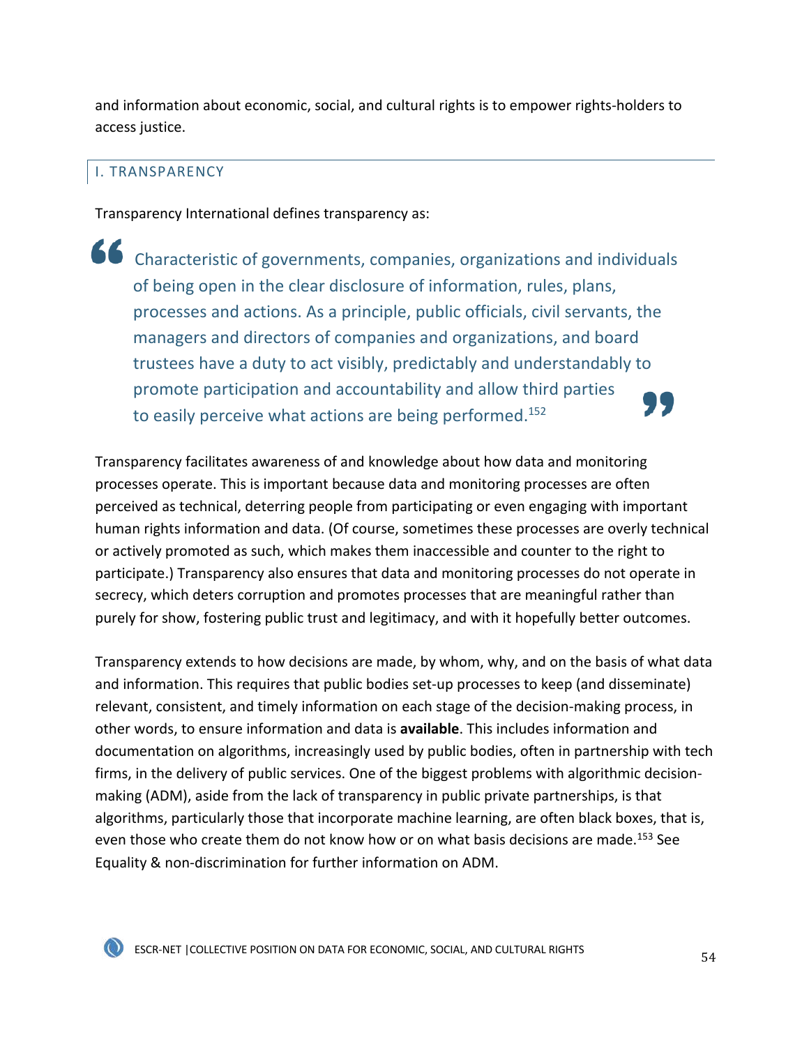and information about economic, social, and cultural rights is to empower rights-holders to access justice.

## I. TRANSPARENCY

Transparency International defines transparency as:

> Characteristic of governments, companies, organizations and individuals of being open in the clear disclosure of information, rules, plans, processes and actions. As a principle, public officials, civil servants, the managers and directors of companies and organizations, and board trustees have a duty to act visibly, predictably and understandably to promote participation and accountability and allow third parties to easily perceive what actions are being performed.[152]

Transparency facilitates awareness of and knowledge about how data and monitoring processes operate. This is important because data and monitoring processes are often perceived as technical, deterring people from participating or even engaging with important human rights information and data. (Of course, sometimes these processes are overly technical or actively promoted as such, which makes them inaccessible and counter to the right to participate.) Transparency also ensures that data and monitoring processes do not operate in secrecy, which deters corruption and promotes processes that are meaningful rather than purely for show, fostering public trust and legitimacy, and with it hopefully better outcomes.

Transparency extends to how decisions are made, by whom, why, and on the basis of what data and information. This requires that public bodies set-up processes to keep (and disseminate) relevant, consistent, and timely information on each stage of the decision-making process, in other words, to ensure information and data is **available**. This includes information and documentation on algorithms, increasingly used by public bodies, often in partnership with tech firms, in the delivery of public services. One of the biggest problems with algorithmic decision-making (ADM), aside from the lack of transparency in public private partnerships, is that algorithms, particularly those that incorporate machine learning, are often black boxes, that is, even those who create them do not know how or on what basis decisions are made.[153] See Equality & non-discrimination for further information on ADM.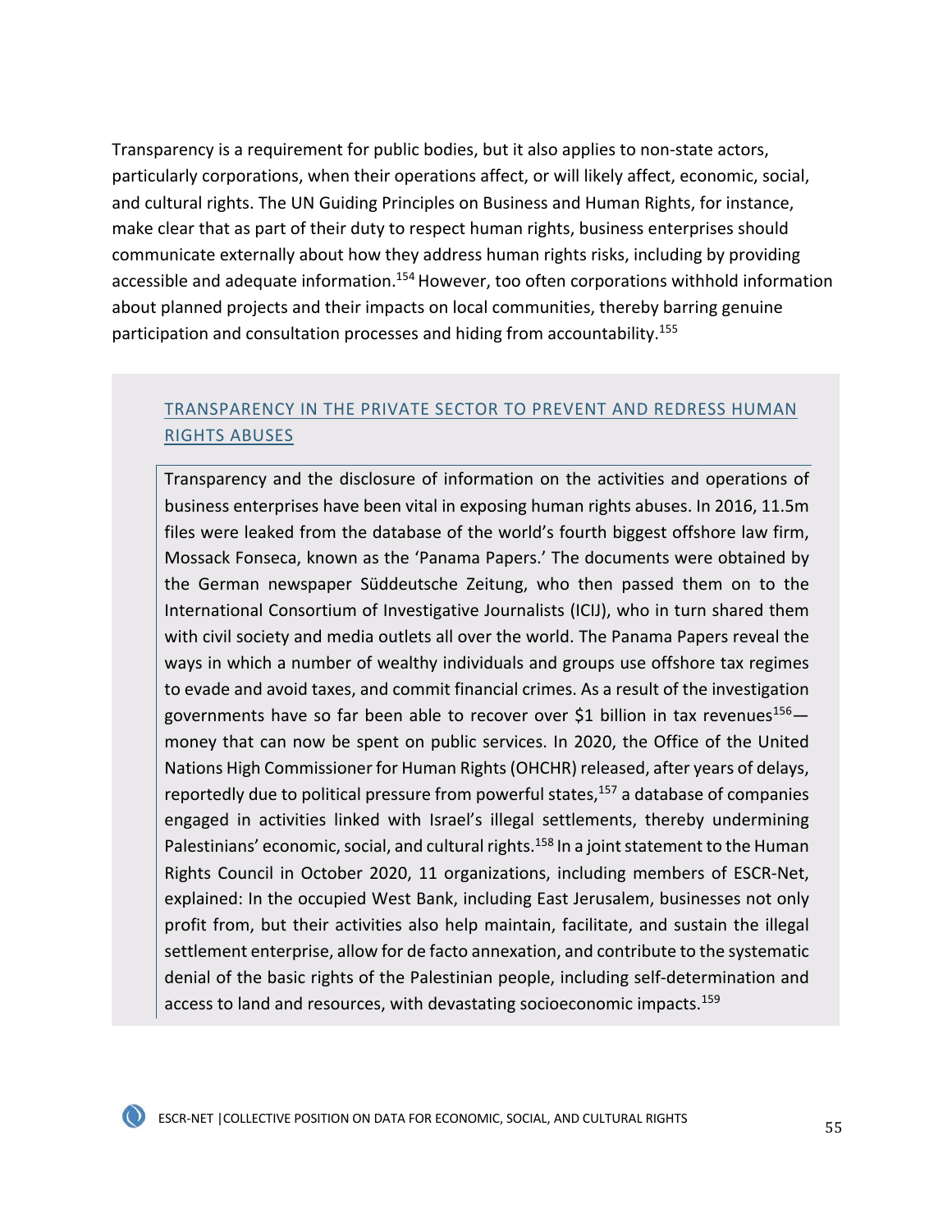Transparency is a requirement for public bodies, but it also applies to non-state actors, particularly corporations, when their operations affect, or will likely affect, economic, social, and cultural rights. The UN Guiding Principles on Business and Human Rights, for instance, make clear that as part of their duty to respect human rights, business enterprises should communicate externally about how they address human rights risks, including by providing accessible and adequate information.[154] However, too often corporations withhold information about planned projects and their impacts on local communities, thereby barring genuine participation and consultation processes and hiding from accountability.[155]

### TRANSPARENCY IN THE PRIVATE SECTOR TO PREVENT AND REDRESS HUMAN RIGHTS ABUSES

Transparency and the disclosure of information on the activities and operations of business enterprises have been vital in exposing human rights abuses. In 2016, 11.5m files were leaked from the database of the world's fourth biggest offshore law firm, Mossack Fonseca, known as the 'Panama Papers.' The documents were obtained by the German newspaper Süddeutsche Zeitung, who then passed them on to the International Consortium of Investigative Journalists (ICIJ), who in turn shared them with civil society and media outlets all over the world. The Panama Papers reveal the ways in which a number of wealthy individuals and groups use offshore tax regimes to evade and avoid taxes, and commit financial crimes. As a result of the investigation governments have so far been able to recover over $1 billion in tax revenues[156]—money that can now be spent on public services. In 2020, the Office of the United Nations High Commissioner for Human Rights (OHCHR) released, after years of delays, reportedly due to political pressure from powerful states,[157] a database of companies engaged in activities linked with Israel's illegal settlements, thereby undermining Palestinians' economic, social, and cultural rights.[158] In a joint statement to the Human Rights Council in October 2020, 11 organizations, including members of ESCR-Net, explained: In the occupied West Bank, including East Jerusalem, businesses not only profit from, but their activities also help maintain, facilitate, and sustain the illegal settlement enterprise, allow for de facto annexation, and contribute to the systematic denial of the basic rights of the Palestinian people, including self-determination and access to land and resources, with devastating socioeconomic impacts.[159]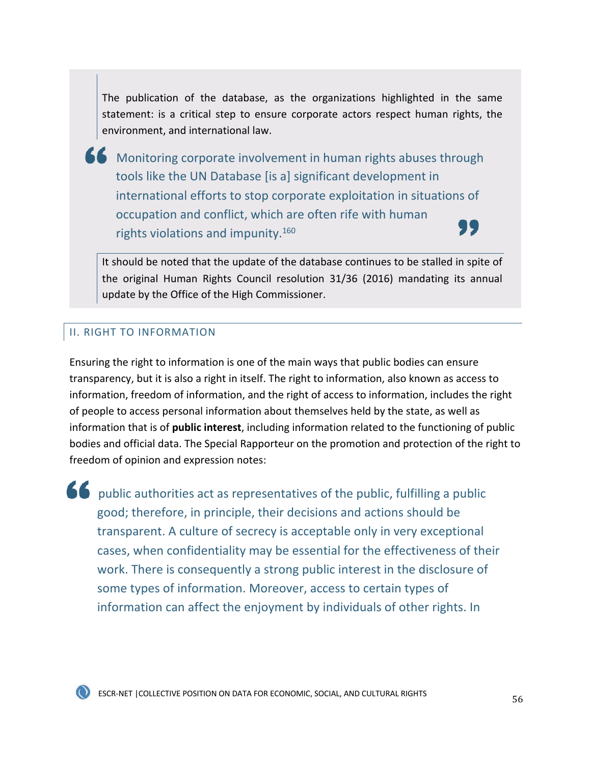The publication of the database, as the organizations highlighted in the same statement: is a critical step to ensure corporate actors respect human rights, the environment, and international law.

> Monitoring corporate involvement in human rights abuses through tools like the UN Database [is a] significant development in international efforts to stop corporate exploitation in situations of occupation and conflict, which are often rife with human rights violations and impunity.[160]

It should be noted that the update of the database continues to be stalled in spite of the original Human Rights Council resolution 31/36 (2016) mandating its annual update by the Office of the High Commissioner.

## II. RIGHT TO INFORMATION

Ensuring the right to information is one of the main ways that public bodies can ensure transparency, but it is also a right in itself. The right to information, also known as access to information, freedom of information, and the right of access to information, includes the right of people to access personal information about themselves held by the state, as well as information that is of **public interest**, including information related to the functioning of public bodies and official data. The Special Rapporteur on the promotion and protection of the right to freedom of opinion and expression notes:

> public authorities act as representatives of the public, fulfilling a public good; therefore, in principle, their decisions and actions should be transparent. A culture of secrecy is acceptable only in very exceptional cases, when confidentiality may be essential for the effectiveness of their work. There is consequently a strong public interest in the disclosure of some types of information. Moreover, access to certain types of information can affect the enjoyment by individuals of other rights. In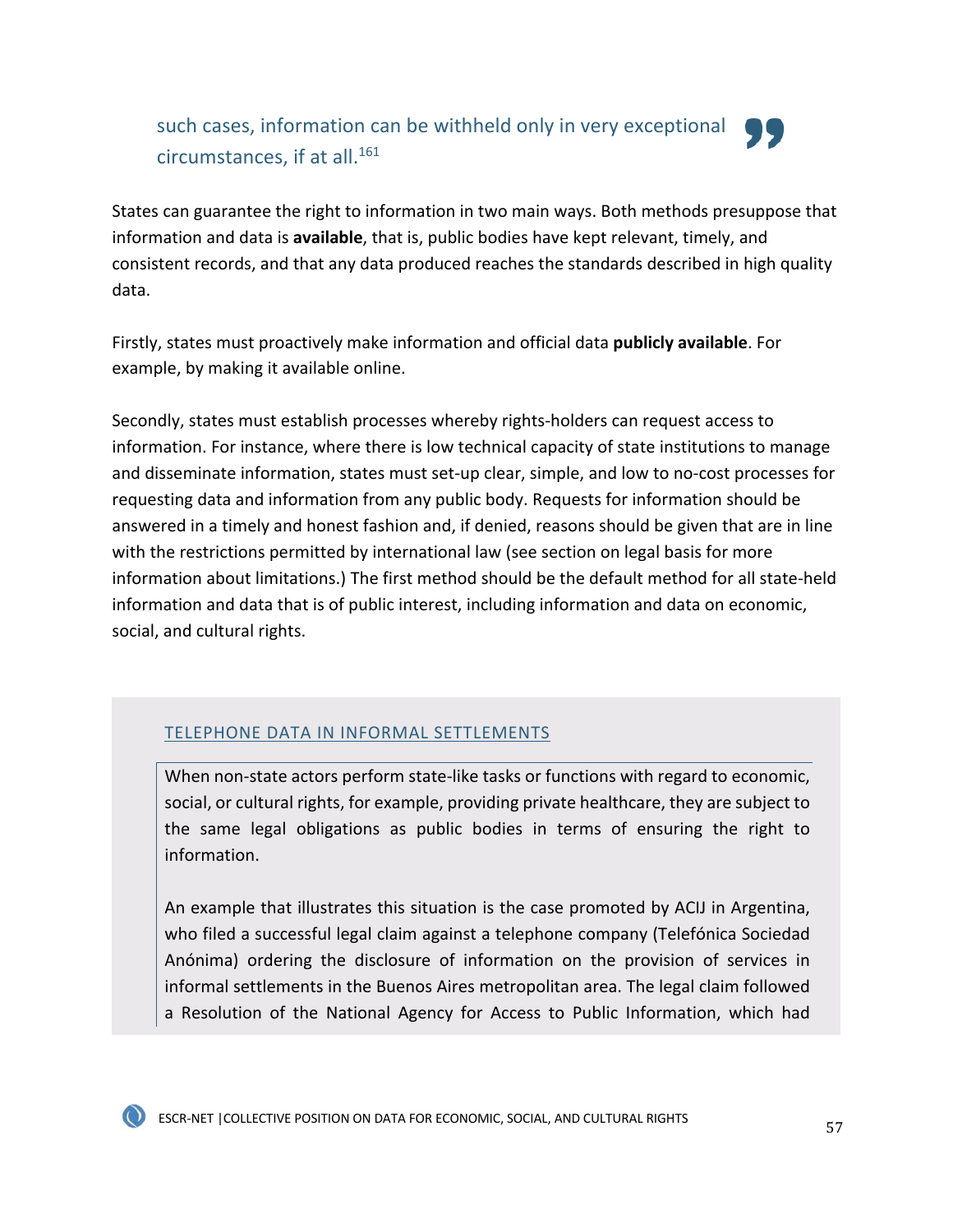> such cases, information can be withheld only in very exceptional circumstances, if at all.[161]

States can guarantee the right to information in two main ways. Both methods presuppose that information and data is **available**, that is, public bodies have kept relevant, timely, and consistent records, and that any data produced reaches the standards described in high quality data.

Firstly, states must proactively make information and official data **publicly available**. For example, by making it available online.

Secondly, states must establish processes whereby rights-holders can request access to information. For instance, where there is low technical capacity of state institutions to manage and disseminate information, states must set-up clear, simple, and low to no-cost processes for requesting data and information from any public body. Requests for information should be answered in a timely and honest fashion and, if denied, reasons should be given that are in line with the restrictions permitted by international law (see section on legal basis for more information about limitations.) The first method should be the default method for all state-held information and data that is of public interest, including information and data on economic, social, and cultural rights.

### TELEPHONE DATA IN INFORMAL SETTLEMENTS

When non-state actors perform state-like tasks or functions with regard to economic, social, or cultural rights, for example, providing private healthcare, they are subject to the same legal obligations as public bodies in terms of ensuring the right to information.

An example that illustrates this situation is the case promoted by ACIJ in Argentina, who filed a successful legal claim against a telephone company (Telefónica Sociedad Anónima) ordering the disclosure of information on the provision of services in informal settlements in the Buenos Aires metropolitan area. The legal claim followed a Resolution of the National Agency for Access to Public Information, which had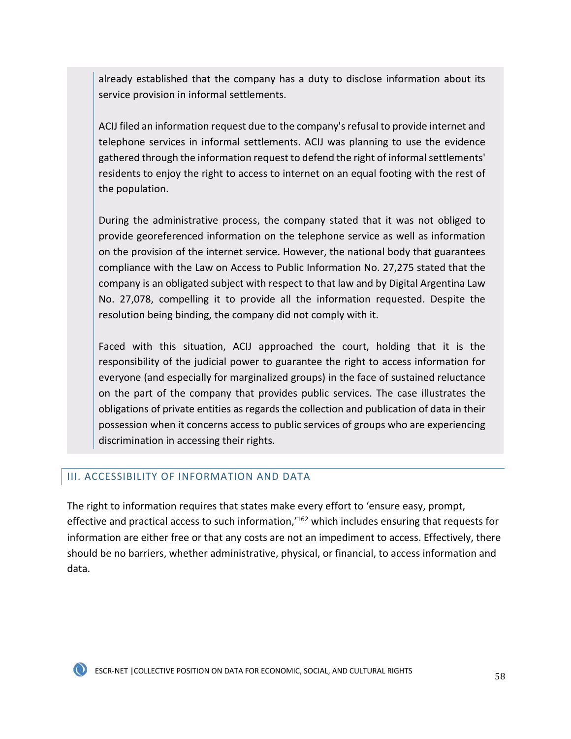> already established that the company has a duty to disclose information about its service provision in informal settlements.
>
> ACIJ filed an information request due to the company's refusal to provide internet and telephone services in informal settlements. ACIJ was planning to use the evidence gathered through the information request to defend the right of informal settlements' residents to enjoy the right to access to internet on an equal footing with the rest of the population.
>
> During the administrative process, the company stated that it was not obliged to provide georeferenced information on the telephone service as well as information on the provision of the internet service. However, the national body that guarantees compliance with the Law on Access to Public Information No. 27,275 stated that the company is an obligated subject with respect to that law and by Digital Argentina Law No. 27,078, compelling it to provide all the information requested. Despite the resolution being binding, the company did not comply with it.
>
> Faced with this situation, ACIJ approached the court, holding that it is the responsibility of the judicial power to guarantee the right to access information for everyone (and especially for marginalized groups) in the face of sustained reluctance on the part of the company that provides public services. The case illustrates the obligations of private entities as regards the collection and publication of data in their possession when it concerns access to public services of groups who are experiencing discrimination in accessing their rights.

## III. ACCESSIBILITY OF INFORMATION AND DATA

The right to information requires that states make every effort to 'ensure easy, prompt, effective and practical access to such information,'[162] which includes ensuring that requests for information are either free or that any costs are not an impediment to access. Effectively, there should be no barriers, whether administrative, physical, or financial, to access information and data.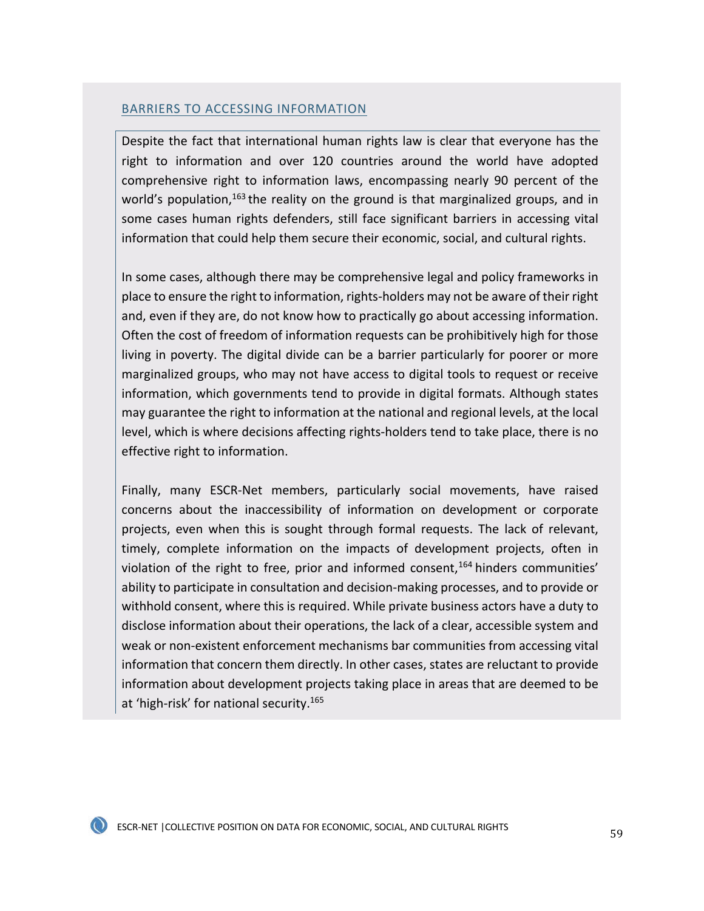## BARRIERS TO ACCESSING INFORMATION

Despite the fact that international human rights law is clear that everyone has the right to information and over 120 countries around the world have adopted comprehensive right to information laws, encompassing nearly 90 percent of the world's population,[163] the reality on the ground is that marginalized groups, and in some cases human rights defenders, still face significant barriers in accessing vital information that could help them secure their economic, social, and cultural rights.

In some cases, although there may be comprehensive legal and policy frameworks in place to ensure the right to information, rights-holders may not be aware of their right and, even if they are, do not know how to practically go about accessing information. Often the cost of freedom of information requests can be prohibitively high for those living in poverty. The digital divide can be a barrier particularly for poorer or more marginalized groups, who may not have access to digital tools to request or receive information, which governments tend to provide in digital formats. Although states may guarantee the right to information at the national and regional levels, at the local level, which is where decisions affecting rights-holders tend to take place, there is no effective right to information.

Finally, many ESCR-Net members, particularly social movements, have raised concerns about the inaccessibility of information on development or corporate projects, even when this is sought through formal requests. The lack of relevant, timely, complete information on the impacts of development projects, often in violation of the right to free, prior and informed consent,[164] hinders communities' ability to participate in consultation and decision-making processes, and to provide or withhold consent, where this is required. While private business actors have a duty to disclose information about their operations, the lack of a clear, accessible system and weak or non-existent enforcement mechanisms bar communities from accessing vital information that concern them directly. In other cases, states are reluctant to provide information about development projects taking place in areas that are deemed to be at 'high-risk' for national security.[165]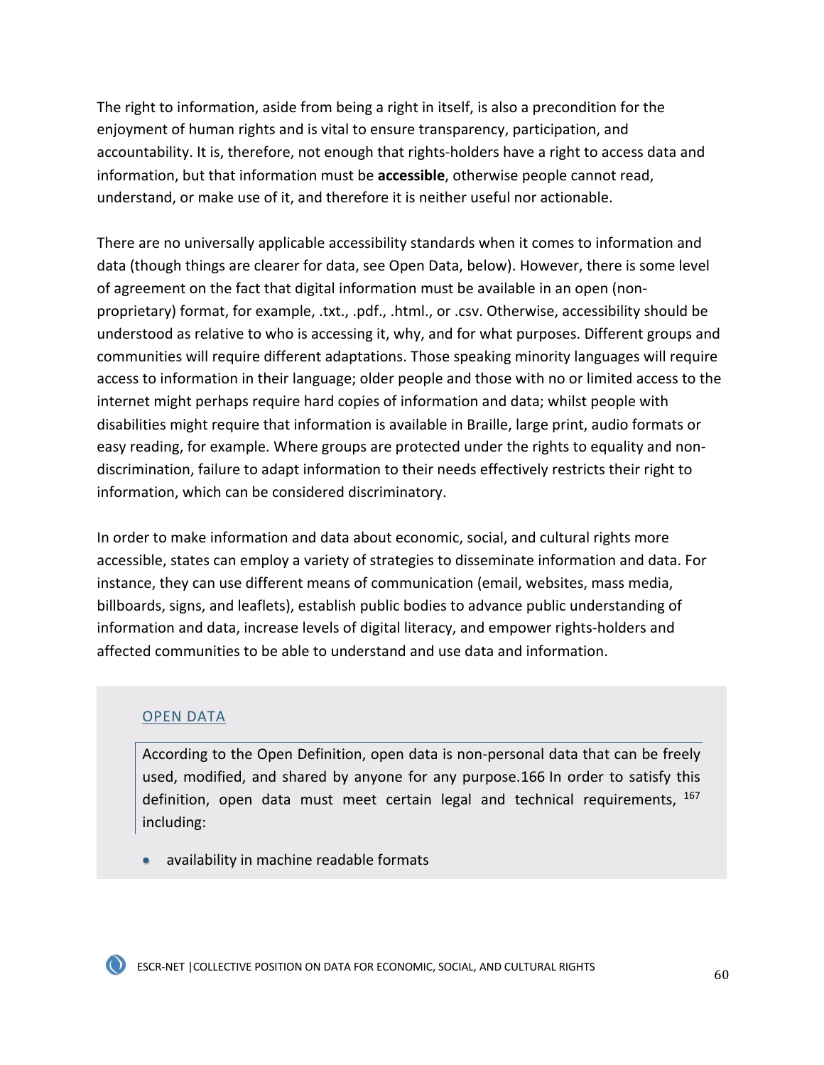The right to information, aside from being a right in itself, is also a precondition for the enjoyment of human rights and is vital to ensure transparency, participation, and accountability. It is, therefore, not enough that rights-holders have a right to access data and information, but that information must be **accessible**, otherwise people cannot read, understand, or make use of it, and therefore it is neither useful nor actionable.

There are no universally applicable accessibility standards when it comes to information and data (though things are clearer for data, see Open Data, below). However, there is some level of agreement on the fact that digital information must be available in an open (non-proprietary) format, for example, .txt., .pdf., .html., or .csv. Otherwise, accessibility should be understood as relative to who is accessing it, why, and for what purposes. Different groups and communities will require different adaptations. Those speaking minority languages will require access to information in their language; older people and those with no or limited access to the internet might perhaps require hard copies of information and data; whilst people with disabilities might require that information is available in Braille, large print, audio formats or easy reading, for example. Where groups are protected under the rights to equality and non-discrimination, failure to adapt information to their needs effectively restricts their right to information, which can be considered discriminatory.

In order to make information and data about economic, social, and cultural rights more accessible, states can employ a variety of strategies to disseminate information and data. For instance, they can use different means of communication (email, websites, mass media, billboards, signs, and leaflets), establish public bodies to advance public understanding of information and data, increase levels of digital literacy, and empower rights-holders and affected communities to be able to understand and use data and information.

### OPEN DATA

According to the Open Definition, open data is non-personal data that can be freely used, modified, and shared by anyone for any purpose.166 In order to satisfy this definition, open data must meet certain legal and technical requirements, [167] including:

- availability in machine readable formats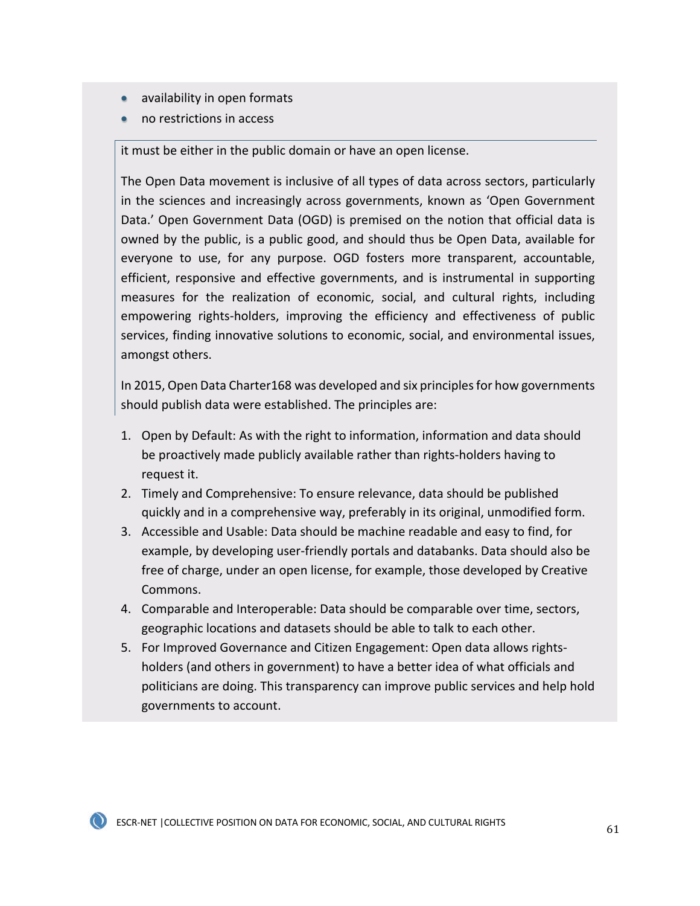- availability in open formats
- no restrictions in access

it must be either in the public domain or have an open license.

The Open Data movement is inclusive of all types of data across sectors, particularly in the sciences and increasingly across governments, known as 'Open Government Data.' Open Government Data (OGD) is premised on the notion that official data is owned by the public, is a public good, and should thus be Open Data, available for everyone to use, for any purpose. OGD fosters more transparent, accountable, efficient, responsive and effective governments, and is instrumental in supporting measures for the realization of economic, social, and cultural rights, including empowering rights-holders, improving the efficiency and effectiveness of public services, finding innovative solutions to economic, social, and environmental issues, amongst others.

In 2015, Open Data Charter[168] was developed and six principles for how governments should publish data were established. The principles are:

1. Open by Default: As with the right to information, information and data should be proactively made publicly available rather than rights-holders having to request it.
2. Timely and Comprehensive: To ensure relevance, data should be published quickly and in a comprehensive way, preferably in its original, unmodified form.
3. Accessible and Usable: Data should be machine readable and easy to find, for example, by developing user-friendly portals and databanks. Data should also be free of charge, under an open license, for example, those developed by Creative Commons.
4. Comparable and Interoperable: Data should be comparable over time, sectors, geographic locations and datasets should be able to talk to each other.
5. For Improved Governance and Citizen Engagement: Open data allows rights-holders (and others in government) to have a better idea of what officials and politicians are doing. This transparency can improve public services and help hold governments to account.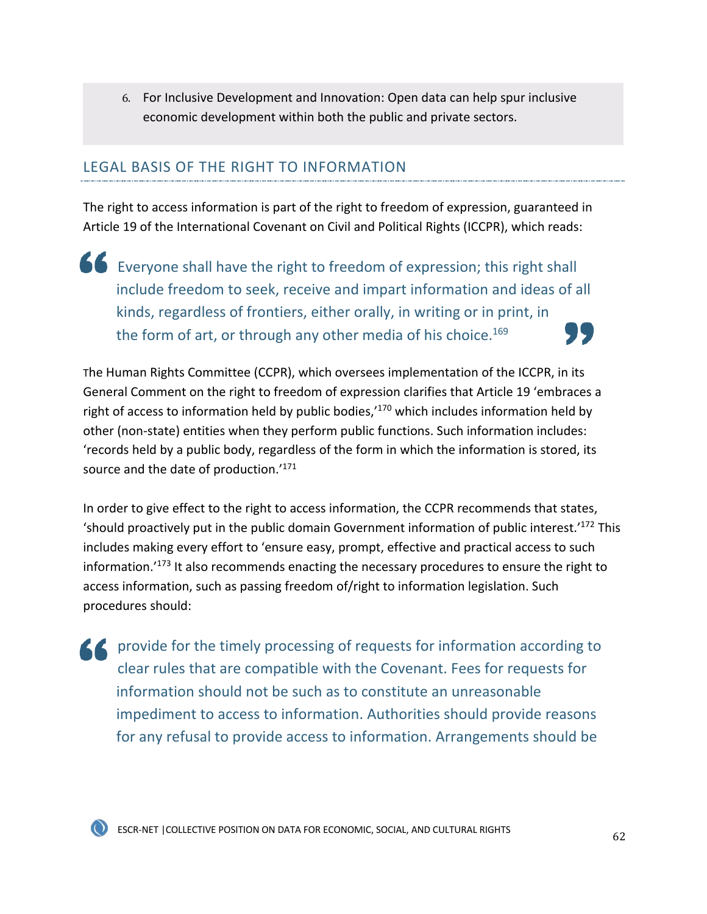6. For Inclusive Development and Innovation: Open data can help spur inclusive economic development within both the public and private sectors.

## LEGAL BASIS OF THE RIGHT TO INFORMATION

The right to access information is part of the right to freedom of expression, guaranteed in Article 19 of the International Covenant on Civil and Political Rights (ICCPR), which reads:

> Everyone shall have the right to freedom of expression; this right shall include freedom to seek, receive and impart information and ideas of all kinds, regardless of frontiers, either orally, in writing or in print, in the form of art, or through any other media of his choice.[169]

The Human Rights Committee (CCPR), which oversees implementation of the ICCPR, in its General Comment on the right to freedom of expression clarifies that Article 19 'embraces a right of access to information held by public bodies,'[170] which includes information held by other (non-state) entities when they perform public functions. Such information includes: 'records held by a public body, regardless of the form in which the information is stored, its source and the date of production.'[171]

In order to give effect to the right to access information, the CCPR recommends that states, 'should proactively put in the public domain Government information of public interest.'[172] This includes making every effort to 'ensure easy, prompt, effective and practical access to such information.'[173] It also recommends enacting the necessary procedures to ensure the right to access information, such as passing freedom of/right to information legislation. Such procedures should:

> provide for the timely processing of requests for information according to clear rules that are compatible with the Covenant. Fees for requests for information should not be such as to constitute an unreasonable impediment to access to information. Authorities should provide reasons for any refusal to provide access to information. Arrangements should be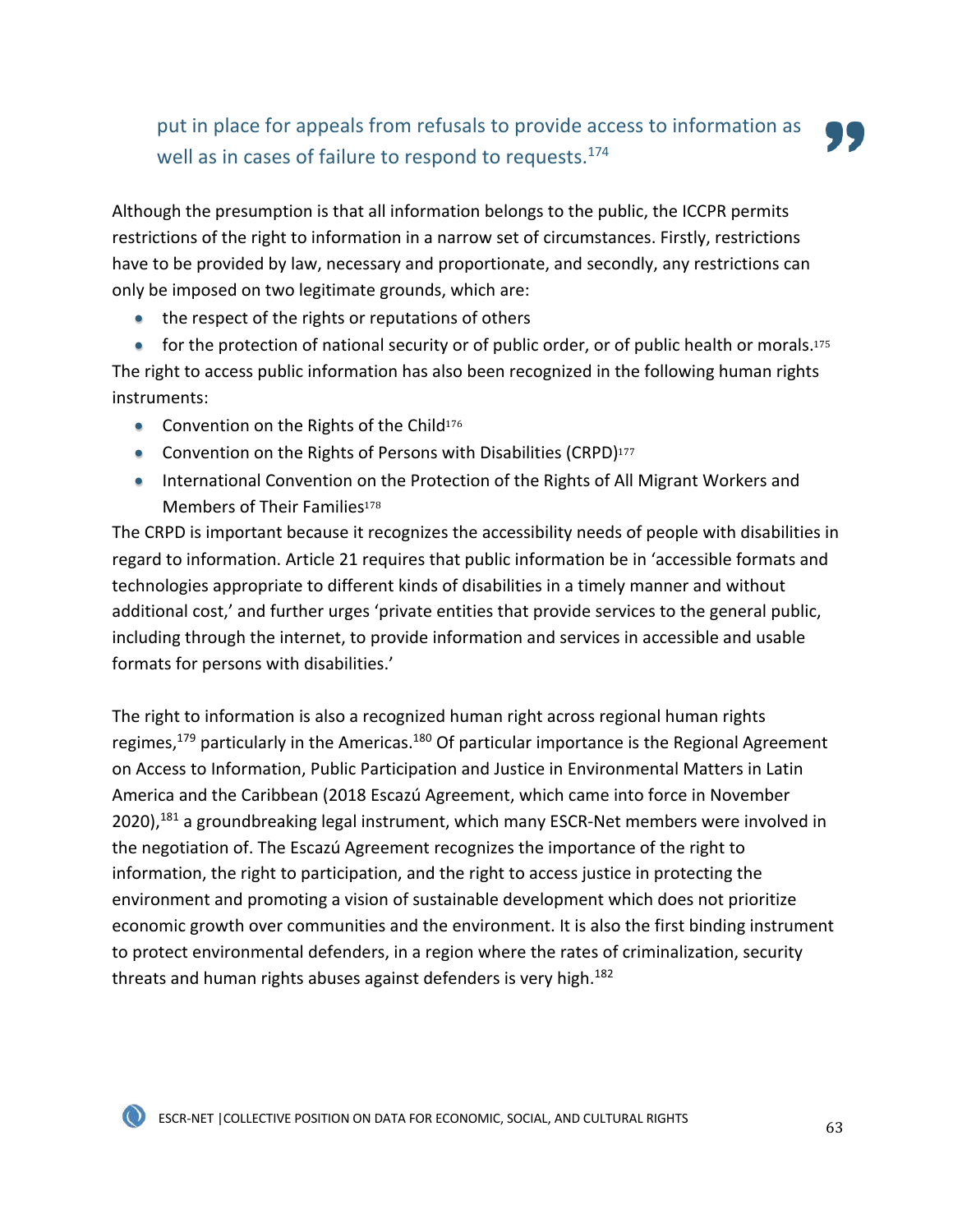> put in place for appeals from refusals to provide access to information as well as in cases of failure to respond to requests.[174]

Although the presumption is that all information belongs to the public, the ICCPR permits restrictions of the right to information in a narrow set of circumstances. Firstly, restrictions have to be provided by law, necessary and proportionate, and secondly, any restrictions can only be imposed on two legitimate grounds, which are:

- the respect of the rights or reputations of others
- for the protection of national security or of public order, or of public health or morals.[175]

The right to access public information has also been recognized in the following human rights instruments:

- Convention on the Rights of the Child[176]
- Convention on the Rights of Persons with Disabilities (CRPD)[177]
- International Convention on the Protection of the Rights of All Migrant Workers and Members of Their Families[178]

The CRPD is important because it recognizes the accessibility needs of people with disabilities in regard to information. Article 21 requires that public information be in 'accessible formats and technologies appropriate to different kinds of disabilities in a timely manner and without additional cost,' and further urges 'private entities that provide services to the general public, including through the internet, to provide information and services in accessible and usable formats for persons with disabilities.'

The right to information is also a recognized human right across regional human rights regimes,[179] particularly in the Americas.[180] Of particular importance is the Regional Agreement on Access to Information, Public Participation and Justice in Environmental Matters in Latin America and the Caribbean (2018 Escazú Agreement, which came into force in November 2020),[181] a groundbreaking legal instrument, which many ESCR-Net members were involved in the negotiation of. The Escazú Agreement recognizes the importance of the right to information, the right to participation, and the right to access justice in protecting the environment and promoting a vision of sustainable development which does not prioritize economic growth over communities and the environment. It is also the first binding instrument to protect environmental defenders, in a region where the rates of criminalization, security threats and human rights abuses against defenders is very high.[182]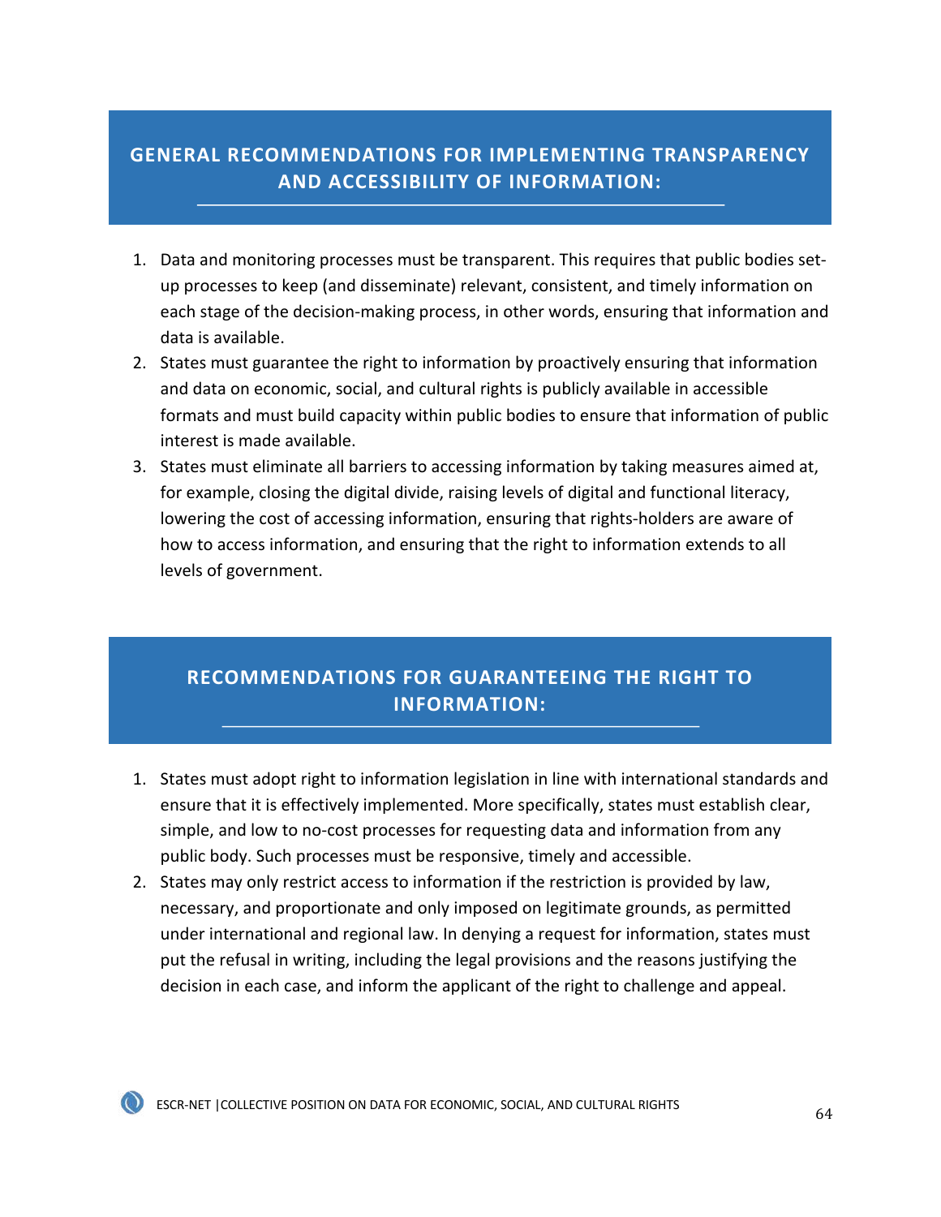## GENERAL RECOMMENDATIONS FOR IMPLEMENTING TRANSPARENCY AND ACCESSIBILITY OF INFORMATION:

1. Data and monitoring processes must be transparent. This requires that public bodies set-up processes to keep (and disseminate) relevant, consistent, and timely information on each stage of the decision-making process, in other words, ensuring that information and data is available.
2. States must guarantee the right to information by proactively ensuring that information and data on economic, social, and cultural rights is publicly available in accessible formats and must build capacity within public bodies to ensure that information of public interest is made available.
3. States must eliminate all barriers to accessing information by taking measures aimed at, for example, closing the digital divide, raising levels of digital and functional literacy, lowering the cost of accessing information, ensuring that rights-holders are aware of how to access information, and ensuring that the right to information extends to all levels of government.

## RECOMMENDATIONS FOR GUARANTEEING THE RIGHT TO INFORMATION:

1. States must adopt right to information legislation in line with international standards and ensure that it is effectively implemented. More specifically, states must establish clear, simple, and low to no-cost processes for requesting data and information from any public body. Such processes must be responsive, timely and accessible.
2. States may only restrict access to information if the restriction is provided by law, necessary, and proportionate and only imposed on legitimate grounds, as permitted under international and regional law. In denying a request for information, states must put the refusal in writing, including the legal provisions and the reasons justifying the decision in each case, and inform the applicant of the right to challenge and appeal.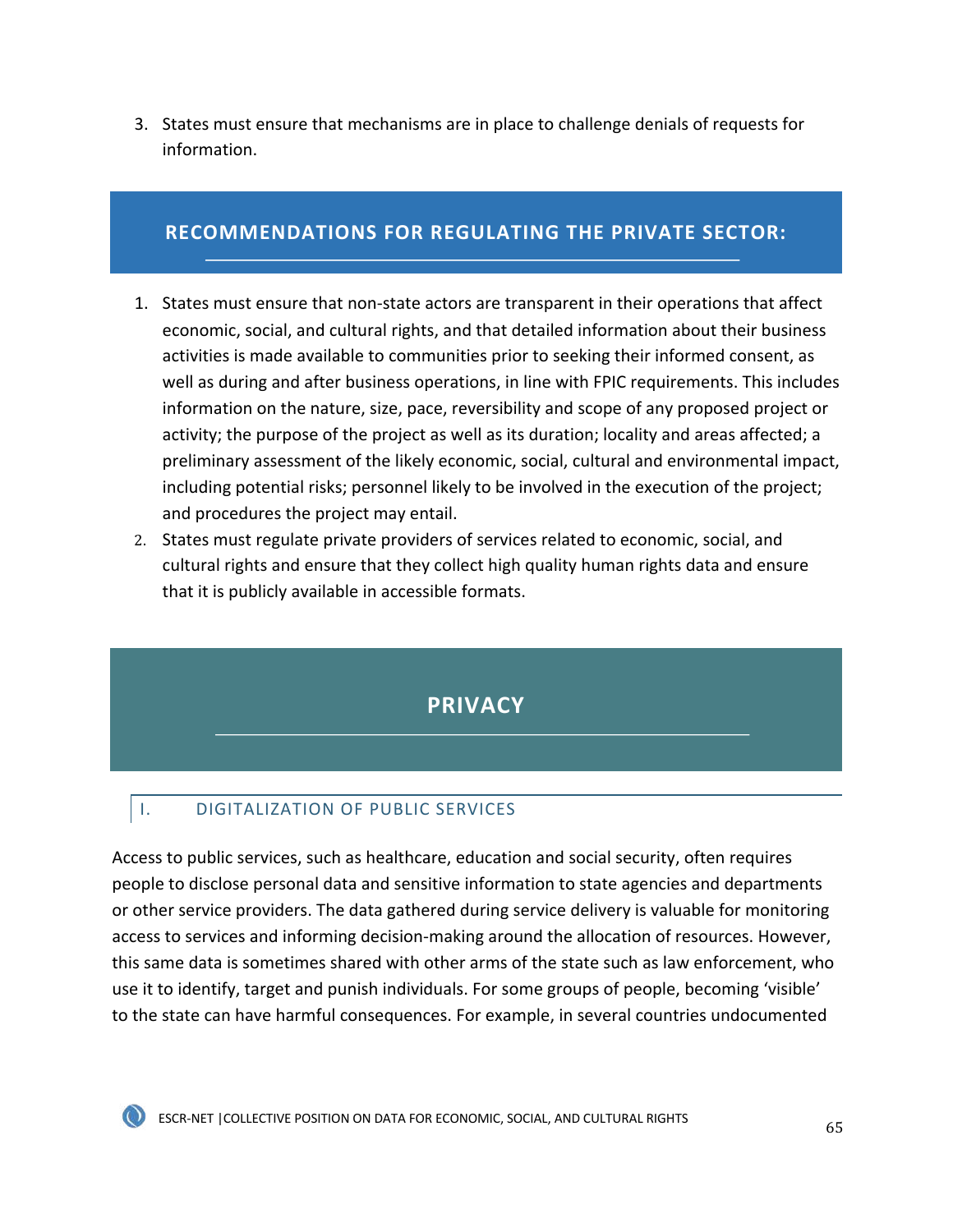3. States must ensure that mechanisms are in place to challenge denials of requests for information.

### RECOMMENDATIONS FOR REGULATING THE PRIVATE SECTOR:

1. States must ensure that non-state actors are transparent in their operations that affect economic, social, and cultural rights, and that detailed information about their business activities is made available to communities prior to seeking their informed consent, as well as during and after business operations, in line with FPIC requirements. This includes information on the nature, size, pace, reversibility and scope of any proposed project or activity; the purpose of the project as well as its duration; locality and areas affected; a preliminary assessment of the likely economic, social, cultural and environmental impact, including potential risks; personnel likely to be involved in the execution of the project; and procedures the project may entail.
2. States must regulate private providers of services related to economic, social, and cultural rights and ensure that they collect high quality human rights data and ensure that it is publicly available in accessible formats.

# PRIVACY

## I. DIGITALIZATION OF PUBLIC SERVICES

Access to public services, such as healthcare, education and social security, often requires people to disclose personal data and sensitive information to state agencies and departments or other service providers. The data gathered during service delivery is valuable for monitoring access to services and informing decision-making around the allocation of resources. However, this same data is sometimes shared with other arms of the state such as law enforcement, who use it to identify, target and punish individuals. For some groups of people, becoming 'visible' to the state can have harmful consequences. For example, in several countries undocumented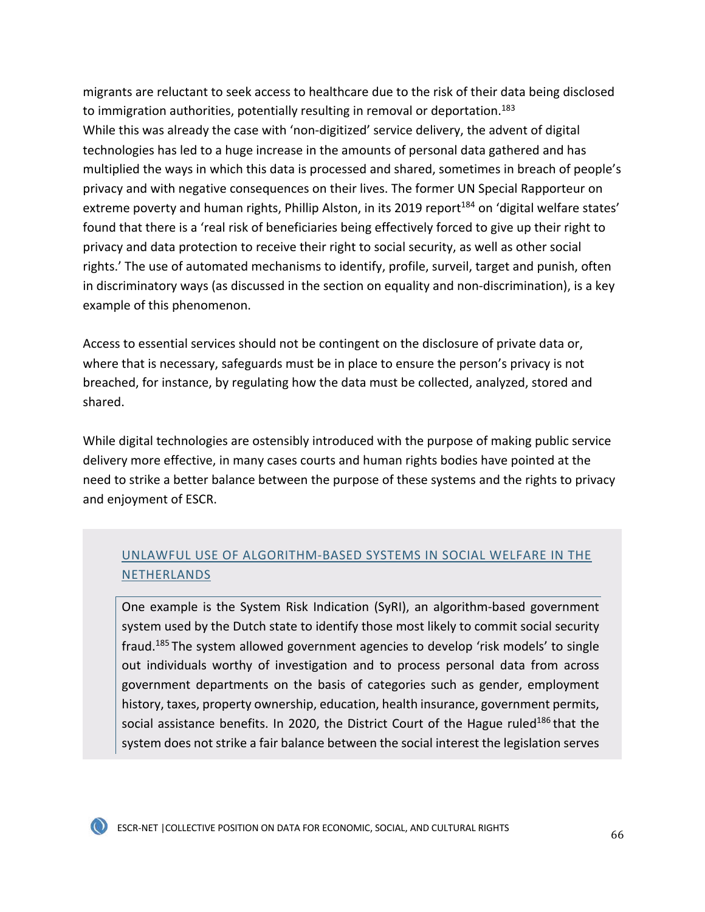migrants are reluctant to seek access to healthcare due to the risk of their data being disclosed to immigration authorities, potentially resulting in removal or deportation.[183]
While this was already the case with 'non-digitized' service delivery, the advent of digital technologies has led to a huge increase in the amounts of personal data gathered and has multiplied the ways in which this data is processed and shared, sometimes in breach of people's privacy and with negative consequences on their lives. The former UN Special Rapporteur on extreme poverty and human rights, Phillip Alston, in its 2019 report[184] on 'digital welfare states' found that there is a 'real risk of beneficiaries being effectively forced to give up their right to privacy and data protection to receive their right to social security, as well as other social rights.' The use of automated mechanisms to identify, profile, surveil, target and punish, often in discriminatory ways (as discussed in the section on equality and non-discrimination), is a key example of this phenomenon.

Access to essential services should not be contingent on the disclosure of private data or, where that is necessary, safeguards must be in place to ensure the person's privacy is not breached, for instance, by regulating how the data must be collected, analyzed, stored and shared.

While digital technologies are ostensibly introduced with the purpose of making public service delivery more effective, in many cases courts and human rights bodies have pointed at the need to strike a better balance between the purpose of these systems and the rights to privacy and enjoyment of ESCR.

### UNLAWFUL USE OF ALGORITHM-BASED SYSTEMS IN SOCIAL WELFARE IN THE NETHERLANDS

One example is the System Risk Indication (SyRI), an algorithm-based government system used by the Dutch state to identify those most likely to commit social security fraud.[185] The system allowed government agencies to develop 'risk models' to single out individuals worthy of investigation and to process personal data from across government departments on the basis of categories such as gender, employment history, taxes, property ownership, education, health insurance, government permits, social assistance benefits. In 2020, the District Court of the Hague ruled[186] that the system does not strike a fair balance between the social interest the legislation serves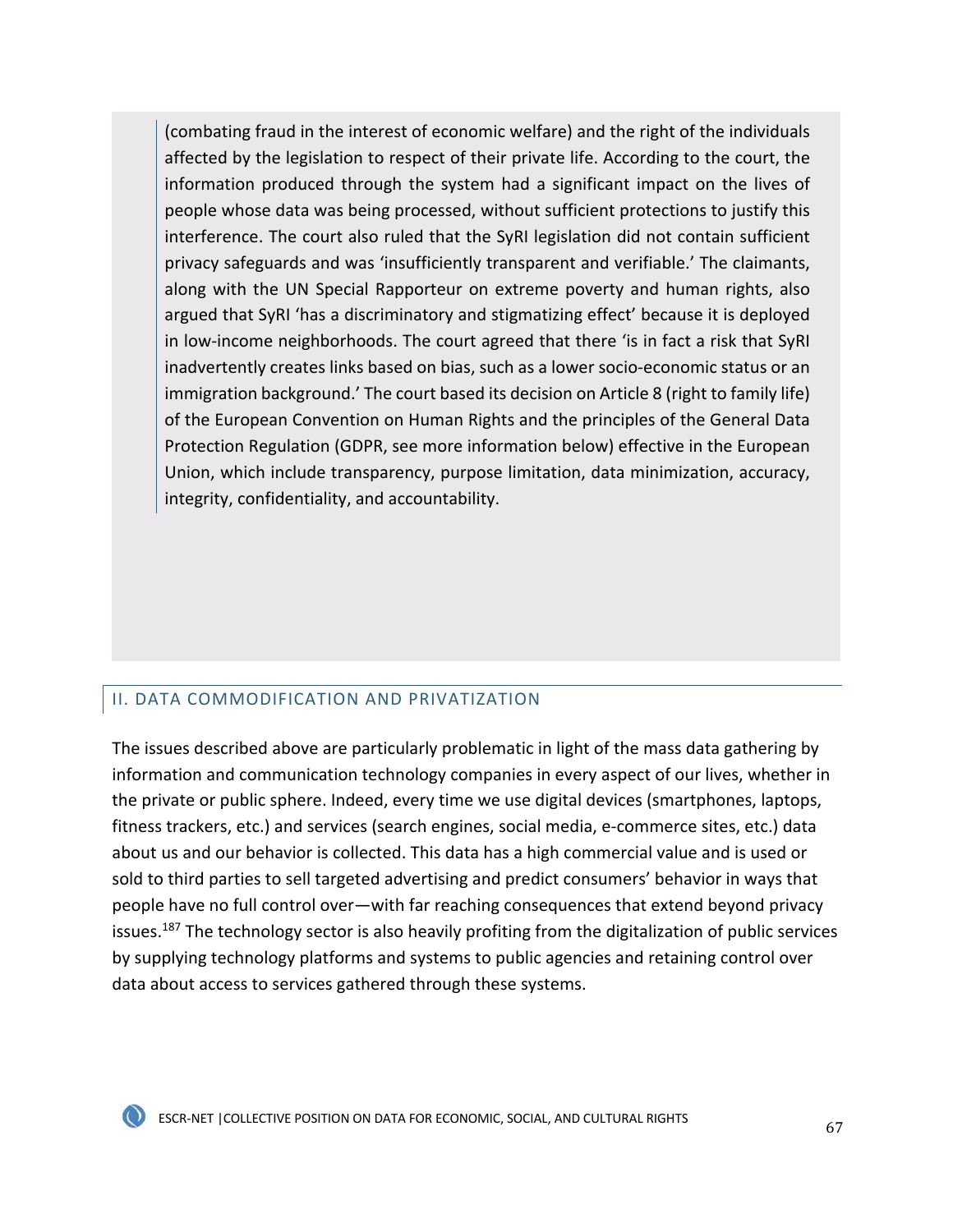> (combating fraud in the interest of economic welfare) and the right of the individuals affected by the legislation to respect of their private life. According to the court, the information produced through the system had a significant impact on the lives of people whose data was being processed, without sufficient protections to justify this interference. The court also ruled that the SyRI legislation did not contain sufficient privacy safeguards and was 'insufficiently transparent and verifiable.' The claimants, along with the UN Special Rapporteur on extreme poverty and human rights, also argued that SyRI 'has a discriminatory and stigmatizing effect' because it is deployed in low-income neighborhoods. The court agreed that there 'is in fact a risk that SyRI inadvertently creates links based on bias, such as a lower socio-economic status or an immigration background.' The court based its decision on Article 8 (right to family life) of the European Convention on Human Rights and the principles of the General Data Protection Regulation (GDPR, see more information below) effective in the European Union, which include transparency, purpose limitation, data minimization, accuracy, integrity, confidentiality, and accountability.

## II. DATA COMMODIFICATION AND PRIVATIZATION

The issues described above are particularly problematic in light of the mass data gathering by information and communication technology companies in every aspect of our lives, whether in the private or public sphere. Indeed, every time we use digital devices (smartphones, laptops, fitness trackers, etc.) and services (search engines, social media, e-commerce sites, etc.) data about us and our behavior is collected. This data has a high commercial value and is used or sold to third parties to sell targeted advertising and predict consumers' behavior in ways that people have no full control over—with far reaching consequences that extend beyond privacy issues.[187] The technology sector is also heavily profiting from the digitalization of public services by supplying technology platforms and systems to public agencies and retaining control over data about access to services gathered through these systems.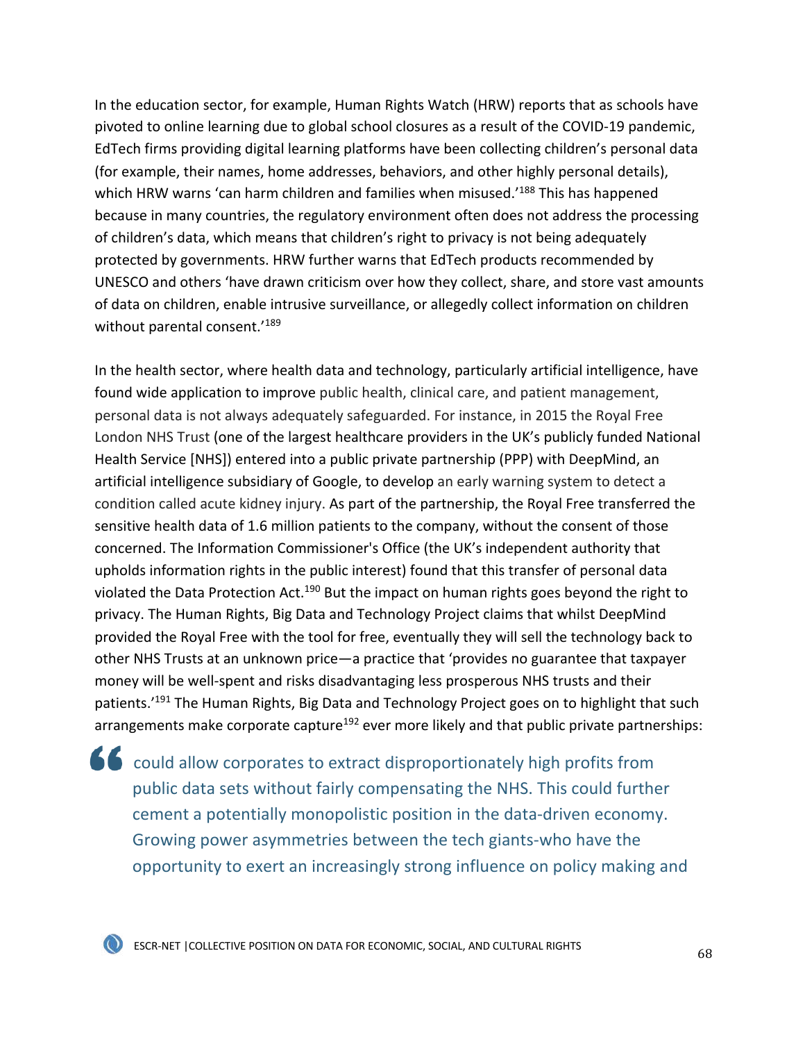In the education sector, for example, Human Rights Watch (HRW) reports that as schools have pivoted to online learning due to global school closures as a result of the COVID-19 pandemic, EdTech firms providing digital learning platforms have been collecting children's personal data (for example, their names, home addresses, behaviors, and other highly personal details), which HRW warns 'can harm children and families when misused.'[188] This has happened because in many countries, the regulatory environment often does not address the processing of children's data, which means that children's right to privacy is not being adequately protected by governments. HRW further warns that EdTech products recommended by UNESCO and others 'have drawn criticism over how they collect, share, and store vast amounts of data on children, enable intrusive surveillance, or allegedly collect information on children without parental consent.'[189]

In the health sector, where health data and technology, particularly artificial intelligence, have found wide application to improve public health, clinical care, and patient management, personal data is not always adequately safeguarded. For instance, in 2015 the Royal Free London NHS Trust (one of the largest healthcare providers in the UK's publicly funded National Health Service [NHS]) entered into a public private partnership (PPP) with DeepMind, an artificial intelligence subsidiary of Google, to develop an early warning system to detect a condition called acute kidney injury. As part of the partnership, the Royal Free transferred the sensitive health data of 1.6 million patients to the company, without the consent of those concerned. The Information Commissioner's Office (the UK's independent authority that upholds information rights in the public interest) found that this transfer of personal data violated the Data Protection Act.[190] But the impact on human rights goes beyond the right to privacy. The Human Rights, Big Data and Technology Project claims that whilst DeepMind provided the Royal Free with the tool for free, eventually they will sell the technology back to other NHS Trusts at an unknown price—a practice that 'provides no guarantee that taxpayer money will be well-spent and risks disadvantaging less prosperous NHS trusts and their patients.'[191] The Human Rights, Big Data and Technology Project goes on to highlight that such arrangements make corporate capture[192] ever more likely and that public private partnerships:

> could allow corporates to extract disproportionately high profits from public data sets without fairly compensating the NHS. This could further cement a potentially monopolistic position in the data-driven economy. Growing power asymmetries between the tech giants-who have the opportunity to exert an increasingly strong influence on policy making and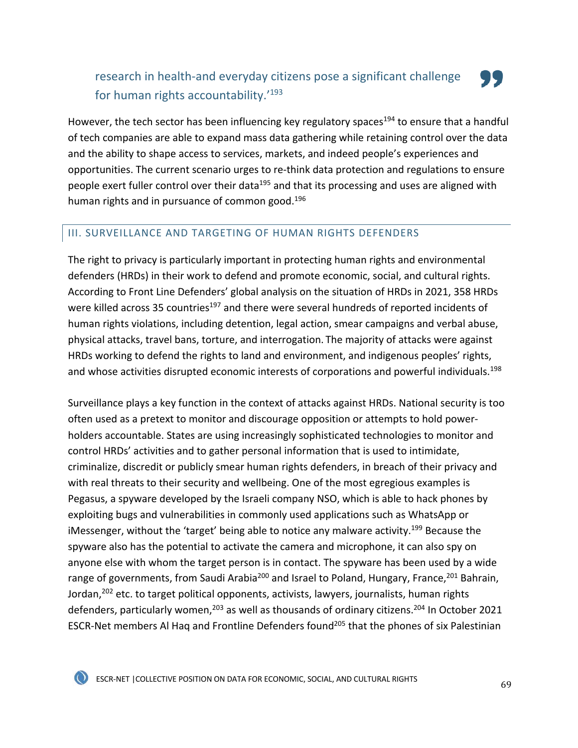research in health-and everyday citizens pose a significant challenge for human rights accountability.'[193]

However, the tech sector has been influencing key regulatory spaces[194] to ensure that a handful of tech companies are able to expand mass data gathering while retaining control over the data and the ability to shape access to services, markets, and indeed people's experiences and opportunities. The current scenario urges to re-think data protection and regulations to ensure people exert fuller control over their data[195] and that its processing and uses are aligned with human rights and in pursuance of common good.[196]

## III. SURVEILLANCE AND TARGETING OF HUMAN RIGHTS DEFENDERS

The right to privacy is particularly important in protecting human rights and environmental defenders (HRDs) in their work to defend and promote economic, social, and cultural rights. According to Front Line Defenders' global analysis on the situation of HRDs in 2021, 358 HRDs were killed across 35 countries[197] and there were several hundreds of reported incidents of human rights violations, including detention, legal action, smear campaigns and verbal abuse, physical attacks, travel bans, torture, and interrogation. The majority of attacks were against HRDs working to defend the rights to land and environment, and indigenous peoples' rights, and whose activities disrupted economic interests of corporations and powerful individuals.[198]

Surveillance plays a key function in the context of attacks against HRDs. National security is too often used as a pretext to monitor and discourage opposition or attempts to hold power-holders accountable. States are using increasingly sophisticated technologies to monitor and control HRDs' activities and to gather personal information that is used to intimidate, criminalize, discredit or publicly smear human rights defenders, in breach of their privacy and with real threats to their security and wellbeing. One of the most egregious examples is Pegasus, a spyware developed by the Israeli company NSO, which is able to hack phones by exploiting bugs and vulnerabilities in commonly used applications such as WhatsApp or iMessenger, without the 'target' being able to notice any malware activity.[199] Because the spyware also has the potential to activate the camera and microphone, it can also spy on anyone else with whom the target person is in contact. The spyware has been used by a wide range of governments, from Saudi Arabia[200] and Israel to Poland, Hungary, France,[201] Bahrain, Jordan,[202] etc. to target political opponents, activists, lawyers, journalists, human rights defenders, particularly women,[203] as well as thousands of ordinary citizens.[204] In October 2021 ESCR-Net members Al Haq and Frontline Defenders found[205] that the phones of six Palestinian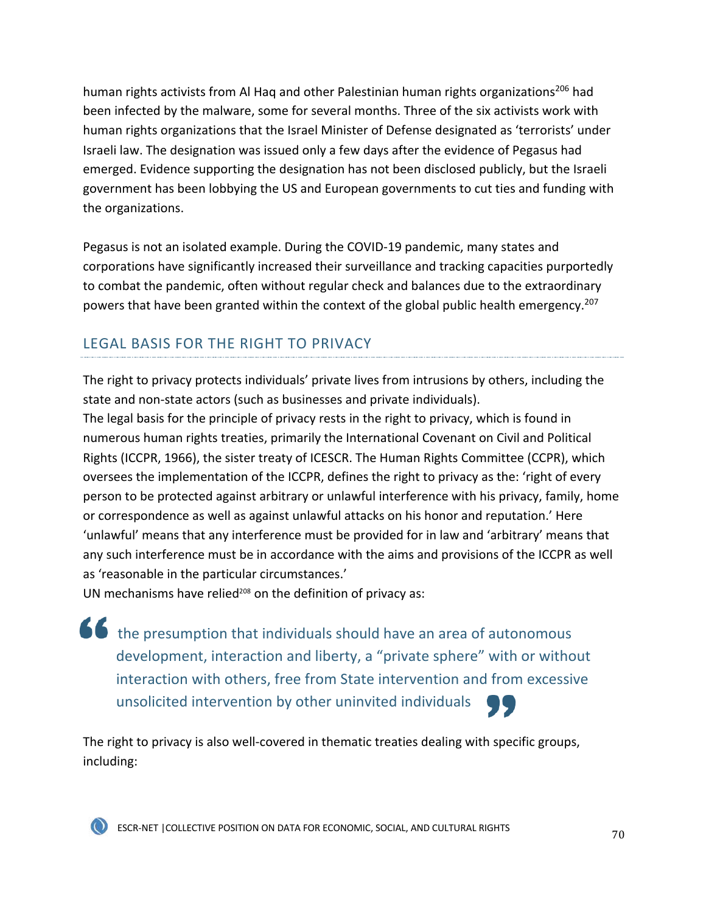human rights activists from Al Haq and other Palestinian human rights organizations[206] had been infected by the malware, some for several months. Three of the six activists work with human rights organizations that the Israel Minister of Defense designated as 'terrorists' under Israeli law. The designation was issued only a few days after the evidence of Pegasus had emerged. Evidence supporting the designation has not been disclosed publicly, but the Israeli government has been lobbying the US and European governments to cut ties and funding with the organizations.

Pegasus is not an isolated example. During the COVID-19 pandemic, many states and corporations have significantly increased their surveillance and tracking capacities purportedly to combat the pandemic, often without regular check and balances due to the extraordinary powers that have been granted within the context of the global public health emergency.[207]

## LEGAL BASIS FOR THE RIGHT TO PRIVACY

The right to privacy protects individuals' private lives from intrusions by others, including the state and non-state actors (such as businesses and private individuals).

The legal basis for the principle of privacy rests in the right to privacy, which is found in numerous human rights treaties, primarily the International Covenant on Civil and Political Rights (ICCPR, 1966), the sister treaty of ICESCR. The Human Rights Committee (CCPR), which oversees the implementation of the ICCPR, defines the right to privacy as the: 'right of every person to be protected against arbitrary or unlawful interference with his privacy, family, home or correspondence as well as against unlawful attacks on his honor and reputation.' Here 'unlawful' means that any interference must be provided for in law and 'arbitrary' means that any such interference must be in accordance with the aims and provisions of the ICCPR as well as 'reasonable in the particular circumstances.'

UN mechanisms have relied[208] on the definition of privacy as:

> the presumption that individuals should have an area of autonomous development, interaction and liberty, a "private sphere" with or without interaction with others, free from State intervention and from excessive unsolicited intervention by other uninvited individuals

The right to privacy is also well-covered in thematic treaties dealing with specific groups, including: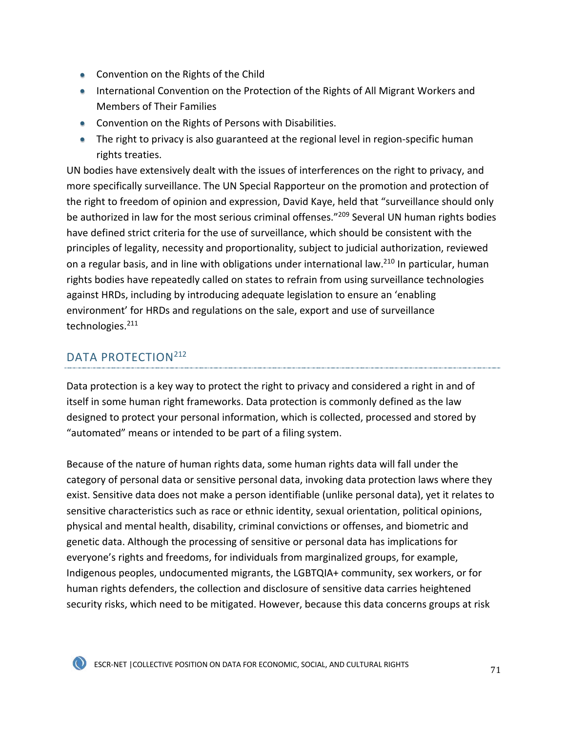- Convention on the Rights of the Child
- International Convention on the Protection of the Rights of All Migrant Workers and Members of Their Families
- Convention on the Rights of Persons with Disabilities.
- The right to privacy is also guaranteed at the regional level in region-specific human rights treaties.

UN bodies have extensively dealt with the issues of interferences on the right to privacy, and more specifically surveillance. The UN Special Rapporteur on the promotion and protection of the right to freedom of opinion and expression, David Kaye, held that "surveillance should only be authorized in law for the most serious criminal offenses."[209] Several UN human rights bodies have defined strict criteria for the use of surveillance, which should be consistent with the principles of legality, necessity and proportionality, subject to judicial authorization, reviewed on a regular basis, and in line with obligations under international law.[210] In particular, human rights bodies have repeatedly called on states to refrain from using surveillance technologies against HRDs, including by introducing adequate legislation to ensure an 'enabling environment' for HRDs and regulations on the sale, export and use of surveillance technologies.[211]

## DATA PROTECTION[212]

Data protection is a key way to protect the right to privacy and considered a right in and of itself in some human right frameworks. Data protection is commonly defined as the law designed to protect your personal information, which is collected, processed and stored by "automated" means or intended to be part of a filing system.

Because of the nature of human rights data, some human rights data will fall under the category of personal data or sensitive personal data, invoking data protection laws where they exist. Sensitive data does not make a person identifiable (unlike personal data), yet it relates to sensitive characteristics such as race or ethnic identity, sexual orientation, political opinions, physical and mental health, disability, criminal convictions or offenses, and biometric and genetic data. Although the processing of sensitive or personal data has implications for everyone's rights and freedoms, for individuals from marginalized groups, for example, Indigenous peoples, undocumented migrants, the LGBTQIA+ community, sex workers, or for human rights defenders, the collection and disclosure of sensitive data carries heightened security risks, which need to be mitigated. However, because this data concerns groups at risk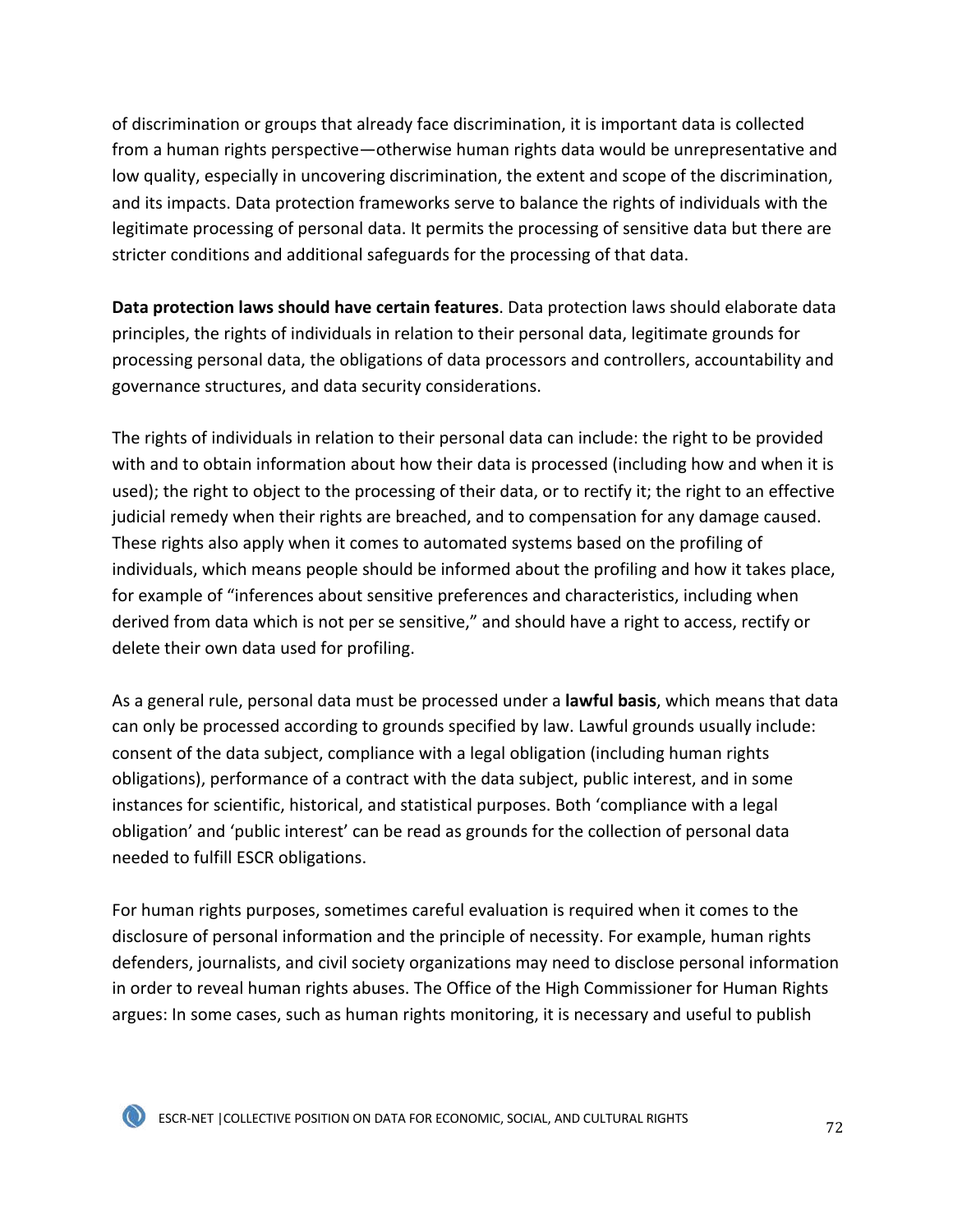of discrimination or groups that already face discrimination, it is important data is collected from a human rights perspective—otherwise human rights data would be unrepresentative and low quality, especially in uncovering discrimination, the extent and scope of the discrimination, and its impacts. Data protection frameworks serve to balance the rights of individuals with the legitimate processing of personal data. It permits the processing of sensitive data but there are stricter conditions and additional safeguards for the processing of that data.

**Data protection laws should have certain features**. Data protection laws should elaborate data principles, the rights of individuals in relation to their personal data, legitimate grounds for processing personal data, the obligations of data processors and controllers, accountability and governance structures, and data security considerations.

The rights of individuals in relation to their personal data can include: the right to be provided with and to obtain information about how their data is processed (including how and when it is used); the right to object to the processing of their data, or to rectify it; the right to an effective judicial remedy when their rights are breached, and to compensation for any damage caused. These rights also apply when it comes to automated systems based on the profiling of individuals, which means people should be informed about the profiling and how it takes place, for example of "inferences about sensitive preferences and characteristics, including when derived from data which is not per se sensitive," and should have a right to access, rectify or delete their own data used for profiling.

As a general rule, personal data must be processed under a **lawful basis**, which means that data can only be processed according to grounds specified by law. Lawful grounds usually include: consent of the data subject, compliance with a legal obligation (including human rights obligations), performance of a contract with the data subject, public interest, and in some instances for scientific, historical, and statistical purposes. Both 'compliance with a legal obligation' and 'public interest' can be read as grounds for the collection of personal data needed to fulfill ESCR obligations.

For human rights purposes, sometimes careful evaluation is required when it comes to the disclosure of personal information and the principle of necessity. For example, human rights defenders, journalists, and civil society organizations may need to disclose personal information in order to reveal human rights abuses. The Office of the High Commissioner for Human Rights argues: In some cases, such as human rights monitoring, it is necessary and useful to publish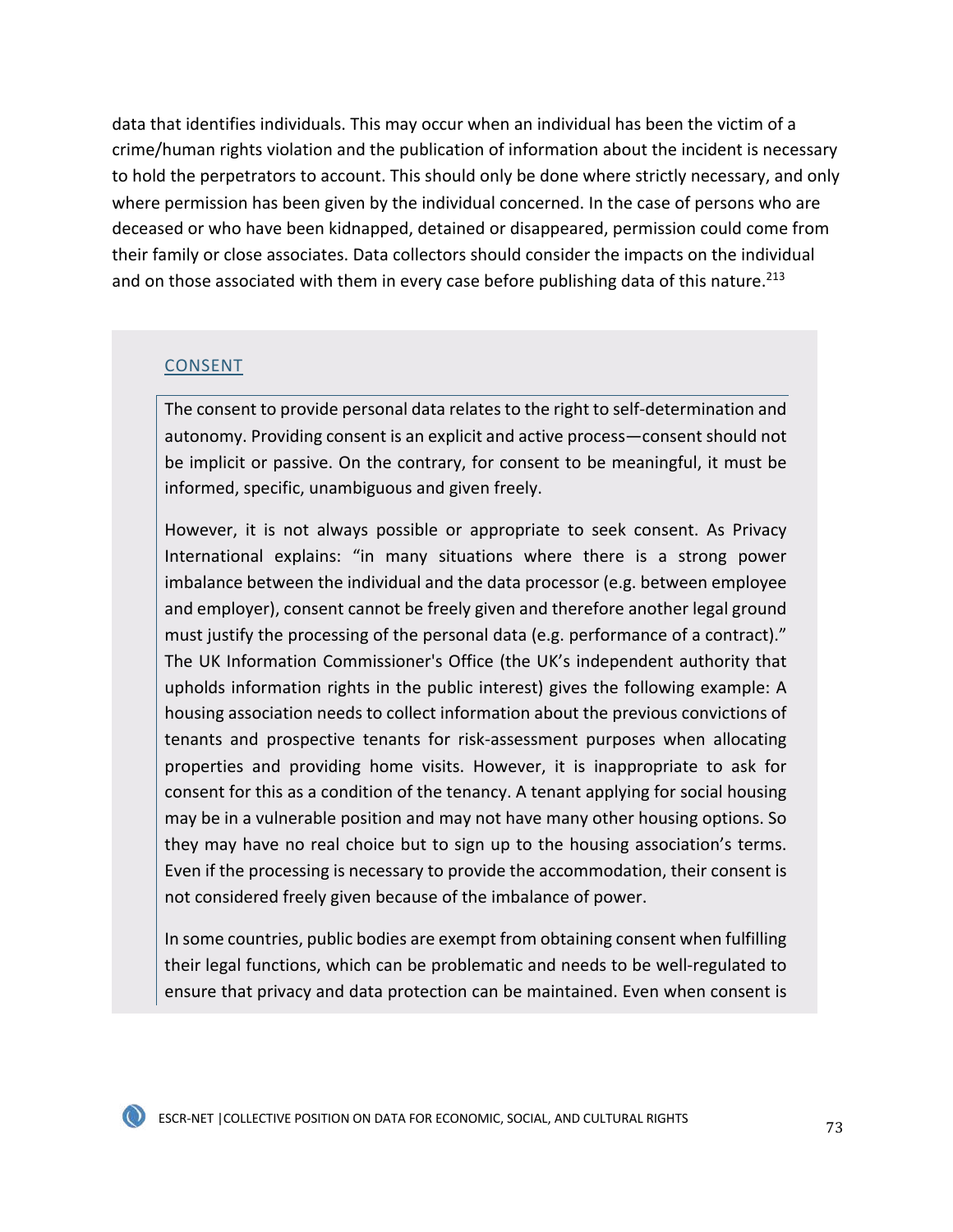data that identifies individuals. This may occur when an individual has been the victim of a crime/human rights violation and the publication of information about the incident is necessary to hold the perpetrators to account. This should only be done where strictly necessary, and only where permission has been given by the individual concerned. In the case of persons who are deceased or who have been kidnapped, detained or disappeared, permission could come from their family or close associates. Data collectors should consider the impacts on the individual and on those associated with them in every case before publishing data of this nature.[213]

### CONSENT

The consent to provide personal data relates to the right to self-determination and autonomy. Providing consent is an explicit and active process—consent should not be implicit or passive. On the contrary, for consent to be meaningful, it must be informed, specific, unambiguous and given freely.

However, it is not always possible or appropriate to seek consent. As Privacy International explains: "in many situations where there is a strong power imbalance between the individual and the data processor (e.g. between employee and employer), consent cannot be freely given and therefore another legal ground must justify the processing of the personal data (e.g. performance of a contract)." The UK Information Commissioner's Office (the UK's independent authority that upholds information rights in the public interest) gives the following example: A housing association needs to collect information about the previous convictions of tenants and prospective tenants for risk-assessment purposes when allocating properties and providing home visits. However, it is inappropriate to ask for consent for this as a condition of the tenancy. A tenant applying for social housing may be in a vulnerable position and may not have many other housing options. So they may have no real choice but to sign up to the housing association's terms. Even if the processing is necessary to provide the accommodation, their consent is not considered freely given because of the imbalance of power.

In some countries, public bodies are exempt from obtaining consent when fulfilling their legal functions, which can be problematic and needs to be well-regulated to ensure that privacy and data protection can be maintained. Even when consent is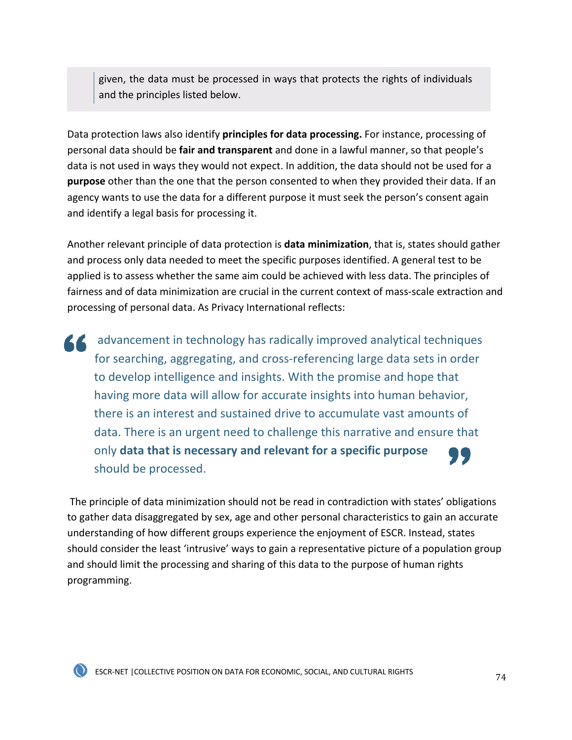> given, the data must be processed in ways that protects the rights of individuals and the principles listed below.

Data protection laws also identify **principles for data processing.** For instance, processing of personal data should be **fair and transparent** and done in a lawful manner, so that people's data is not used in ways they would not expect. In addition, the data should not be used for a **purpose** other than the one that the person consented to when they provided their data. If an agency wants to use the data for a different purpose it must seek the person's consent again and identify a legal basis for processing it.

Another relevant principle of data protection is **data minimization**, that is, states should gather and process only data needed to meet the specific purposes identified. A general test to be applied is to assess whether the same aim could be achieved with less data. The principles of fairness and of data minimization are crucial in the current context of mass-scale extraction and processing of personal data. As Privacy International reflects:

> "advancement in technology has radically improved analytical techniques for searching, aggregating, and cross-referencing large data sets in order to develop intelligence and insights. With the promise and hope that having more data will allow for accurate insights into human behavior, there is an interest and sustained drive to accumulate vast amounts of data. There is an urgent need to challenge this narrative and ensure that only **data that is necessary and relevant for a specific purpose** should be processed."

The principle of data minimization should not be read in contradiction with states' obligations to gather data disaggregated by sex, age and other personal characteristics to gain an accurate understanding of how different groups experience the enjoyment of ESCR. Instead, states should consider the least 'intrusive' ways to gain a representative picture of a population group and should limit the processing and sharing of this data to the purpose of human rights programming.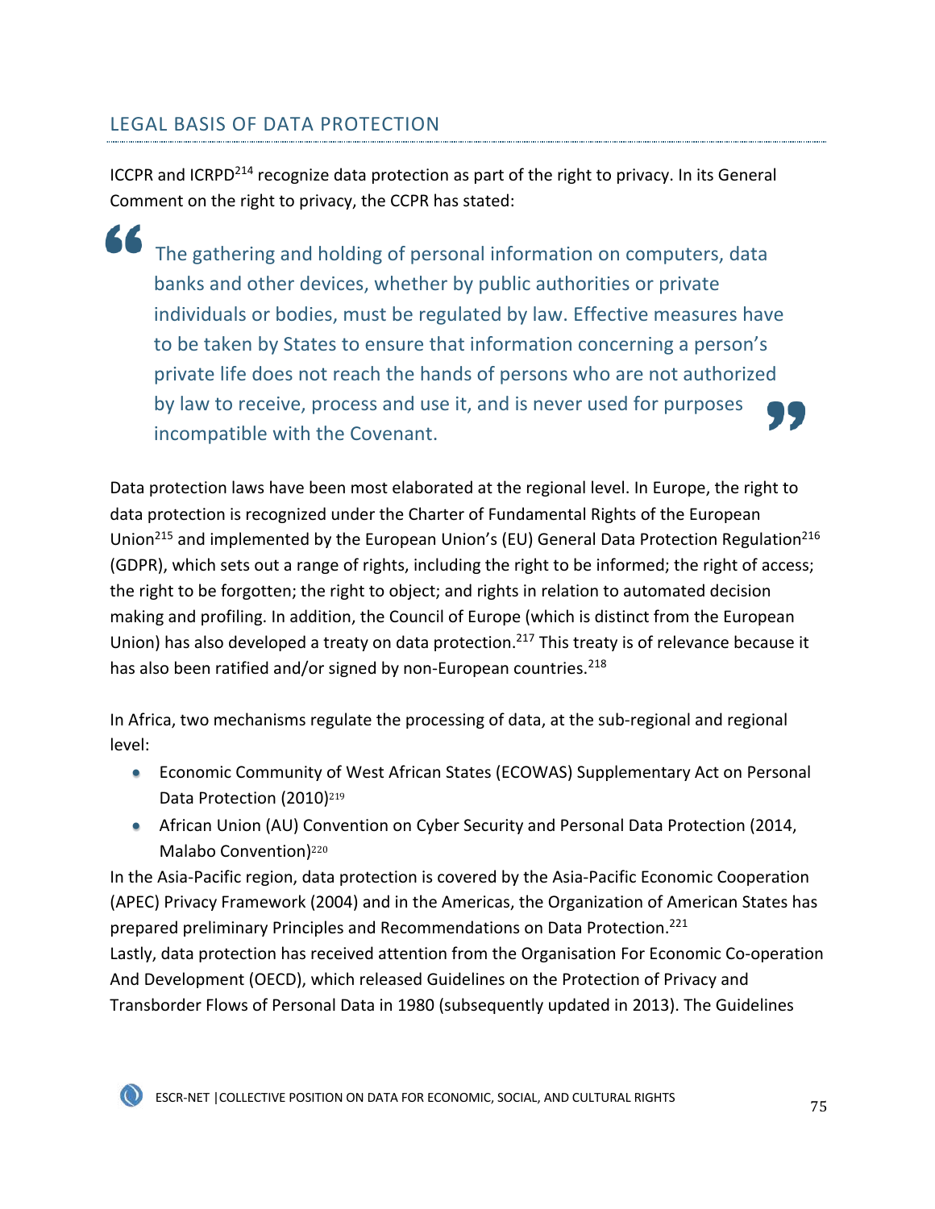## LEGAL BASIS OF DATA PROTECTION

ICCPR and ICRPD[214] recognize data protection as part of the right to privacy. In its General Comment on the right to privacy, the CCPR has stated:

> The gathering and holding of personal information on computers, data banks and other devices, whether by public authorities or private individuals or bodies, must be regulated by law. Effective measures have to be taken by States to ensure that information concerning a person's private life does not reach the hands of persons who are not authorized by law to receive, process and use it, and is never used for purposes incompatible with the Covenant.

Data protection laws have been most elaborated at the regional level. In Europe, the right to data protection is recognized under the Charter of Fundamental Rights of the European Union[215] and implemented by the European Union's (EU) General Data Protection Regulation[216] (GDPR), which sets out a range of rights, including the right to be informed; the right of access; the right to be forgotten; the right to object; and rights in relation to automated decision making and profiling. In addition, the Council of Europe (which is distinct from the European Union) has also developed a treaty on data protection.[217] This treaty is of relevance because it has also been ratified and/or signed by non-European countries.[218]

In Africa, two mechanisms regulate the processing of data, at the sub-regional and regional level:

- Economic Community of West African States (ECOWAS) Supplementary Act on Personal Data Protection (2010)[219]
- African Union (AU) Convention on Cyber Security and Personal Data Protection (2014, Malabo Convention)[220]

In the Asia-Pacific region, data protection is covered by the Asia-Pacific Economic Cooperation (APEC) Privacy Framework (2004) and in the Americas, the Organization of American States has prepared preliminary Principles and Recommendations on Data Protection.[221]

Lastly, data protection has received attention from the Organisation For Economic Co-operation And Development (OECD), which released Guidelines on the Protection of Privacy and Transborder Flows of Personal Data in 1980 (subsequently updated in 2013). The Guidelines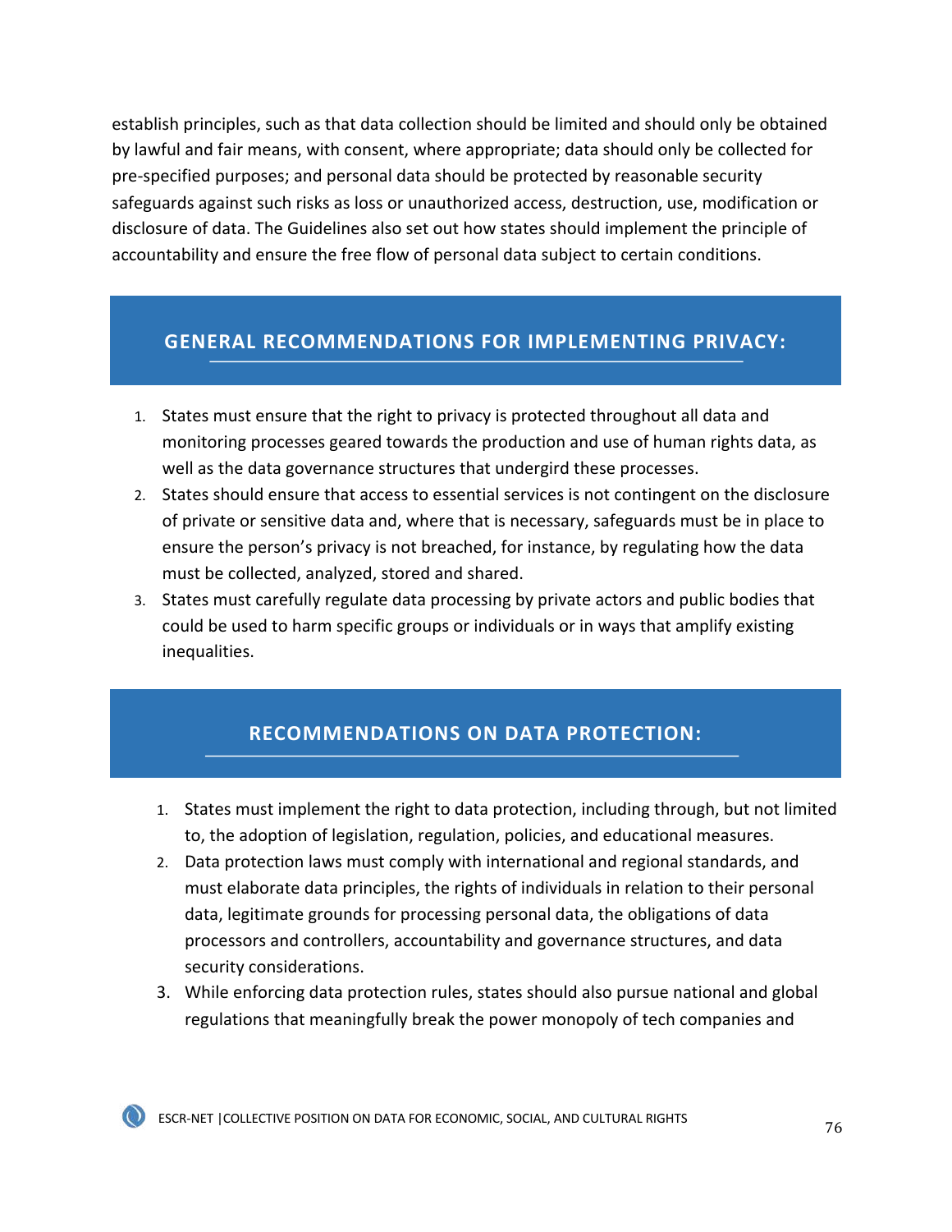establish principles, such as that data collection should be limited and should only be obtained by lawful and fair means, with consent, where appropriate; data should only be collected for pre-specified purposes; and personal data should be protected by reasonable security safeguards against such risks as loss or unauthorized access, destruction, use, modification or disclosure of data. The Guidelines also set out how states should implement the principle of accountability and ensure the free flow of personal data subject to certain conditions.

## GENERAL RECOMMENDATIONS FOR IMPLEMENTING PRIVACY:

1. States must ensure that the right to privacy is protected throughout all data and monitoring processes geared towards the production and use of human rights data, as well as the data governance structures that undergird these processes.
2. States should ensure that access to essential services is not contingent on the disclosure of private or sensitive data and, where that is necessary, safeguards must be in place to ensure the person's privacy is not breached, for instance, by regulating how the data must be collected, analyzed, stored and shared.
3. States must carefully regulate data processing by private actors and public bodies that could be used to harm specific groups or individuals or in ways that amplify existing inequalities.

## RECOMMENDATIONS ON DATA PROTECTION:

1. States must implement the right to data protection, including through, but not limited to, the adoption of legislation, regulation, policies, and educational measures.
2. Data protection laws must comply with international and regional standards, and must elaborate data principles, the rights of individuals in relation to their personal data, legitimate grounds for processing personal data, the obligations of data processors and controllers, accountability and governance structures, and data security considerations.
3. While enforcing data protection rules, states should also pursue national and global regulations that meaningfully break the power monopoly of tech companies and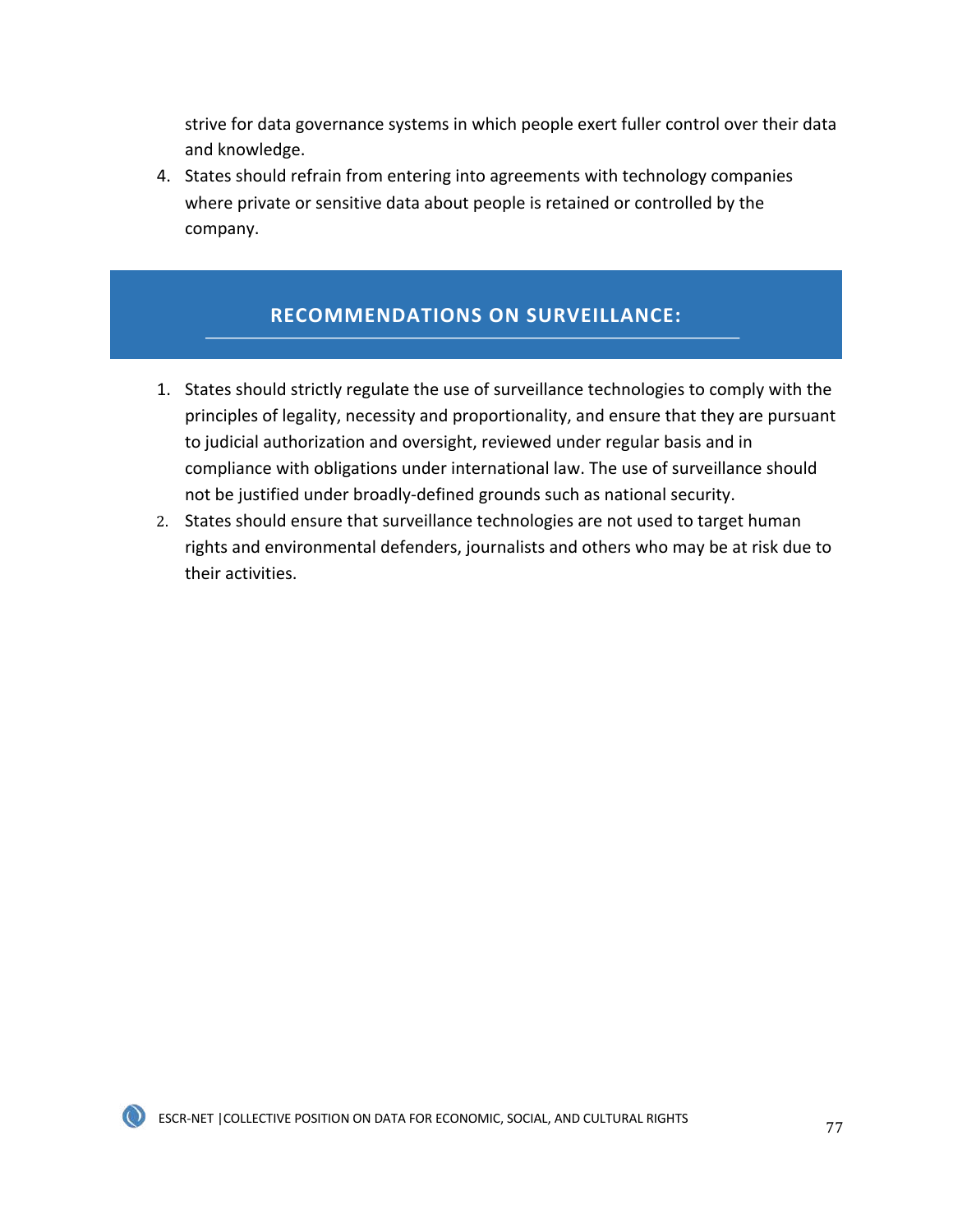strive for data governance systems in which people exert fuller control over their data and knowledge.

4. States should refrain from entering into agreements with technology companies where private or sensitive data about people is retained or controlled by the company.

## RECOMMENDATIONS ON SURVEILLANCE:

1. States should strictly regulate the use of surveillance technologies to comply with the principles of legality, necessity and proportionality, and ensure that they are pursuant to judicial authorization and oversight, reviewed under regular basis and in compliance with obligations under international law. The use of surveillance should not be justified under broadly-defined grounds such as national security.
2. States should ensure that surveillance technologies are not used to target human rights and environmental defenders, journalists and others who may be at risk due to their activities.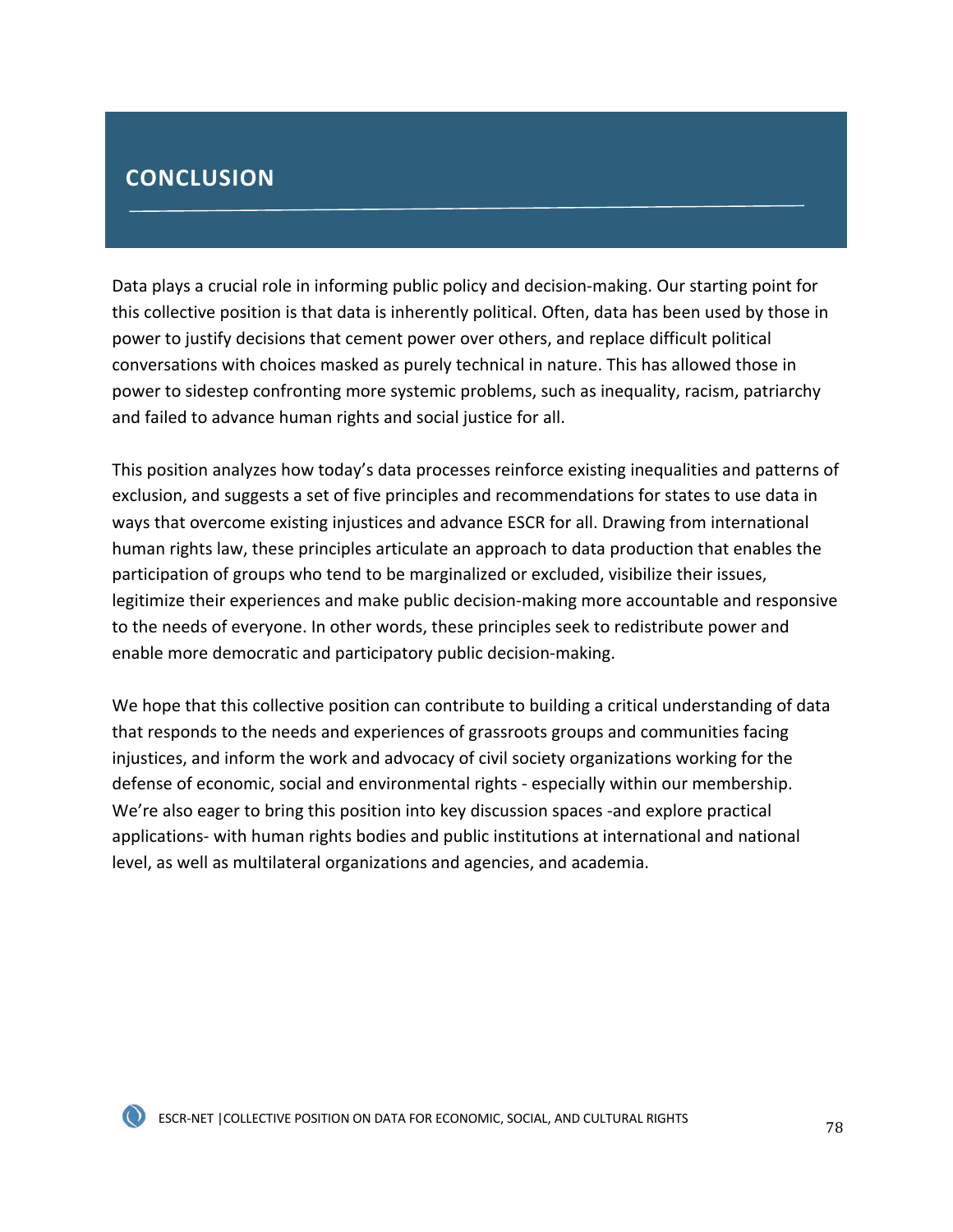## CONCLUSION

Data plays a crucial role in informing public policy and decision-making. Our starting point for this collective position is that data is inherently political. Often, data has been used by those in power to justify decisions that cement power over others, and replace difficult political conversations with choices masked as purely technical in nature. This has allowed those in power to sidestep confronting more systemic problems, such as inequality, racism, patriarchy and failed to advance human rights and social justice for all.

This position analyzes how today's data processes reinforce existing inequalities and patterns of exclusion, and suggests a set of five principles and recommendations for states to use data in ways that overcome existing injustices and advance ESCR for all. Drawing from international human rights law, these principles articulate an approach to data production that enables the participation of groups who tend to be marginalized or excluded, visibilize their issues, legitimize their experiences and make public decision-making more accountable and responsive to the needs of everyone. In other words, these principles seek to redistribute power and enable more democratic and participatory public decision-making.

We hope that this collective position can contribute to building a critical understanding of data that responds to the needs and experiences of grassroots groups and communities facing injustices, and inform the work and advocacy of civil society organizations working for the defense of economic, social and environmental rights - especially within our membership. We're also eager to bring this position into key discussion spaces -and explore practical applications- with human rights bodies and public institutions at international and national level, as well as multilateral organizations and agencies, and academia.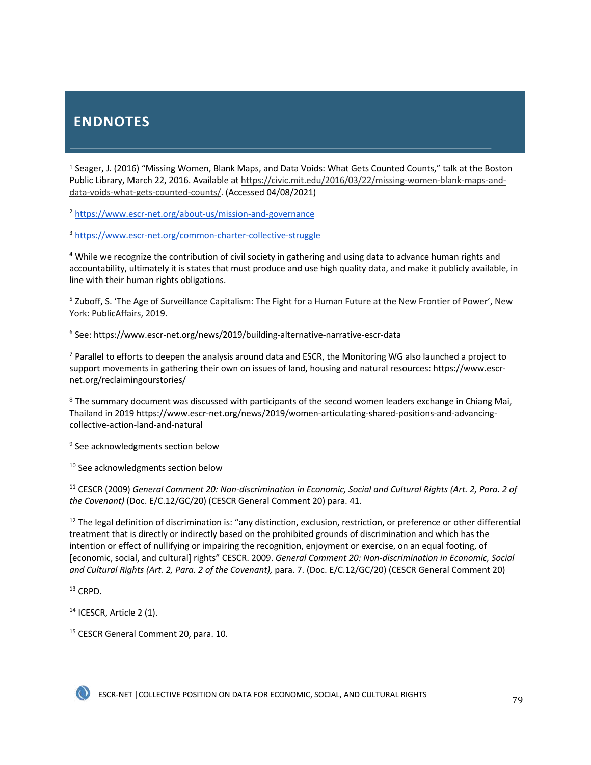# ENDNOTES

[1] Seager, J. (2016) "Missing Women, Blank Maps, and Data Voids: What Gets Counted Counts," talk at the Boston Public Library, March 22, 2016. Available at https://civic.mit.edu/2016/03/22/missing-women-blank-maps-and-data-voids-what-gets-counted-counts/. (Accessed 04/08/2021)

[2] https://www.escr-net.org/about-us/mission-and-governance

[3] https://www.escr-net.org/common-charter-collective-struggle

[4] While we recognize the contribution of civil society in gathering and using data to advance human rights and accountability, ultimately it is states that must produce and use high quality data, and make it publicly available, in line with their human rights obligations.

[5] Zuboff, S. 'The Age of Surveillance Capitalism: The Fight for a Human Future at the New Frontier of Power', New York: PublicAffairs, 2019.

[6] See: https://www.escr-net.org/news/2019/building-alternative-narrative-escr-data

[7] Parallel to efforts to deepen the analysis around data and ESCR, the Monitoring WG also launched a project to support movements in gathering their own on issues of land, housing and natural resources: https://www.escr-net.org/reclaimingourstories/

[8] The summary document was discussed with participants of the second women leaders exchange in Chiang Mai, Thailand in 2019 https://www.escr-net.org/news/2019/women-articulating-shared-positions-and-advancing-collective-action-land-and-natural

[9] See acknowledgments section below

[10] See acknowledgments section below

[11] CESCR (2009) *General Comment 20: Non-discrimination in Economic, Social and Cultural Rights (Art. 2, Para. 2 of the Covenant)* (Doc. E/C.12/GC/20) (CESCR General Comment 20) para. 41.

[12] The legal definition of discrimination is: "any distinction, exclusion, restriction, or preference or other differential treatment that is directly or indirectly based on the prohibited grounds of discrimination and which has the intention or effect of nullifying or impairing the recognition, enjoyment or exercise, on an equal footing, of [economic, social, and cultural] rights" CESCR. 2009. *General Comment 20: Non-discrimination in Economic, Social and Cultural Rights (Art. 2, Para. 2 of the Covenant),* para. 7. (Doc. E/C.12/GC/20) (CESCR General Comment 20)

[13] CRPD.

[14] ICESCR, Article 2 (1).

[15] CESCR General Comment 20, para. 10.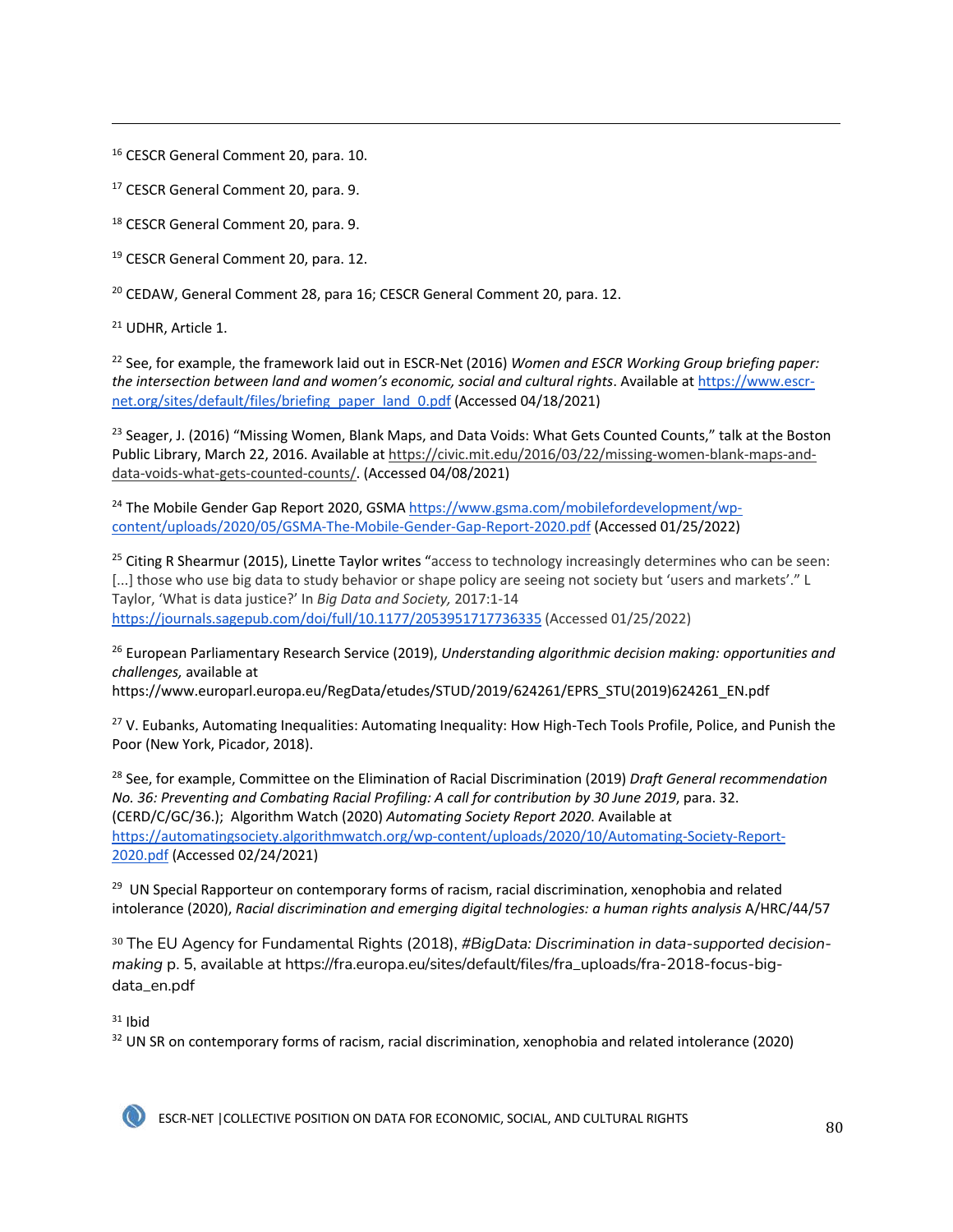[16] CESCR General Comment 20, para. 10.

[17] CESCR General Comment 20, para. 9.

[18] CESCR General Comment 20, para. 9.

[19] CESCR General Comment 20, para. 12.

[20] CEDAW, General Comment 28, para 16; CESCR General Comment 20, para. 12.

[21] UDHR, Article 1.

[22] See, for example, the framework laid out in ESCR-Net (2016) *Women and ESCR Working Group briefing paper: the intersection between land and women's economic, social and cultural rights*. Available at https://www.escr-net.org/sites/default/files/briefing_paper_land_0.pdf (Accessed 04/18/2021)

[23] Seager, J. (2016) "Missing Women, Blank Maps, and Data Voids: What Gets Counted Counts," talk at the Boston Public Library, March 22, 2016. Available at https://civic.mit.edu/2016/03/22/missing-women-blank-maps-and-data-voids-what-gets-counted-counts/. (Accessed 04/08/2021)

[24] The Mobile Gender Gap Report 2020, GSMA https://www.gsma.com/mobilefordevelopment/wp-content/uploads/2020/05/GSMA-The-Mobile-Gender-Gap-Report-2020.pdf (Accessed 01/25/2022)

[25] Citing R Shearmur (2015), Linette Taylor writes "access to technology increasingly determines who can be seen: [...] those who use big data to study behavior or shape policy are seeing not society but 'users and markets'." L Taylor, 'What is data justice?' In *Big Data and Society,* 2017:1-14 https://journals.sagepub.com/doi/full/10.1177/2053951717736335 (Accessed 01/25/2022)

[26] European Parliamentary Research Service (2019), *Understanding algorithmic decision making: opportunities and challenges,* available at https://www.europarl.europa.eu/RegData/etudes/STUD/2019/624261/EPRS_STU(2019)624261_EN.pdf

[27] V. Eubanks, Automating Inequalities: Automating Inequality: How High-Tech Tools Profile, Police, and Punish the Poor (New York, Picador, 2018).

[28] See, for example, Committee on the Elimination of Racial Discrimination (2019) *Draft General recommendation No. 36: Preventing and Combating Racial Profiling: A call for contribution by 30 June 2019*, para. 32. (CERD/C/GC/36.); Algorithm Watch (2020) *Automating Society Report 2020*. Available at https://automatingsociety.algorithmwatch.org/wp-content/uploads/2020/10/Automating-Society-Report-2020.pdf (Accessed 02/24/2021)

[29] UN Special Rapporteur on contemporary forms of racism, racial discrimination, xenophobia and related intolerance (2020), *Racial discrimination and emerging digital technologies: a human rights analysis* A/HRC/44/57

[30] The EU Agency for Fundamental Rights (2018), *#BigData: Discrimination in data-supported decision-making* p. 5, available at https://fra.europa.eu/sites/default/files/fra_uploads/fra-2018-focus-big-data_en.pdf

[31] Ibid

[32] UN SR on contemporary forms of racism, racial discrimination, xenophobia and related intolerance (2020)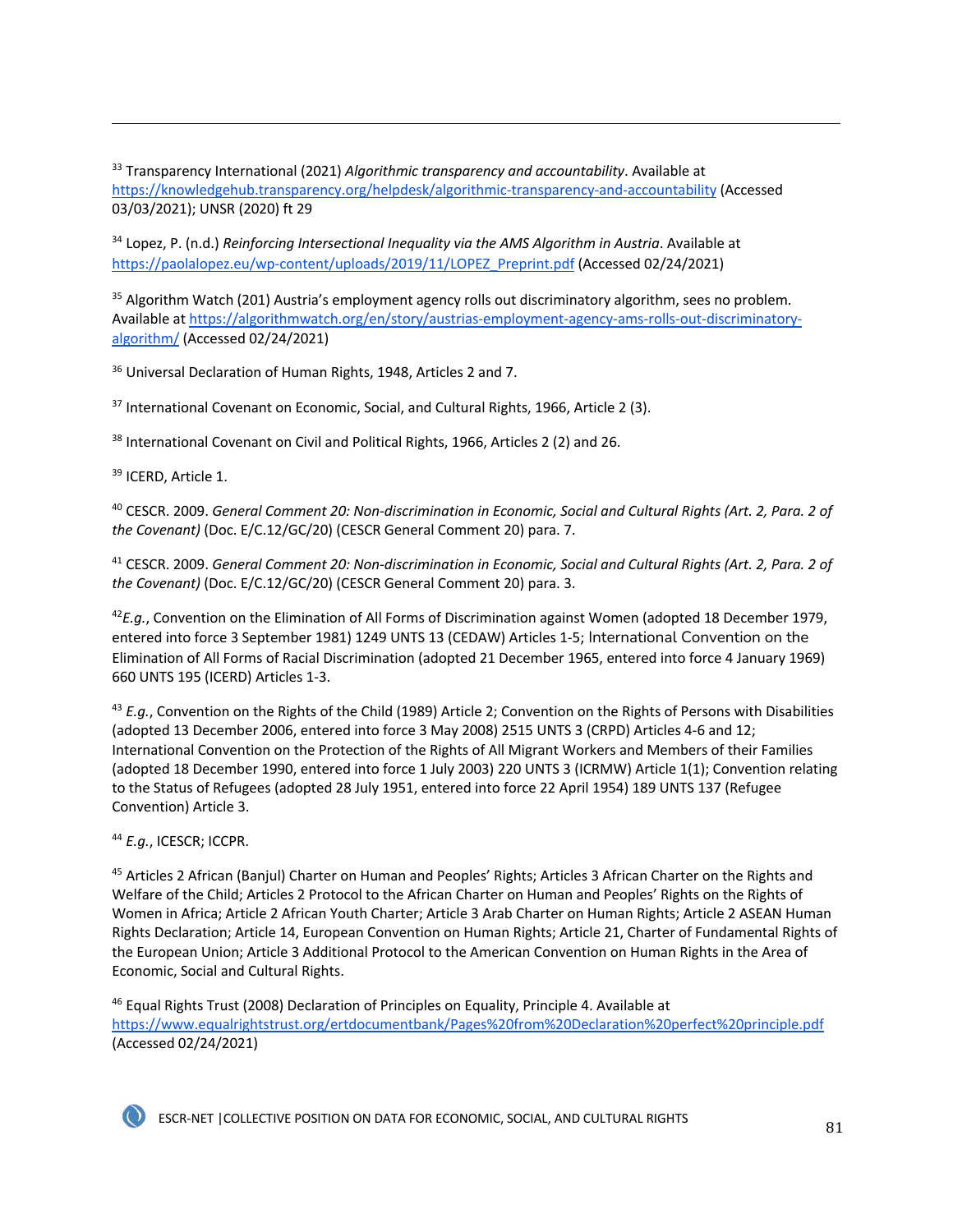[33] Transparency International (2021) *Algorithmic transparency and accountability*. Available at https://knowledgehub.transparency.org/helpdesk/algorithmic-transparency-and-accountability (Accessed 03/03/2021); UNSR (2020) ft 29

[34] Lopez, P. (n.d.) *Reinforcing Intersectional Inequality via the AMS Algorithm in Austria*. Available at https://paolalopez.eu/wp-content/uploads/2019/11/LOPEZ_Preprint.pdf (Accessed 02/24/2021)

[35] Algorithm Watch (201) Austria's employment agency rolls out discriminatory algorithm, sees no problem. Available at https://algorithmwatch.org/en/story/austrias-employment-agency-ams-rolls-out-discriminatory-algorithm/ (Accessed 02/24/2021)

[36] Universal Declaration of Human Rights, 1948, Articles 2 and 7.

[37] International Covenant on Economic, Social, and Cultural Rights, 1966, Article 2 (3).

[38] International Covenant on Civil and Political Rights, 1966, Articles 2 (2) and 26.

[39] ICERD, Article 1.

[40] CESCR. 2009. *General Comment 20: Non-discrimination in Economic, Social and Cultural Rights (Art. 2, Para. 2 of the Covenant)* (Doc. E/C.12/GC/20) (CESCR General Comment 20) para. 7.

[41] CESCR. 2009. *General Comment 20: Non-discrimination in Economic, Social and Cultural Rights (Art. 2, Para. 2 of the Covenant)* (Doc. E/C.12/GC/20) (CESCR General Comment 20) para. 3.

[42]*E.g.*, Convention on the Elimination of All Forms of Discrimination against Women (adopted 18 December 1979, entered into force 3 September 1981) 1249 UNTS 13 (CEDAW) Articles 1-5; International Convention on the Elimination of All Forms of Racial Discrimination (adopted 21 December 1965, entered into force 4 January 1969) 660 UNTS 195 (ICERD) Articles 1-3.

[43] *E.g.*, Convention on the Rights of the Child (1989) Article 2; Convention on the Rights of Persons with Disabilities (adopted 13 December 2006, entered into force 3 May 2008) 2515 UNTS 3 (CRPD) Articles 4-6 and 12; International Convention on the Protection of the Rights of All Migrant Workers and Members of their Families (adopted 18 December 1990, entered into force 1 July 2003) 220 UNTS 3 (ICRMW) Article 1(1); Convention relating to the Status of Refugees (adopted 28 July 1951, entered into force 22 April 1954) 189 UNTS 137 (Refugee Convention) Article 3.

[44] *E.g.*, ICESCR; ICCPR.

[45] Articles 2 African (Banjul) Charter on Human and Peoples' Rights; Articles 3 African Charter on the Rights and Welfare of the Child; Articles 2 Protocol to the African Charter on Human and Peoples' Rights on the Rights of Women in Africa; Article 2 African Youth Charter; Article 3 Arab Charter on Human Rights; Article 2 ASEAN Human Rights Declaration; Article 14, European Convention on Human Rights; Article 21, Charter of Fundamental Rights of the European Union; Article 3 Additional Protocol to the American Convention on Human Rights in the Area of Economic, Social and Cultural Rights.

[46] Equal Rights Trust (2008) Declaration of Principles on Equality, Principle 4. Available at https://www.equalrightstrust.org/ertdocumentbank/Pages%20from%20Declaration%20perfect%20principle.pdf (Accessed 02/24/2021)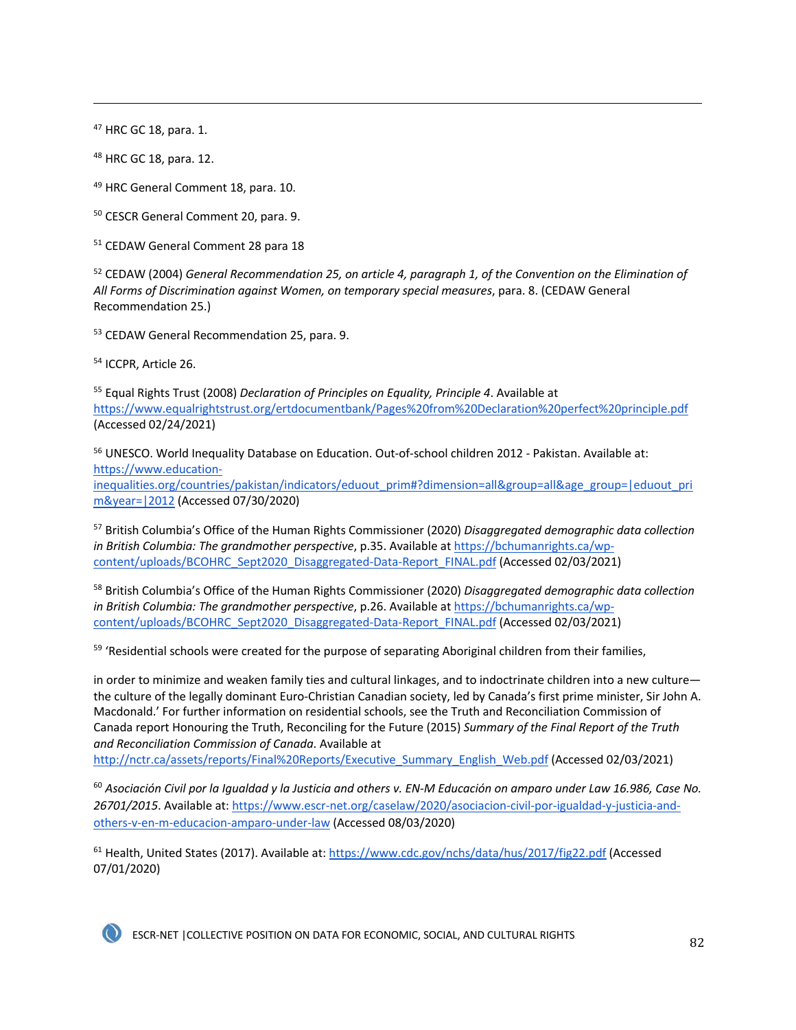[47] HRC GC 18, para. 1.

[48] HRC GC 18, para. 12.

[49] HRC General Comment 18, para. 10.

[50] CESCR General Comment 20, para. 9.

[51] CEDAW General Comment 28 para 18

[52] CEDAW (2004) *General Recommendation 25, on article 4, paragraph 1, of the Convention on the Elimination of All Forms of Discrimination against Women, on temporary special measures*, para. 8. (CEDAW General Recommendation 25.)

[53] CEDAW General Recommendation 25, para. 9.

[54] ICCPR, Article 26.

[55] Equal Rights Trust (2008) *Declaration of Principles on Equality, Principle 4*. Available at https://www.equalrightstrust.org/ertdocumentbank/Pages%20from%20Declaration%20perfect%20principle.pdf (Accessed 02/24/2021)

[56] UNESCO. World Inequality Database on Education. Out-of-school children 2012 - Pakistan. Available at: https://www.education-inequalities.org/countries/pakistan/indicators/eduout_prim#?dimension=all&group=all&age_group=|eduout_prim&year=|2012 (Accessed 07/30/2020)

[57] British Columbia's Office of the Human Rights Commissioner (2020) *Disaggregated demographic data collection in British Columbia: The grandmother perspective*, p.35. Available at https://bchumanrights.ca/wp-content/uploads/BCOHRC_Sept2020_Disaggregated-Data-Report_FINAL.pdf (Accessed 02/03/2021)

[58] British Columbia's Office of the Human Rights Commissioner (2020) *Disaggregated demographic data collection in British Columbia: The grandmother perspective*, p.26. Available at https://bchumanrights.ca/wp-content/uploads/BCOHRC_Sept2020_Disaggregated-Data-Report_FINAL.pdf (Accessed 02/03/2021)

[59] 'Residential schools were created for the purpose of separating Aboriginal children from their families,

in order to minimize and weaken family ties and cultural linkages, and to indoctrinate children into a new culture—the culture of the legally dominant Euro-Christian Canadian society, led by Canada's first prime minister, Sir John A. Macdonald.' For further information on residential schools, see the Truth and Reconciliation Commission of Canada report Honouring the Truth, Reconciling for the Future (2015) *Summary of the Final Report of the Truth and Reconciliation Commission of Canada*. Available at http://nctr.ca/assets/reports/Final%20Reports/Executive_Summary_English_Web.pdf (Accessed 02/03/2021)

[60] *Asociación Civil por la Igualdad y la Justicia and others v. EN-M Educación on amparo under Law 16.986, Case No. 26701/2015*. Available at: https://www.escr-net.org/caselaw/2020/asociacion-civil-por-igualdad-y-justicia-and-others-v-en-m-educacion-amparo-under-law (Accessed 08/03/2020)

[61] Health, United States (2017). Available at: https://www.cdc.gov/nchs/data/hus/2017/fig22.pdf (Accessed 07/01/2020)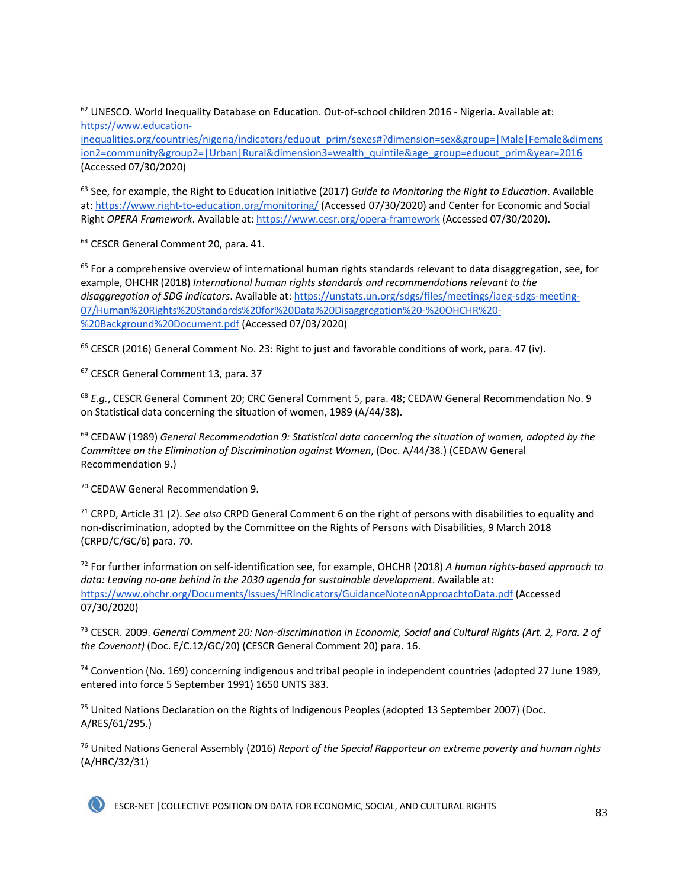[62] UNESCO. World Inequality Database on Education. Out-of-school children 2016 - Nigeria. Available at: https://www.education-inequalities.org/countries/nigeria/indicators/eduout_prim/sexes#?dimension=sex&group=|Male|Female&dimension2=community&group2=|Urban|Rural&dimension3=wealth_quintile&age_group=eduout_prim&year=2016 (Accessed 07/30/2020)

[63] See, for example, the Right to Education Initiative (2017) *Guide to Monitoring the Right to Education*. Available at: https://www.right-to-education.org/monitoring/ (Accessed 07/30/2020) and Center for Economic and Social Right *OPERA Framework*. Available at: https://www.cesr.org/opera-framework (Accessed 07/30/2020).

[64] CESCR General Comment 20, para. 41.

[65] For a comprehensive overview of international human rights standards relevant to data disaggregation, see, for example, OHCHR (2018) *International human rights standards and recommendations relevant to the disaggregation of SDG indicators*. Available at: https://unstats.un.org/sdgs/files/meetings/iaeg-sdgs-meeting-07/Human%20Rights%20Standards%20for%20Data%20Disaggregation%20-%20OHCHR%20-%20Background%20Document.pdf (Accessed 07/03/2020)

[66] CESCR (2016) General Comment No. 23: Right to just and favorable conditions of work, para. 47 (iv).

[67] CESCR General Comment 13, para. 37

[68] *E.g.*, CESCR General Comment 20; CRC General Comment 5, para. 48; CEDAW General Recommendation No. 9 on Statistical data concerning the situation of women, 1989 (A/44/38).

[69] CEDAW (1989) *General Recommendation 9: Statistical data concerning the situation of women, adopted by the Committee on the Elimination of Discrimination against Women*, (Doc. A/44/38.) (CEDAW General Recommendation 9.)

[70] CEDAW General Recommendation 9.

[71] CRPD, Article 31 (2). *See also* CRPD General Comment 6 on the right of persons with disabilities to equality and non-discrimination, adopted by the Committee on the Rights of Persons with Disabilities, 9 March 2018 (CRPD/C/GC/6) para. 70.

[72] For further information on self-identification see, for example, OHCHR (2018) *A human rights-based approach to data: Leaving no-one behind in the 2030 agenda for sustainable development*. Available at: https://www.ohchr.org/Documents/Issues/HRIndicators/GuidanceNoteonApproachtoData.pdf (Accessed 07/30/2020)

[73] CESCR. 2009. *General Comment 20: Non-discrimination in Economic, Social and Cultural Rights (Art. 2, Para. 2 of the Covenant)* (Doc. E/C.12/GC/20) (CESCR General Comment 20) para. 16.

[74] Convention (No. 169) concerning indigenous and tribal people in independent countries (adopted 27 June 1989, entered into force 5 September 1991) 1650 UNTS 383.

[75] United Nations Declaration on the Rights of Indigenous Peoples (adopted 13 September 2007) (Doc. A/RES/61/295.)

[76] United Nations General Assembly (2016) *Report of the Special Rapporteur on extreme poverty and human rights* (A/HRC/32/31)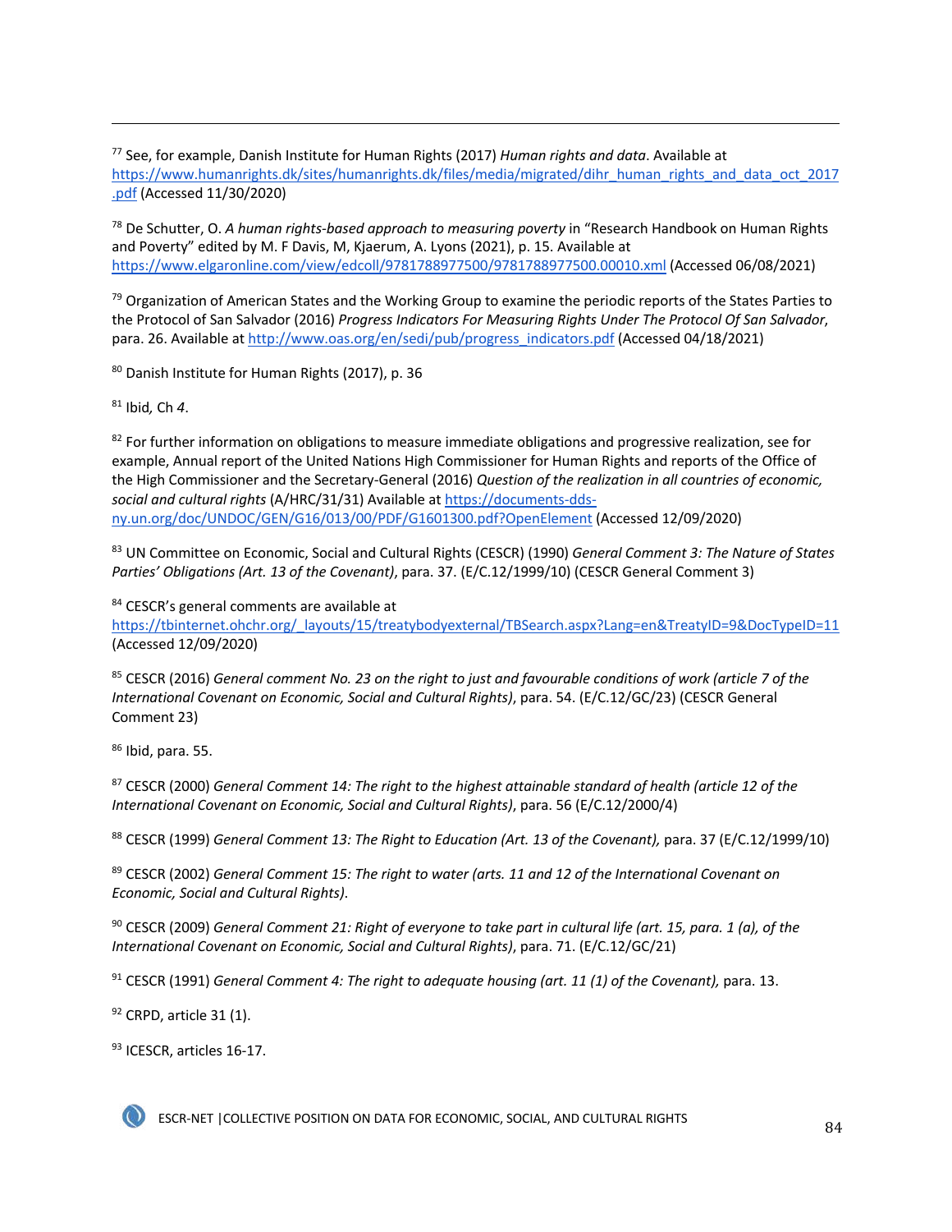[77] See, for example, Danish Institute for Human Rights (2017) *Human rights and data*. Available at https://www.humanrights.dk/sites/humanrights.dk/files/media/migrated/dihr_human_rights_and_data_oct_2017.pdf (Accessed 11/30/2020)

[78] De Schutter, O. *A human rights-based approach to measuring poverty* in "Research Handbook on Human Rights and Poverty" edited by M. F Davis, M, Kjaerum, A. Lyons (2021), p. 15. Available at https://www.elgaronline.com/view/edcoll/9781788977500/9781788977500.00010.xml (Accessed 06/08/2021)

[79] Organization of American States and the Working Group to examine the periodic reports of the States Parties to the Protocol of San Salvador (2016) *Progress Indicators For Measuring Rights Under The Protocol Of San Salvador*, para. 26. Available at http://www.oas.org/en/sedi/pub/progress_indicators.pdf (Accessed 04/18/2021)

[80] Danish Institute for Human Rights (2017), p. 36

[81] Ibid*, Ch 4*.

[82] For further information on obligations to measure immediate obligations and progressive realization, see for example, Annual report of the United Nations High Commissioner for Human Rights and reports of the Office of the High Commissioner and the Secretary-General (2016) *Question of the realization in all countries of economic, social and cultural rights* (A/HRC/31/31) Available at https://documents-dds-ny.un.org/doc/UNDOC/GEN/G16/013/00/PDF/G1601300.pdf?OpenElement (Accessed 12/09/2020)

[83] UN Committee on Economic, Social and Cultural Rights (CESCR) (1990) *General Comment 3: The Nature of States Parties' Obligations (Art. 13 of the Covenant)*, para. 37. (E/C.12/1999/10) (CESCR General Comment 3)

[84] CESCR's general comments are available at https://tbinternet.ohchr.org/_layouts/15/treatybodyexternal/TBSearch.aspx?Lang=en&TreatyID=9&DocTypeID=11 (Accessed 12/09/2020)

[85] CESCR (2016) *General comment No. 23 on the right to just and favourable conditions of work (article 7 of the International Covenant on Economic, Social and Cultural Rights)*, para. 54. (E/C.12/GC/23) (CESCR General Comment 23)

[86] Ibid, para. 55.

[87] CESCR (2000) *General Comment 14: The right to the highest attainable standard of health (article 12 of the International Covenant on Economic, Social and Cultural Rights)*, para. 56 (E/C.12/2000/4)

[88] CESCR (1999) *General Comment 13: The Right to Education (Art. 13 of the Covenant),* para. 37 (E/C.12/1999/10)

[89] CESCR (2002) *General Comment 15: The right to water (arts. 11 and 12 of the International Covenant on Economic, Social and Cultural Rights)*.

[90] CESCR (2009) *General Comment 21: Right of everyone to take part in cultural life (art. 15, para. 1 (a), of the International Covenant on Economic, Social and Cultural Rights)*, para. 71. (E/C.12/GC/21)

[91] CESCR (1991) *General Comment 4: The right to adequate housing (art. 11 (1) of the Covenant),* para. 13.

[92] CRPD, article 31 (1).

[93] ICESCR, articles 16-17.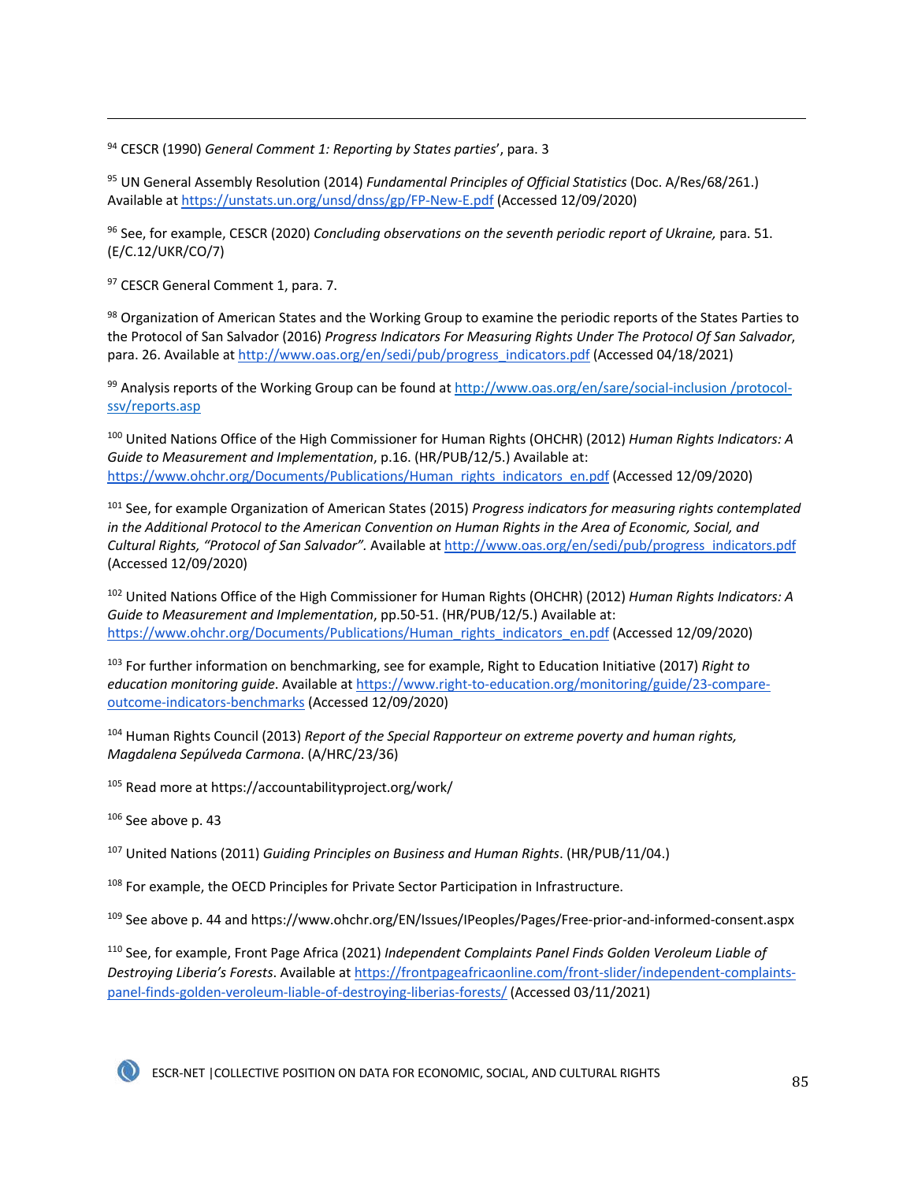[94] CESCR (1990) *General Comment 1: Reporting by States parties*', para. 3

[95] UN General Assembly Resolution (2014) *Fundamental Principles of Official Statistics* (Doc. A/Res/68/261.) Available at https://unstats.un.org/unsd/dnss/gp/FP-New-E.pdf (Accessed 12/09/2020)

[96] See, for example, CESCR (2020) *Concluding observations on the seventh periodic report of Ukraine,* para. 51. (E/C.12/UKR/CO/7)

[97] CESCR General Comment 1, para. 7.

[98] Organization of American States and the Working Group to examine the periodic reports of the States Parties to the Protocol of San Salvador (2016) *Progress Indicators For Measuring Rights Under The Protocol Of San Salvador*, para. 26. Available at http://www.oas.org/en/sedi/pub/progress_indicators.pdf (Accessed 04/18/2021)

[99] Analysis reports of the Working Group can be found at http://www.oas.org/en/sare/social-inclusion /protocol-ssv/reports.asp

[100] United Nations Office of the High Commissioner for Human Rights (OHCHR) (2012) *Human Rights Indicators: A Guide to Measurement and Implementation*, p.16. (HR/PUB/12/5.) Available at: https://www.ohchr.org/Documents/Publications/Human_rights_indicators_en.pdf (Accessed 12/09/2020)

[101] See, for example Organization of American States (2015) *Progress indicators for measuring rights contemplated in the Additional Protocol to the American Convention on Human Rights in the Area of Economic, Social, and Cultural Rights, "Protocol of San Salvador".* Available at http://www.oas.org/en/sedi/pub/progress_indicators.pdf (Accessed 12/09/2020)

[102] United Nations Office of the High Commissioner for Human Rights (OHCHR) (2012) *Human Rights Indicators: A Guide to Measurement and Implementation*, pp.50-51. (HR/PUB/12/5.) Available at: https://www.ohchr.org/Documents/Publications/Human_rights_indicators_en.pdf (Accessed 12/09/2020)

[103] For further information on benchmarking, see for example, Right to Education Initiative (2017) *Right to education monitoring guide*. Available at https://www.right-to-education.org/monitoring/guide/23-compare-outcome-indicators-benchmarks (Accessed 12/09/2020)

[104] Human Rights Council (2013) *Report of the Special Rapporteur on extreme poverty and human rights, Magdalena Sepúlveda Carmona*. (A/HRC/23/36)

[105] Read more at https://accountabilityproject.org/work/

[106] See above p. 43

[107] United Nations (2011) *Guiding Principles on Business and Human Rights*. (HR/PUB/11/04.)

[108] For example, the OECD Principles for Private Sector Participation in Infrastructure.

[109] See above p. 44 and https://www.ohchr.org/EN/Issues/IPeoples/Pages/Free-prior-and-informed-consent.aspx

[110] See, for example, Front Page Africa (2021) *Independent Complaints Panel Finds Golden Veroleum Liable of Destroying Liberia's Forests*. Available at https://frontpageafricaonline.com/front-slider/independent-complaints-panel-finds-golden-veroleum-liable-of-destroying-liberias-forests/ (Accessed 03/11/2021)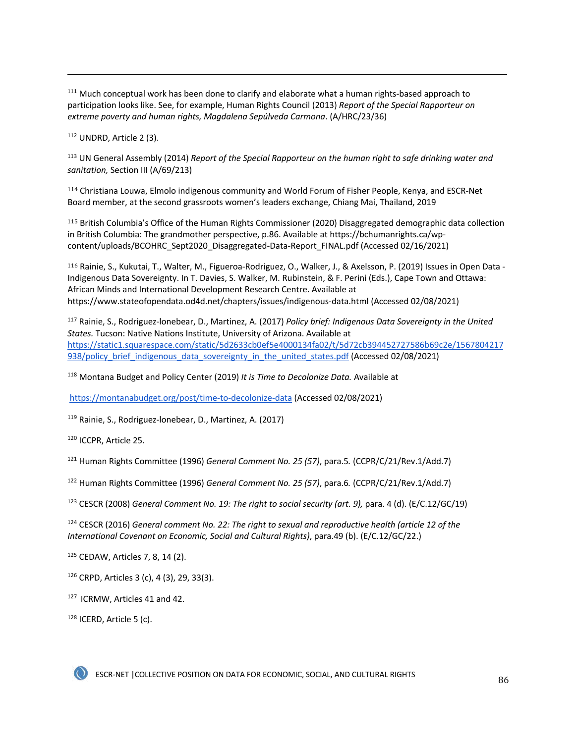[111] Much conceptual work has been done to clarify and elaborate what a human rights-based approach to participation looks like. See, for example, Human Rights Council (2013) *Report of the Special Rapporteur on extreme poverty and human rights, Magdalena Sepúlveda Carmona*. (A/HRC/23/36)

[112] UNDRD, Article 2 (3).

[113] UN General Assembly (2014) *Report of the Special Rapporteur on the human right to safe drinking water and sanitation,* Section III (A/69/213)

[114] Christiana Louwa, Elmolo indigenous community and World Forum of Fisher People, Kenya, and ESCR-Net Board member, at the second grassroots women's leaders exchange, Chiang Mai, Thailand, 2019

[115] British Columbia's Office of the Human Rights Commissioner (2020) Disaggregated demographic data collection in British Columbia: The grandmother perspective, p.86. Available at https://bchumanrights.ca/wp-content/uploads/BCOHRC_Sept2020_Disaggregated-Data-Report_FINAL.pdf (Accessed 02/16/2021)

[116] Rainie, S., Kukutai, T., Walter, M., Figueroa-Rodriguez, O., Walker, J., & Axelsson, P. (2019) Issues in Open Data - Indigenous Data Sovereignty. In T. Davies, S. Walker, M. Rubinstein, & F. Perini (Eds.), Cape Town and Ottawa: African Minds and International Development Research Centre. Available at https://www.stateofopendata.od4d.net/chapters/issues/indigenous-data.html (Accessed 02/08/2021)

[117] Rainie, S., Rodriguez-lonebear, D., Martinez, A. (2017) *Policy brief: Indigenous Data Sovereignty in the United States.* Tucson: Native Nations Institute, University of Arizona. Available at https://static1.squarespace.com/static/5d2633cb0ef5e4000134fa02/t/5d72cb394452727586b69c2e/1567804217938/policy_brief_indigenous_data_sovereignty_in_the_united_states.pdf (Accessed 02/08/2021)

[118] Montana Budget and Policy Center (2019) *It is Time to Decolonize Data.* Available at

https://montanabudget.org/post/time-to-decolonize-data (Accessed 02/08/2021)

[119] Rainie, S., Rodriguez-lonebear, D., Martinez, A. (2017)

[120] ICCPR, Article 25.

[121] Human Rights Committee (1996) *General Comment No. 25 (57)*, para.5. (CCPR/C/21/Rev.1/Add.7)

[122] Human Rights Committee (1996) *General Comment No. 25 (57)*, para.6. (CCPR/C/21/Rev.1/Add.7)

[123] CESCR (2008) *General Comment No. 19: The right to social security (art. 9),* para. 4 (d). (E/C.12/GC/19)

[124] CESCR (2016) *General comment No. 22: The right to sexual and reproductive health (article 12 of the International Covenant on Economic, Social and Cultural Rights)*, para.49 (b). (E/C.12/GC/22.)

[125] CEDAW, Articles 7, 8, 14 (2).

[126] CRPD, Articles 3 (c), 4 (3), 29, 33(3).

[127] ICRMW, Articles 41 and 42.

[128] ICERD, Article 5 (c).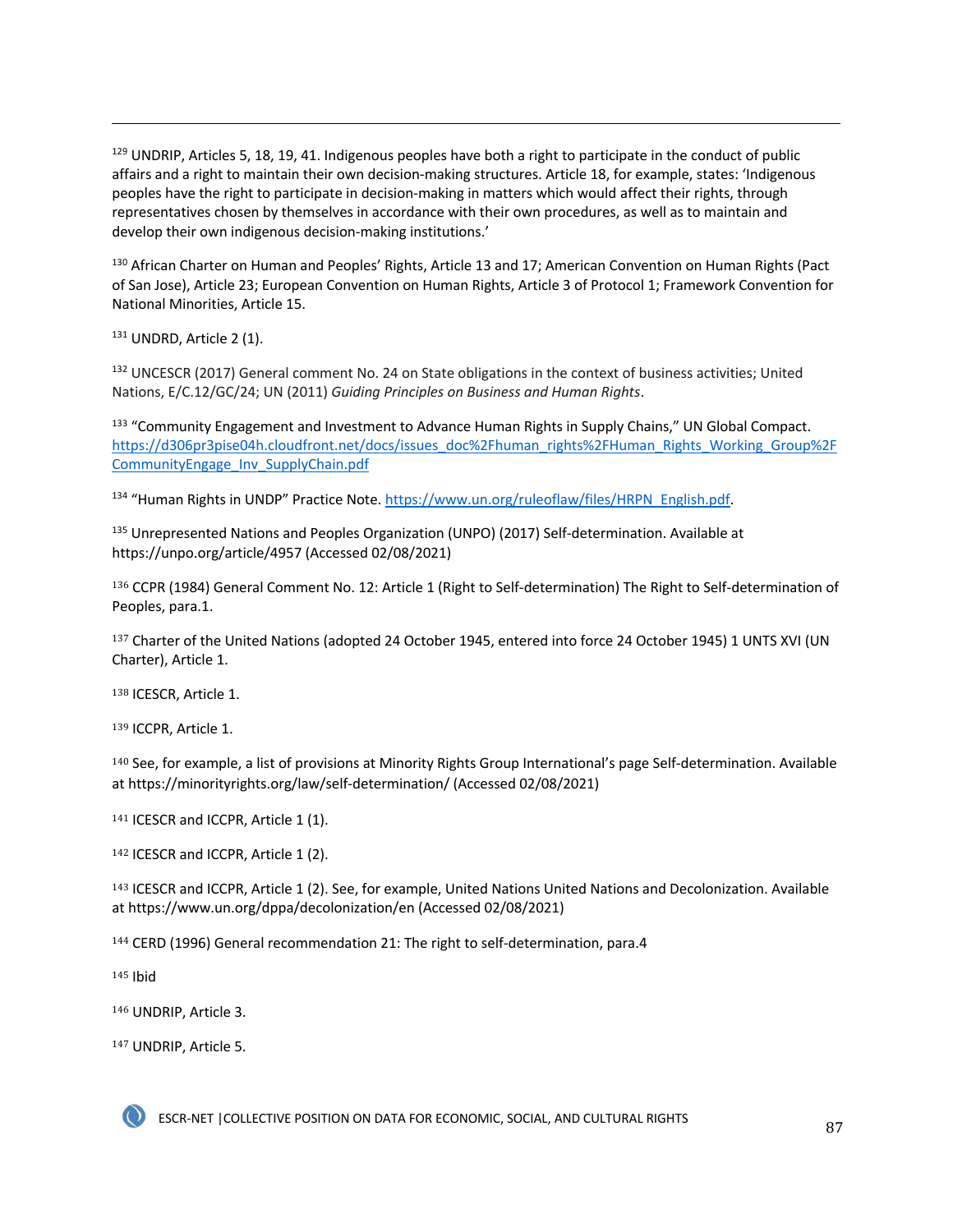[129] UNDRIP, Articles 5, 18, 19, 41. Indigenous peoples have both a right to participate in the conduct of public affairs and a right to maintain their own decision-making structures. Article 18, for example, states: 'Indigenous peoples have the right to participate in decision-making in matters which would affect their rights, through representatives chosen by themselves in accordance with their own procedures, as well as to maintain and develop their own indigenous decision-making institutions.'

[130] African Charter on Human and Peoples' Rights, Article 13 and 17; American Convention on Human Rights (Pact of San Jose), Article 23; European Convention on Human Rights, Article 3 of Protocol 1; Framework Convention for National Minorities, Article 15.

[131] UNDRD, Article 2 (1).

[132] UNCESCR (2017) General comment No. 24 on State obligations in the context of business activities; United Nations, E/C.12/GC/24; UN (2011) *Guiding Principles on Business and Human Rights*.

[133] "Community Engagement and Investment to Advance Human Rights in Supply Chains," UN Global Compact. https://d306pr3pise04h.cloudfront.net/docs/issues_doc%2Fhuman_rights%2FHuman_Rights_Working_Group%2FCommunityEngage_Inv_SupplyChain.pdf

[134] "Human Rights in UNDP" Practice Note. https://www.un.org/ruleoflaw/files/HRPN_English.pdf.

[135] Unrepresented Nations and Peoples Organization (UNPO) (2017) Self-determination. Available at https://unpo.org/article/4957 (Accessed 02/08/2021)

[136] CCPR (1984) General Comment No. 12: Article 1 (Right to Self-determination) The Right to Self-determination of Peoples, para.1.

[137] Charter of the United Nations (adopted 24 October 1945, entered into force 24 October 1945) 1 UNTS XVI (UN Charter), Article 1.

[138] ICESCR, Article 1.

[139] ICCPR, Article 1.

[140] See, for example, a list of provisions at Minority Rights Group International's page Self-determination. Available at https://minorityrights.org/law/self-determination/ (Accessed 02/08/2021)

[141] ICESCR and ICCPR, Article 1 (1).

[142] ICESCR and ICCPR, Article 1 (2).

[143] ICESCR and ICCPR, Article 1 (2). See, for example, United Nations United Nations and Decolonization. Available at https://www.un.org/dppa/decolonization/en (Accessed 02/08/2021)

[144] CERD (1996) General recommendation 21: The right to self-determination, para.4

[145] Ibid

[146] UNDRIP, Article 3.

[147] UNDRIP, Article 5.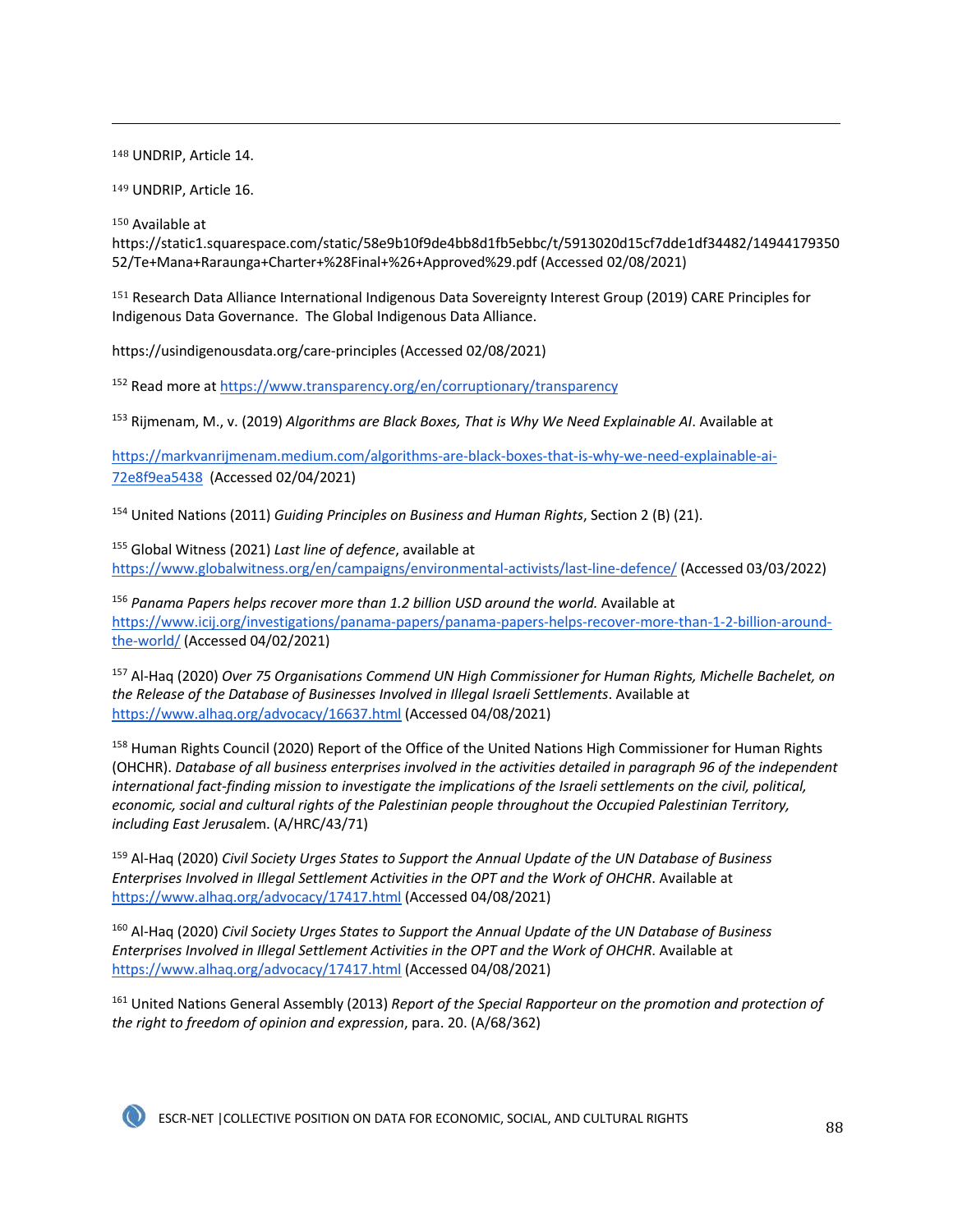[148] UNDRIP, Article 14.

[149] UNDRIP, Article 16.

[150] Available at https://static1.squarespace.com/static/58e9b10f9de4bb8d1fb5ebbc/t/5913020d15cf7dde1df34482/1494417935052/Te+Mana+Raraunga+Charter+%28Final+%26+Approved%29.pdf (Accessed 02/08/2021)

[151] Research Data Alliance International Indigenous Data Sovereignty Interest Group (2019) CARE Principles for Indigenous Data Governance. The Global Indigenous Data Alliance.

https://usindigenousdata.org/care-principles (Accessed 02/08/2021)

[152] Read more at https://www.transparency.org/en/corruptionary/transparency

[153] Rijmenam, M., v. (2019) *Algorithms are Black Boxes, That is Why We Need Explainable AI*. Available at

https://markvanrijmenam.medium.com/algorithms-are-black-boxes-that-is-why-we-need-explainable-ai-72e8f9ea5438 (Accessed 02/04/2021)

[154] United Nations (2011) *Guiding Principles on Business and Human Rights*, Section 2 (B) (21).

[155] Global Witness (2021) *Last line of defence*, available at https://www.globalwitness.org/en/campaigns/environmental-activists/last-line-defence/ (Accessed 03/03/2022)

[156] *Panama Papers helps recover more than 1.2 billion USD around the world.* Available at https://www.icij.org/investigations/panama-papers/panama-papers-helps-recover-more-than-1-2-billion-around-the-world/ (Accessed 04/02/2021)

[157] Al-Haq (2020) *Over 75 Organisations Commend UN High Commissioner for Human Rights, Michelle Bachelet, on the Release of the Database of Businesses Involved in Illegal Israeli Settlements*. Available at https://www.alhaq.org/advocacy/16637.html (Accessed 04/08/2021)

[158] Human Rights Council (2020) Report of the Office of the United Nations High Commissioner for Human Rights (OHCHR). *Database of all business enterprises involved in the activities detailed in paragraph 96 of the independent international fact-finding mission to investigate the implications of the Israeli settlements on the civil, political, economic, social and cultural rights of the Palestinian people throughout the Occupied Palestinian Territory, including East Jerusalem*. (A/HRC/43/71)

[159] Al-Haq (2020) *Civil Society Urges States to Support the Annual Update of the UN Database of Business Enterprises Involved in Illegal Settlement Activities in the OPT and the Work of OHCHR*. Available at https://www.alhaq.org/advocacy/17417.html (Accessed 04/08/2021)

[160] Al-Haq (2020) *Civil Society Urges States to Support the Annual Update of the UN Database of Business Enterprises Involved in Illegal Settlement Activities in the OPT and the Work of OHCHR*. Available at https://www.alhaq.org/advocacy/17417.html (Accessed 04/08/2021)

[161] United Nations General Assembly (2013) *Report of the Special Rapporteur on the promotion and protection of the right to freedom of opinion and expression*, para. 20. (A/68/362)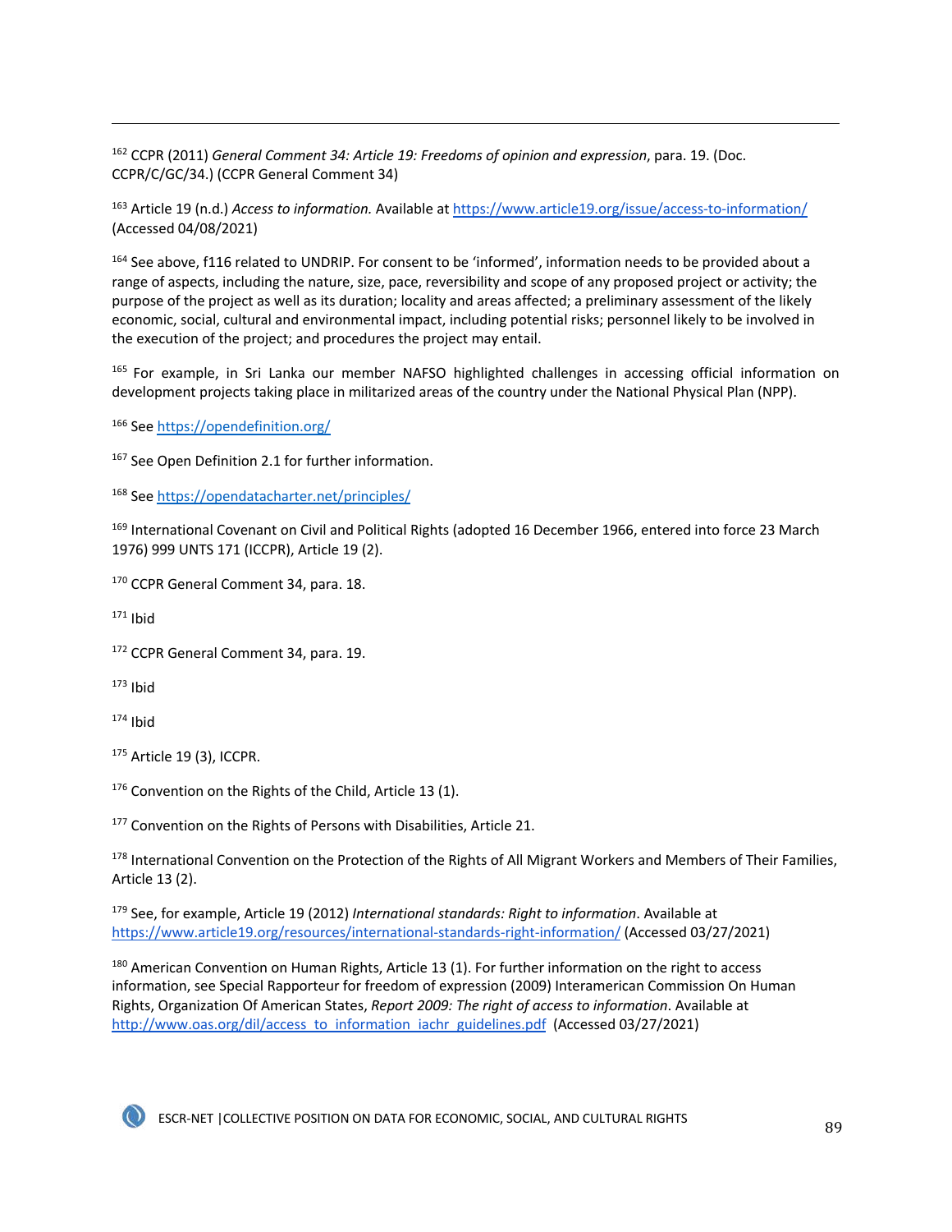[162] CCPR (2011) *General Comment 34: Article 19: Freedoms of opinion and expression*, para. 19. (Doc. CCPR/C/GC/34.) (CCPR General Comment 34)

[163] Article 19 (n.d.) *Access to information.* Available at https://www.article19.org/issue/access-to-information/ (Accessed 04/08/2021)

[164] See above, f116 related to UNDRIP. For consent to be 'informed', information needs to be provided about a range of aspects, including the nature, size, pace, reversibility and scope of any proposed project or activity; the purpose of the project as well as its duration; locality and areas affected; a preliminary assessment of the likely economic, social, cultural and environmental impact, including potential risks; personnel likely to be involved in the execution of the project; and procedures the project may entail.

[165] For example, in Sri Lanka our member NAFSO highlighted challenges in accessing official information on development projects taking place in militarized areas of the country under the National Physical Plan (NPP).

[166] See https://opendefinition.org/

[167] See Open Definition 2.1 for further information.

[168] See https://opendatacharter.net/principles/

[169] International Covenant on Civil and Political Rights (adopted 16 December 1966, entered into force 23 March 1976) 999 UNTS 171 (ICCPR), Article 19 (2).

[170] CCPR General Comment 34, para. 18.

[171] Ibid

[172] CCPR General Comment 34, para. 19.

[173] Ibid

[174] Ibid

[175] Article 19 (3), ICCPR.

[176] Convention on the Rights of the Child, Article 13 (1).

[177] Convention on the Rights of Persons with Disabilities, Article 21.

[178] International Convention on the Protection of the Rights of All Migrant Workers and Members of Their Families, Article 13 (2).

[179] See, for example, Article 19 (2012) *International standards: Right to information*. Available at https://www.article19.org/resources/international-standards-right-information/ (Accessed 03/27/2021)

[180] American Convention on Human Rights, Article 13 (1). For further information on the right to access information, see Special Rapporteur for freedom of expression (2009) Interamerican Commission On Human Rights, Organization Of American States, *Report 2009: The right of access to information*. Available at http://www.oas.org/dil/access_to_information_iachr_guidelines.pdf (Accessed 03/27/2021)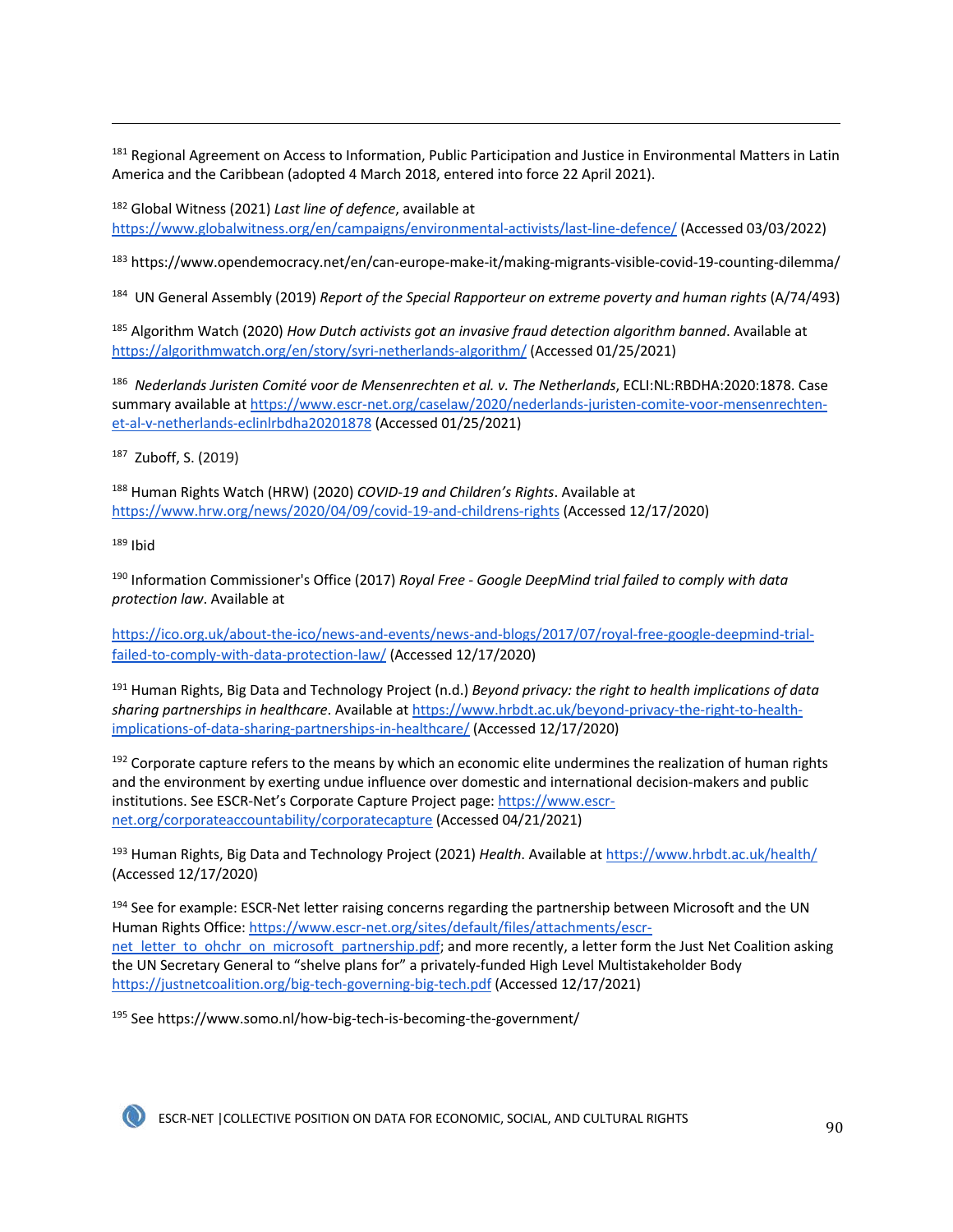[181] Regional Agreement on Access to Information, Public Participation and Justice in Environmental Matters in Latin America and the Caribbean (adopted 4 March 2018, entered into force 22 April 2021).

[182] Global Witness (2021) *Last line of defence*, available at https://www.globalwitness.org/en/campaigns/environmental-activists/last-line-defence/ (Accessed 03/03/2022)

[183] https://www.opendemocracy.net/en/can-europe-make-it/making-migrants-visible-covid-19-counting-dilemma/

[184] UN General Assembly (2019) *Report of the Special Rapporteur on extreme poverty and human rights* (A/74/493)

[185] Algorithm Watch (2020) *How Dutch activists got an invasive fraud detection algorithm banned*. Available at https://algorithmwatch.org/en/story/syri-netherlands-algorithm/ (Accessed 01/25/2021)

[186] *Nederlands Juristen Comité voor de Mensenrechten et al. v. The Netherlands*, ECLI:NL:RBDHA:2020:1878. Case summary available at https://www.escr-net.org/caselaw/2020/nederlands-juristen-comite-voor-mensenrechten-et-al-v-netherlands-eclinlrbdha20201878 (Accessed 01/25/2021)

[187] Zuboff, S. (2019)

[188] Human Rights Watch (HRW) (2020) *COVID-19 and Children's Rights*. Available at https://www.hrw.org/news/2020/04/09/covid-19-and-childrens-rights (Accessed 12/17/2020)

[189] Ibid

[190] Information Commissioner's Office (2017) *Royal Free - Google DeepMind trial failed to comply with data protection law*. Available at

https://ico.org.uk/about-the-ico/news-and-events/news-and-blogs/2017/07/royal-free-google-deepmind-trial-failed-to-comply-with-data-protection-law/ (Accessed 12/17/2020)

[191] Human Rights, Big Data and Technology Project (n.d.) *Beyond privacy: the right to health implications of data sharing partnerships in healthcare*. Available at https://www.hrbdt.ac.uk/beyond-privacy-the-right-to-health-implications-of-data-sharing-partnerships-in-healthcare/ (Accessed 12/17/2020)

[192] Corporate capture refers to the means by which an economic elite undermines the realization of human rights and the environment by exerting undue influence over domestic and international decision-makers and public institutions. See ESCR-Net's Corporate Capture Project page: https://www.escr-net.org/corporateaccountability/corporatecapture (Accessed 04/21/2021)

[193] Human Rights, Big Data and Technology Project (2021) *Health*. Available at https://www.hrbdt.ac.uk/health/ (Accessed 12/17/2020)

[194] See for example: ESCR-Net letter raising concerns regarding the partnership between Microsoft and the UN Human Rights Office: https://www.escr-net.org/sites/default/files/attachments/escr-net_letter_to_ohchr_on_microsoft_partnership.pdf; and more recently, a letter form the Just Net Coalition asking the UN Secretary General to "shelve plans for" a privately-funded High Level Multistakeholder Body https://justnetcoalition.org/big-tech-governing-big-tech.pdf (Accessed 12/17/2021)

[195] See https://www.somo.nl/how-big-tech-is-becoming-the-government/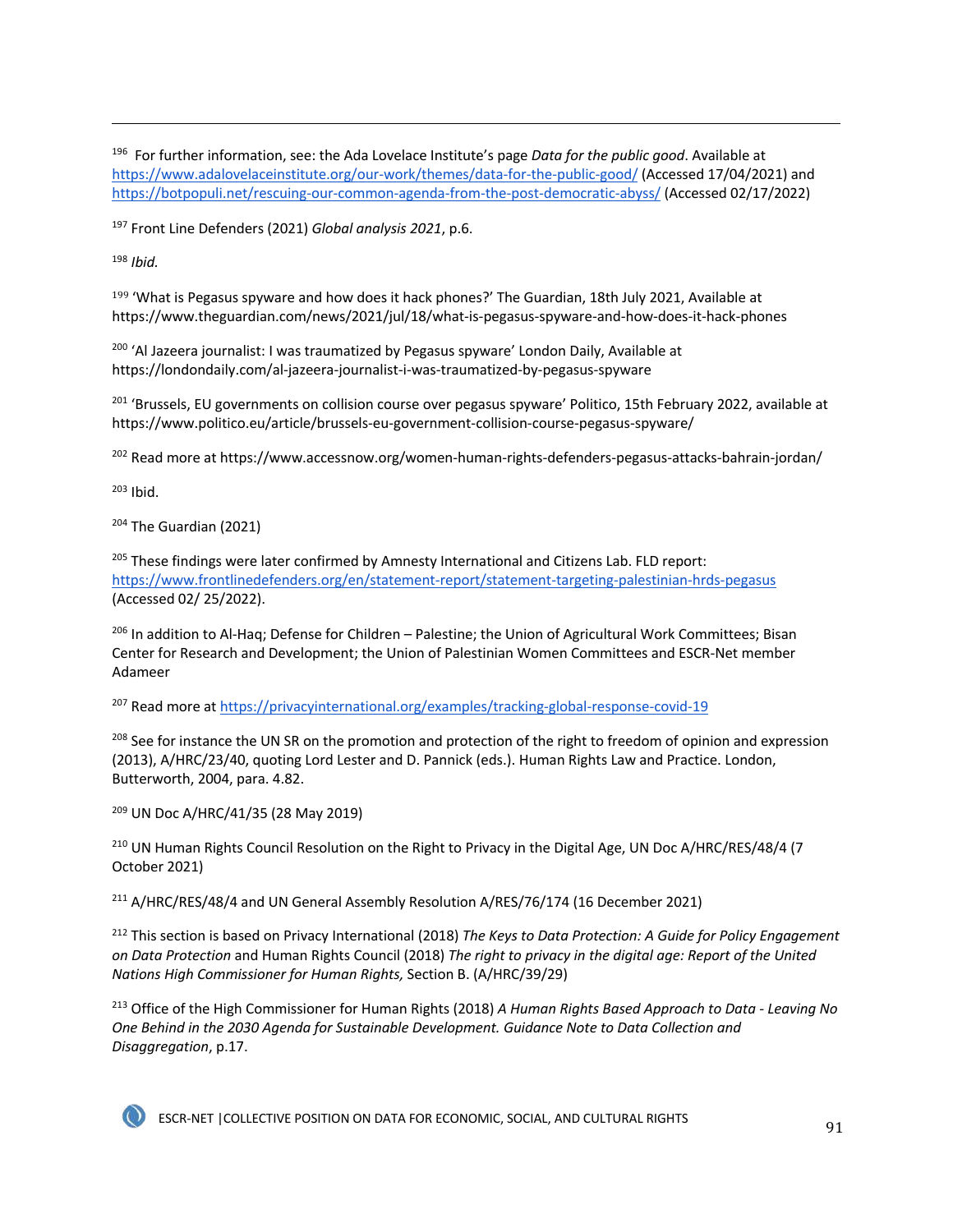[196] For further information, see: the Ada Lovelace Institute's page *Data for the public good*. Available at https://www.adalovelaceinstitute.org/our-work/themes/data-for-the-public-good/ (Accessed 17/04/2021) and https://botpopuli.net/rescuing-our-common-agenda-from-the-post-democratic-abyss/ (Accessed 02/17/2022)

[197] Front Line Defenders (2021) *Global analysis 2021*, p.6.

[198] *Ibid.*

[199] 'What is Pegasus spyware and how does it hack phones?' The Guardian, 18th July 2021, Available at https://www.theguardian.com/news/2021/jul/18/what-is-pegasus-spyware-and-how-does-it-hack-phones

[200] 'Al Jazeera journalist: I was traumatized by Pegasus spyware' London Daily, Available at https://londondaily.com/al-jazeera-journalist-i-was-traumatized-by-pegasus-spyware

[201] 'Brussels, EU governments on collision course over pegasus spyware' Politico, 15th February 2022, available at https://www.politico.eu/article/brussels-eu-government-collision-course-pegasus-spyware/

[202] Read more at https://www.accessnow.org/women-human-rights-defenders-pegasus-attacks-bahrain-jordan/

[203] Ibid.

[204] The Guardian (2021)

[205] These findings were later confirmed by Amnesty International and Citizens Lab. FLD report: https://www.frontlinedefenders.org/en/statement-report/statement-targeting-palestinian-hrds-pegasus (Accessed 02/ 25/2022).

[206] In addition to Al-Haq; Defense for Children – Palestine; the Union of Agricultural Work Committees; Bisan Center for Research and Development; the Union of Palestinian Women Committees and ESCR-Net member Adameer

[207] Read more at https://privacyinternational.org/examples/tracking-global-response-covid-19

[208] See for instance the UN SR on the promotion and protection of the right to freedom of opinion and expression (2013), A/HRC/23/40, quoting Lord Lester and D. Pannick (eds.). Human Rights Law and Practice. London, Butterworth, 2004, para. 4.82.

[209] UN Doc A/HRC/41/35 (28 May 2019)

[210] UN Human Rights Council Resolution on the Right to Privacy in the Digital Age, UN Doc A/HRC/RES/48/4 (7 October 2021)

[211] A/HRC/RES/48/4 and UN General Assembly Resolution A/RES/76/174 (16 December 2021)

[212] This section is based on Privacy International (2018) *The Keys to Data Protection: A Guide for Policy Engagement on Data Protection* and Human Rights Council (2018) *The right to privacy in the digital age: Report of the United Nations High Commissioner for Human Rights,* Section B. (A/HRC/39/29)

[213] Office of the High Commissioner for Human Rights (2018) *A Human Rights Based Approach to Data - Leaving No One Behind in the 2030 Agenda for Sustainable Development. Guidance Note to Data Collection and Disaggregation*, p.17.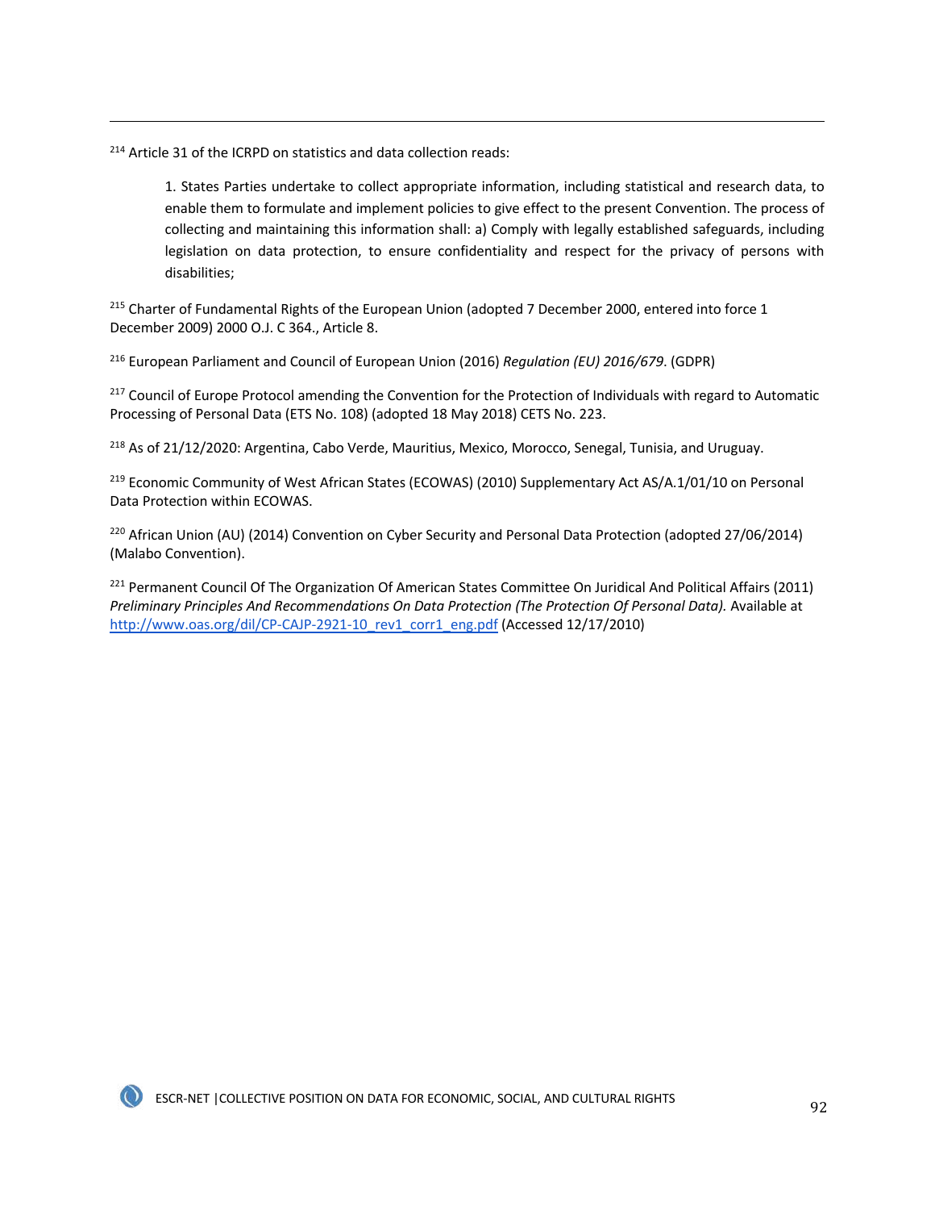[214] Article 31 of the ICRPD on statistics and data collection reads:

> 1. States Parties undertake to collect appropriate information, including statistical and research data, to enable them to formulate and implement policies to give effect to the present Convention. The process of collecting and maintaining this information shall: a) Comply with legally established safeguards, including legislation on data protection, to ensure confidentiality and respect for the privacy of persons with disabilities;

[215] Charter of Fundamental Rights of the European Union (adopted 7 December 2000, entered into force 1 December 2009) 2000 O.J. C 364., Article 8.

[216] European Parliament and Council of European Union (2016) *Regulation (EU) 2016/679*. (GDPR)

[217] Council of Europe Protocol amending the Convention for the Protection of Individuals with regard to Automatic Processing of Personal Data (ETS No. 108) (adopted 18 May 2018) CETS No. 223.

[218] As of 21/12/2020: Argentina, Cabo Verde, Mauritius, Mexico, Morocco, Senegal, Tunisia, and Uruguay.

[219] Economic Community of West African States (ECOWAS) (2010) Supplementary Act AS/A.1/01/10 on Personal Data Protection within ECOWAS.

[220] African Union (AU) (2014) Convention on Cyber Security and Personal Data Protection (adopted 27/06/2014) (Malabo Convention).

[221] Permanent Council Of The Organization Of American States Committee On Juridical And Political Affairs (2011) *Preliminary Principles And Recommendations On Data Protection (The Protection Of Personal Data).* Available at http://www.oas.org/dil/CP-CAJP-2921-10_rev1_corr1_eng.pdf (Accessed 12/17/2010)